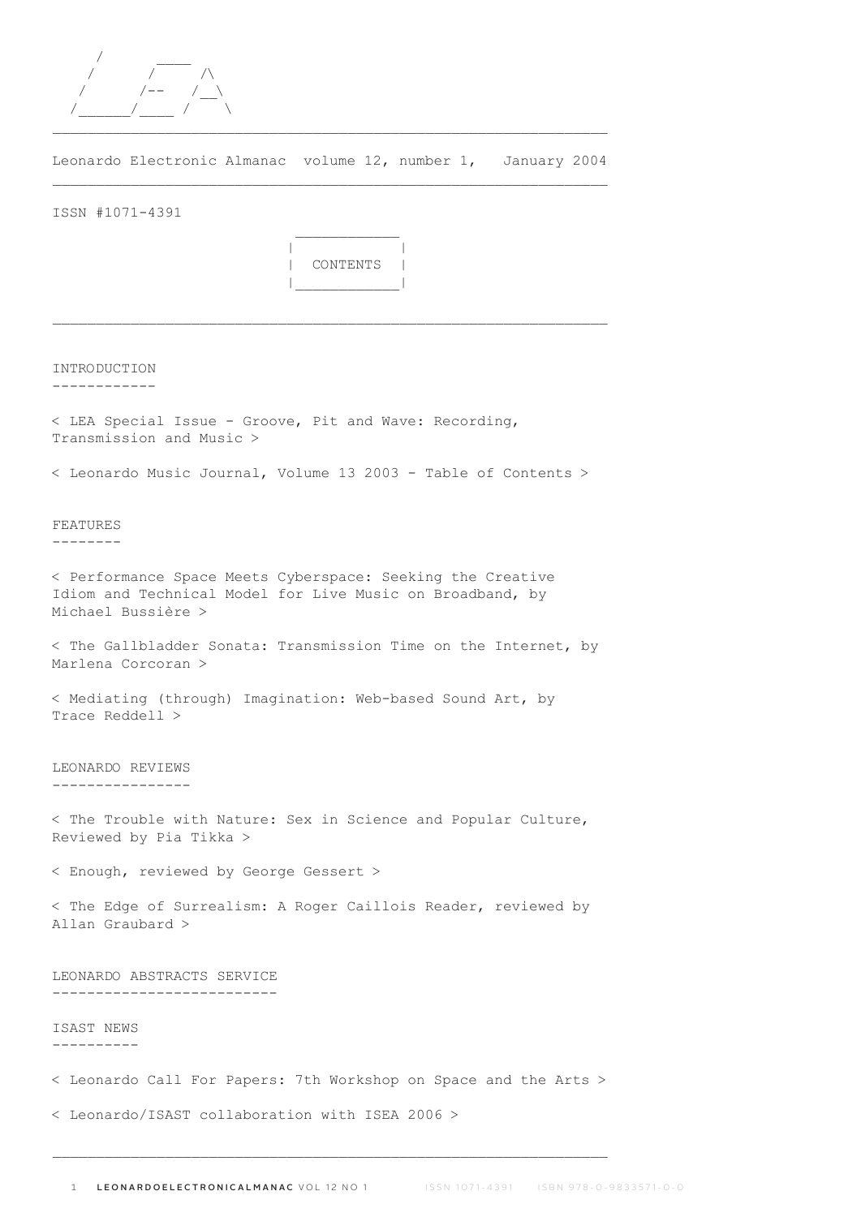```
    /       ____
   /       /      /\
  /       /--    /__\
 /______/____ /      \
```

Leonardo Electronic Almanac volume 12, number 1, January 2004

ISSN #1071-4391

## CONTENTS

### INTRODUCTION

< LEA Special Issue - Groove, Pit and Wave: Recording, Transmission and Music >

< Leonardo Music Journal, Volume 13 2003 - Table of Contents >

### FEATURES

< Performance Space Meets Cyberspace: Seeking the Creative Idiom and Technical Model for Live Music on Broadband, by Michael Bussière >

< The Gallbladder Sonata: Transmission Time on the Internet, by Marlena Corcoran >

< Mediating (through) Imagination: Web-based Sound Art, by Trace Reddell >

### LEONARDO REVIEWS

< The Trouble with Nature: Sex in Science and Popular Culture, Reviewed by Pia Tikka >

< Enough, reviewed by George Gessert >

< The Edge of Surrealism: A Roger Caillois Reader, reviewed by Allan Graubard >

### LEONARDO ABSTRACTS SERVICE

### ISAST NEWS

< Leonardo Call For Papers: 7th Workshop on Space and the Arts >

< Leonardo/ISAST collaboration with ISEA 2006 >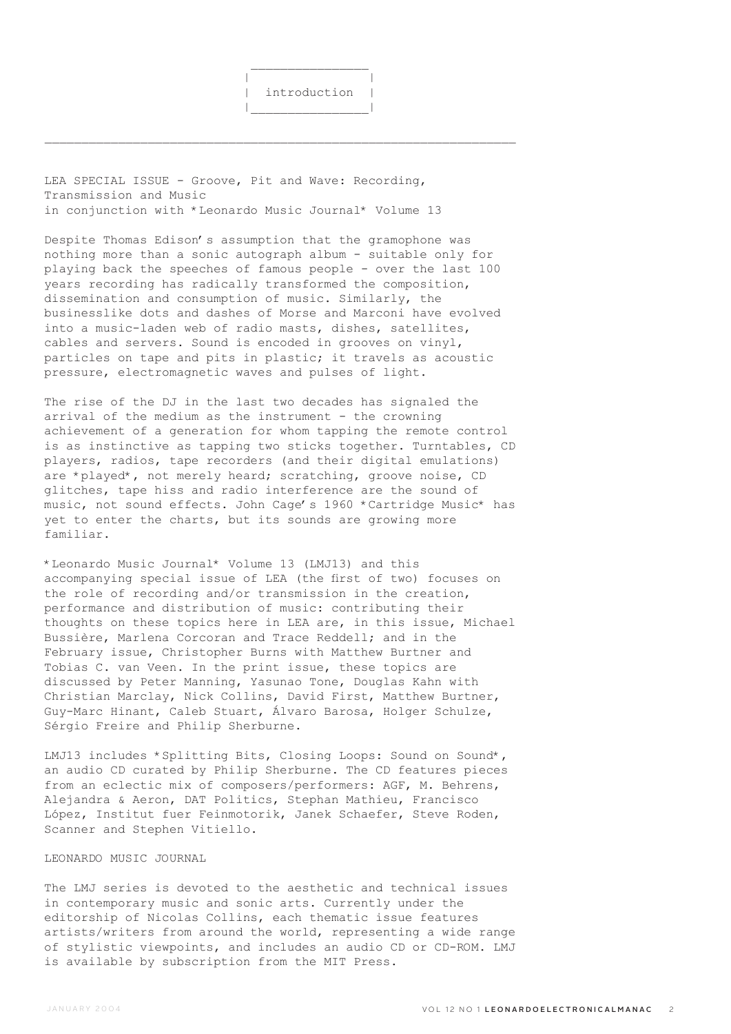# introduction

LEA SPECIAL ISSUE - Groove, Pit and Wave: Recording, Transmission and Music
in conjunction with *Leonardo Music Journal* Volume 13

Despite Thomas Edison's assumption that the gramophone was nothing more than a sonic autograph album - suitable only for playing back the speeches of famous people - over the last 100 years recording has radically transformed the composition, dissemination and consumption of music. Similarly, the businesslike dots and dashes of Morse and Marconi have evolved into a music-laden web of radio masts, dishes, satellites, cables and servers. Sound is encoded in grooves on vinyl, particles on tape and pits in plastic; it travels as acoustic pressure, electromagnetic waves and pulses of light.

The rise of the DJ in the last two decades has signaled the arrival of the medium as the instrument - the crowning achievement of a generation for whom tapping the remote control is as instinctive as tapping two sticks together. Turntables, CD players, radios, tape recorders (and their digital emulations) are *played*, not merely heard; scratching, groove noise, CD glitches, tape hiss and radio interference are the sound of music, not sound effects. John Cage's 1960 *Cartridge Music* has yet to enter the charts, but its sounds are growing more familiar.

*Leonardo Music Journal* Volume 13 (LMJ13) and this accompanying special issue of LEA (the first of two) focuses on the role of recording and/or transmission in the creation, performance and distribution of music: contributing their thoughts on these topics here in LEA are, in this issue, Michael Bussière, Marlena Corcoran and Trace Reddell; and in the February issue, Christopher Burns with Matthew Burtner and Tobias C. van Veen. In the print issue, these topics are discussed by Peter Manning, Yasunao Tone, Douglas Kahn with Christian Marclay, Nick Collins, David First, Matthew Burtner, Guy-Marc Hinant, Caleb Stuart, Álvaro Barosa, Holger Schulze, Sérgio Freire and Philip Sherburne.

LMJ13 includes *Splitting Bits, Closing Loops: Sound on Sound*, an audio CD curated by Philip Sherburne. The CD features pieces from an eclectic mix of composers/performers: AGF, M. Behrens, Alejandra & Aeron, DAT Politics, Stephan Mathieu, Francisco López, Institut fuer Feinmotorik, Janek Schaefer, Steve Roden, Scanner and Stephen Vitiello.

LEONARDO MUSIC JOURNAL

The LMJ series is devoted to the aesthetic and technical issues in contemporary music and sonic arts. Currently under the editorship of Nicolas Collins, each thematic issue features artists/writers from around the world, representing a wide range of stylistic viewpoints, and includes an audio CD or CD-ROM. LMJ is available by subscription from the MIT Press.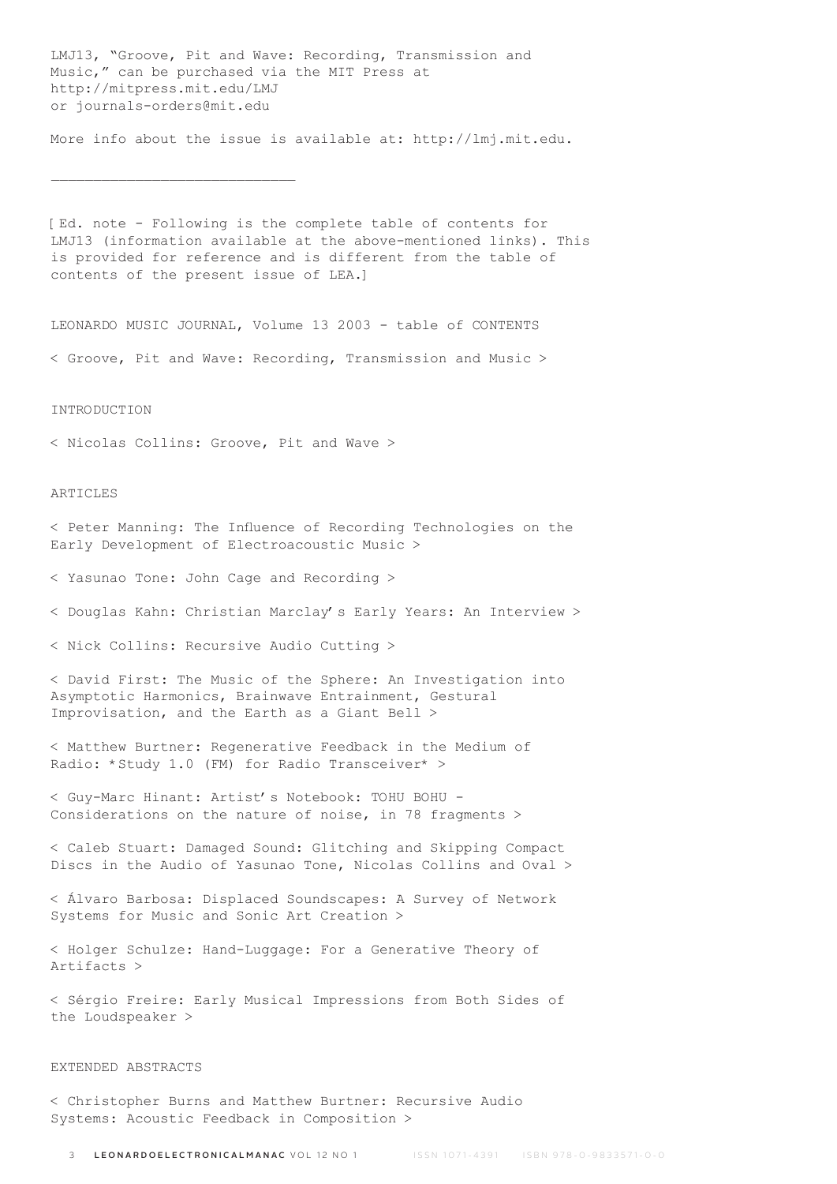LMJ13, "Groove, Pit and Wave: Recording, Transmission and Music," can be purchased via the MIT Press at http://mitpress.mit.edu/LMJ or journals-orders@mit.edu

More info about the issue is available at: http://lmj.mit.edu.

---

[ Ed. note - Following is the complete table of contents for LMJ13 (information available at the above-mentioned links). This is provided for reference and is different from the table of contents of the present issue of LEA.]

LEONARDO MUSIC JOURNAL, Volume 13 2003 - table of CONTENTS

< Groove, Pit and Wave: Recording, Transmission and Music >

INTRODUCTION

< Nicolas Collins: Groove, Pit and Wave >

ARTICLES

< Peter Manning: The Influence of Recording Technologies on the Early Development of Electroacoustic Music >

< Yasunao Tone: John Cage and Recording >

< Douglas Kahn: Christian Marclay's Early Years: An Interview >

< Nick Collins: Recursive Audio Cutting >

< David First: The Music of the Sphere: An Investigation into Asymptotic Harmonics, Brainwave Entrainment, Gestural Improvisation, and the Earth as a Giant Bell >

< Matthew Burtner: Regenerative Feedback in the Medium of Radio: *Study 1.0 (FM) for Radio Transceiver* >

< Guy-Marc Hinant: Artist's Notebook: TOHU BOHU - Considerations on the nature of noise, in 78 fragments >

< Caleb Stuart: Damaged Sound: Glitching and Skipping Compact Discs in the Audio of Yasunao Tone, Nicolas Collins and Oval >

< Álvaro Barbosa: Displaced Soundscapes: A Survey of Network Systems for Music and Sonic Art Creation >

< Holger Schulze: Hand-Luggage: For a Generative Theory of Artifacts >

< Sérgio Freire: Early Musical Impressions from Both Sides of the Loudspeaker >

EXTENDED ABSTRACTS

< Christopher Burns and Matthew Burtner: Recursive Audio Systems: Acoustic Feedback in Composition >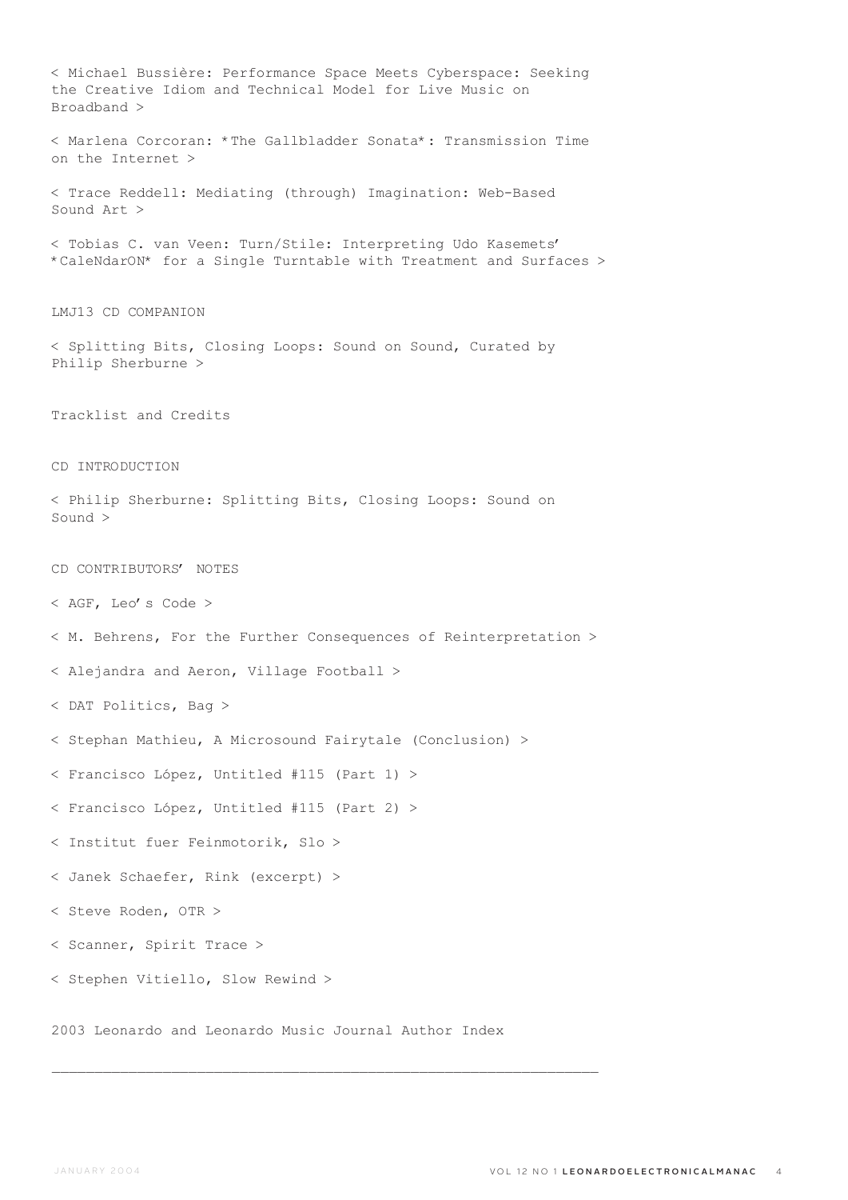< Michael Bussière: Performance Space Meets Cyberspace: Seeking the Creative Idiom and Technical Model for Live Music on Broadband >

< Marlena Corcoran: *The Gallbladder Sonata*: Transmission Time on the Internet >

< Trace Reddell: Mediating (through) Imagination: Web-Based Sound Art >

< Tobias C. van Veen: Turn/Stile: Interpreting Udo Kasemets' *CaleNdarON* for a Single Turntable with Treatment and Surfaces >

LMJ13 CD COMPANION

< Splitting Bits, Closing Loops: Sound on Sound, Curated by Philip Sherburne >

Tracklist and Credits

CD INTRODUCTION

< Philip Sherburne: Splitting Bits, Closing Loops: Sound on Sound >

CD CONTRIBUTORS' NOTES

< AGF, Leo's Code >

< M. Behrens, For the Further Consequences of Reinterpretation >

< Alejandra and Aeron, Village Football >

< DAT Politics, Bag >

< Stephan Mathieu, A Microsound Fairytale (Conclusion) >

< Francisco López, Untitled #115 (Part 1) >

< Francisco López, Untitled #115 (Part 2) >

< Institut fuer Feinmotorik, Slo >

< Janek Schaefer, Rink (excerpt) >

< Steve Roden, OTR >

< Scanner, Spirit Trace >

< Stephen Vitiello, Slow Rewind >

2003 Leonardo and Leonardo Music Journal Author Index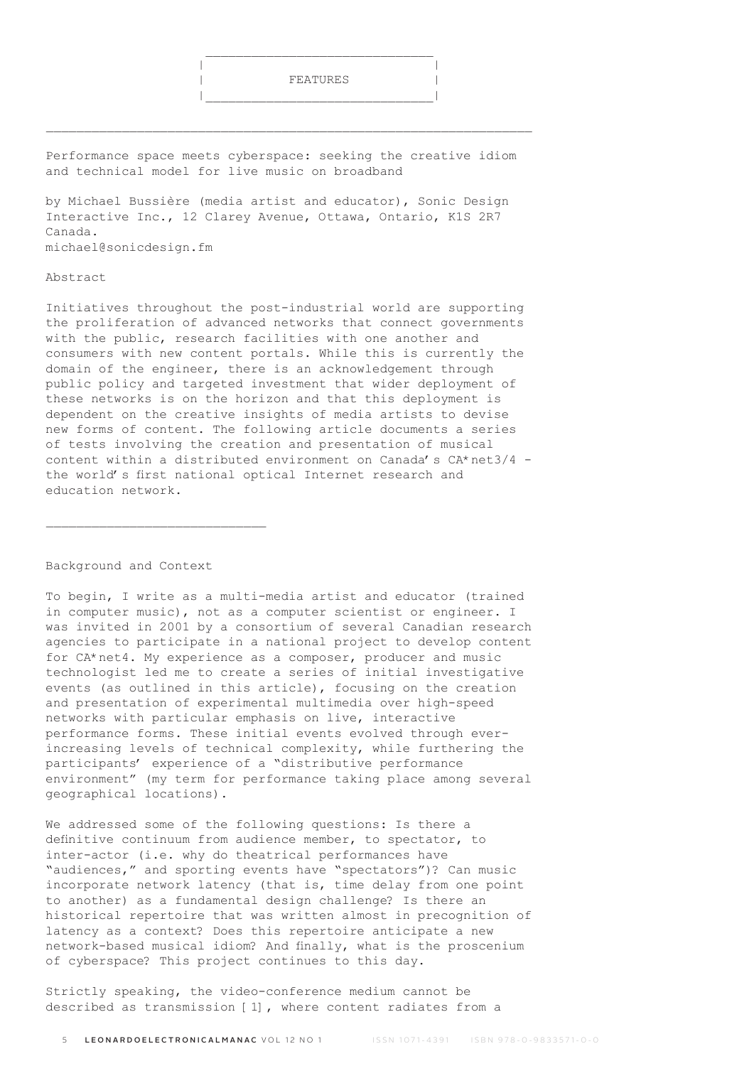## FEATURES

# Performance space meets cyberspace: seeking the creative idiom and technical model for live music on broadband

by Michael Bussière (media artist and educator), Sonic Design Interactive Inc., 12 Clarey Avenue, Ottawa, Ontario, K1S 2R7 Canada.
michael@sonicdesign.fm

## Abstract

Initiatives throughout the post-industrial world are supporting the proliferation of advanced networks that connect governments with the public, research facilities with one another and consumers with new content portals. While this is currently the domain of the engineer, there is an acknowledgement through public policy and targeted investment that wider deployment of these networks is on the horizon and that this deployment is dependent on the creative insights of media artists to devise new forms of content. The following article documents a series of tests involving the creation and presentation of musical content within a distributed environment on Canada's CA*net3/4 - the world's first national optical Internet research and education network.

---

## Background and Context

To begin, I write as a multi-media artist and educator (trained in computer music), not as a computer scientist or engineer. I was invited in 2001 by a consortium of several Canadian research agencies to participate in a national project to develop content for CA*net4. My experience as a composer, producer and music technologist led me to create a series of initial investigative events (as outlined in this article), focusing on the creation and presentation of experimental multimedia over high-speed networks with particular emphasis on live, interactive performance forms. These initial events evolved through ever-increasing levels of technical complexity, while furthering the participants' experience of a "distributive performance environment" (my term for performance taking place among several geographical locations).

We addressed some of the following questions: Is there a definitive continuum from audience member, to spectator, to inter-actor (i.e. why do theatrical performances have "audiences," and sporting events have "spectators")? Can music incorporate network latency (that is, time delay from one point to another) as a fundamental design challenge? Is there an historical repertoire that was written almost in precognition of latency as a context? Does this repertoire anticipate a new network-based musical idiom? And finally, what is the proscenium of cyberspace? This project continues to this day.

Strictly speaking, the video-conference medium cannot be described as transmission [1], where content radiates from a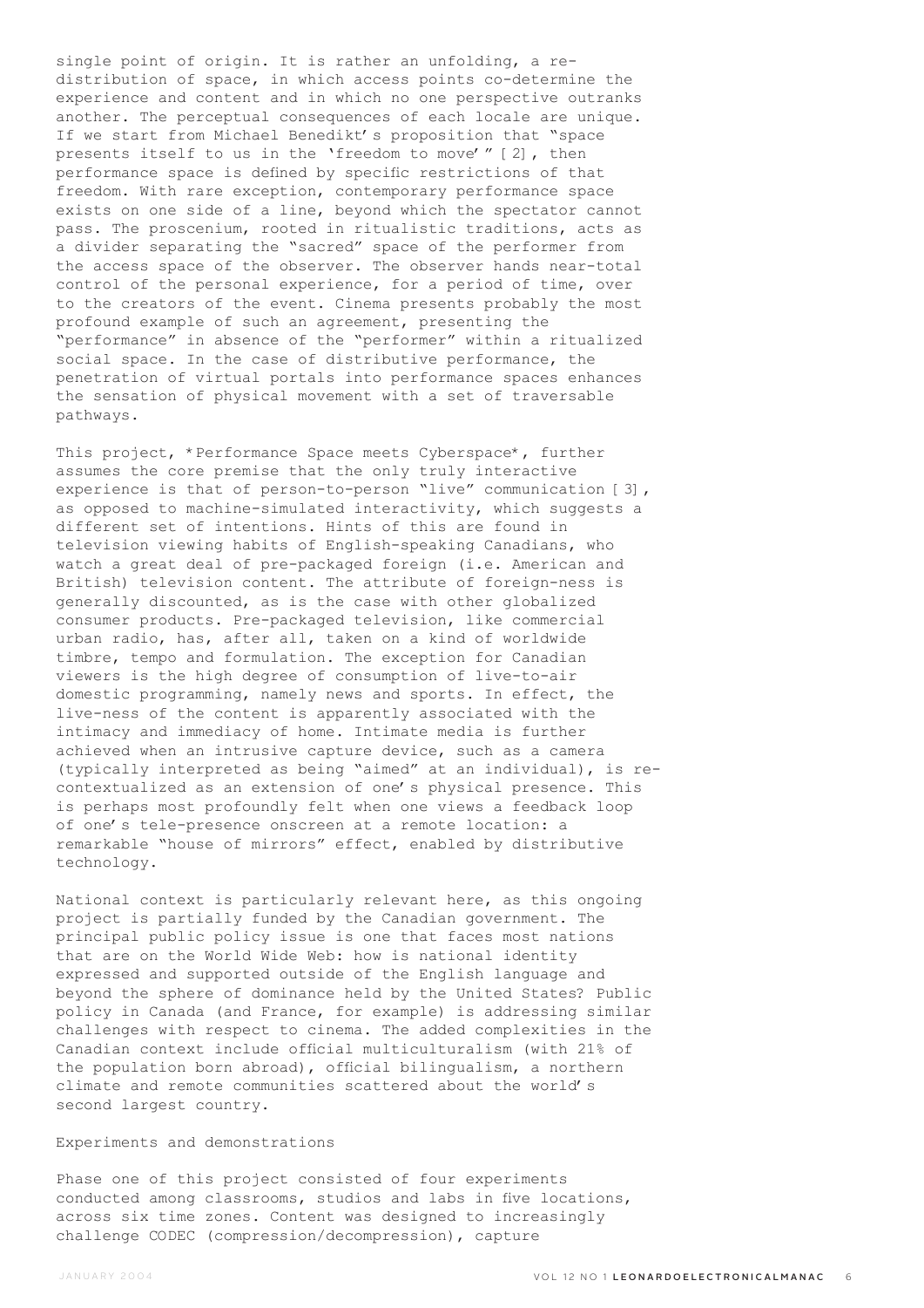single point of origin. It is rather an unfolding, a re-distribution of space, in which access points co-determine the experience and content and in which no one perspective outranks another. The perceptual consequences of each locale are unique. If we start from Michael Benedikt's proposition that "space presents itself to us in the 'freedom to move'" [2], then performance space is defined by specific restrictions of that freedom. With rare exception, contemporary performance space exists on one side of a line, beyond which the spectator cannot pass. The proscenium, rooted in ritualistic traditions, acts as a divider separating the "sacred" space of the performer from the access space of the observer. The observer hands near-total control of the personal experience, for a period of time, over to the creators of the event. Cinema presents probably the most profound example of such an agreement, presenting the "performance" in absence of the "performer" within a ritualized social space. In the case of distributive performance, the penetration of virtual portals into performance spaces enhances the sensation of physical movement with a set of traversable pathways.

This project, *Performance Space meets Cyberspace*, further assumes the core premise that the only truly interactive experience is that of person-to-person "live" communication [3], as opposed to machine-simulated interactivity, which suggests a different set of intentions. Hints of this are found in television viewing habits of English-speaking Canadians, who watch a great deal of pre-packaged foreign (i.e. American and British) television content. The attribute of foreign-ness is generally discounted, as is the case with other globalized consumer products. Pre-packaged television, like commercial urban radio, has, after all, taken on a kind of worldwide timbre, tempo and formulation. The exception for Canadian viewers is the high degree of consumption of live-to-air domestic programming, namely news and sports. In effect, the live-ness of the content is apparently associated with the intimacy and immediacy of home. Intimate media is further achieved when an intrusive capture device, such as a camera (typically interpreted as being "aimed" at an individual), is re-contextualized as an extension of one's physical presence. This is perhaps most profoundly felt when one views a feedback loop of one's tele-presence onscreen at a remote location: a remarkable "house of mirrors" effect, enabled by distributive technology.

National context is particularly relevant here, as this ongoing project is partially funded by the Canadian government. The principal public policy issue is one that faces most nations that are on the World Wide Web: how is national identity expressed and supported outside of the English language and beyond the sphere of dominance held by the United States? Public policy in Canada (and France, for example) is addressing similar challenges with respect to cinema. The added complexities in the Canadian context include official multiculturalism (with 21% of the population born abroad), official bilingualism, a northern climate and remote communities scattered about the world's second largest country.

## Experiments and demonstrations

Phase one of this project consisted of four experiments conducted among classrooms, studios and labs in five locations, across six time zones. Content was designed to increasingly challenge CODEC (compression/decompression), capture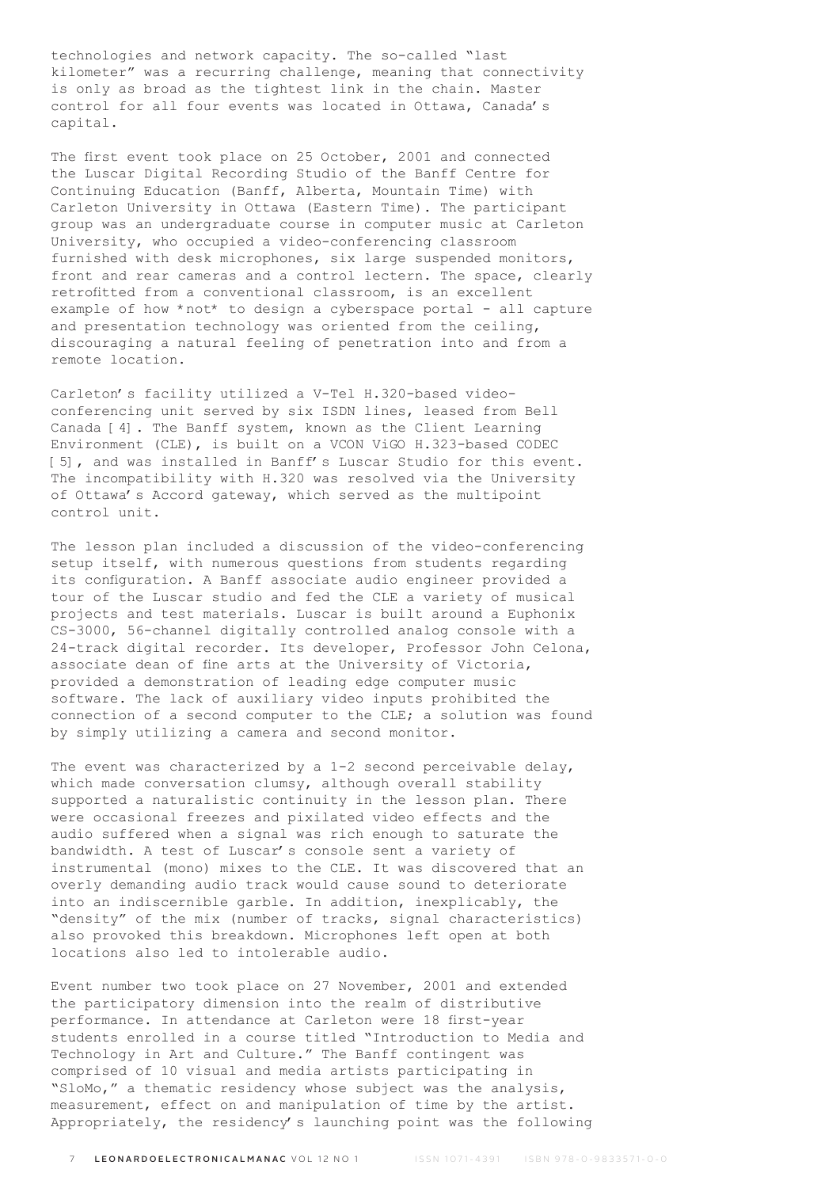technologies and network capacity. The so-called "last kilometer" was a recurring challenge, meaning that connectivity is only as broad as the tightest link in the chain. Master control for all four events was located in Ottawa, Canada's capital.

The first event took place on 25 October, 2001 and connected the Luscar Digital Recording Studio of the Banff Centre for Continuing Education (Banff, Alberta, Mountain Time) with Carleton University in Ottawa (Eastern Time). The participant group was an undergraduate course in computer music at Carleton University, who occupied a video-conferencing classroom furnished with desk microphones, six large suspended monitors, front and rear cameras and a control lectern. The space, clearly retrofitted from a conventional classroom, is an excellent example of how *not* to design a cyberspace portal - all capture and presentation technology was oriented from the ceiling, discouraging a natural feeling of penetration into and from a remote location.

Carleton's facility utilized a V-Tel H.320-based video-conferencing unit served by six ISDN lines, leased from Bell Canada [4]. The Banff system, known as the Client Learning Environment (CLE), is built on a VCON ViGO H.323-based CODEC [5], and was installed in Banff's Luscar Studio for this event. The incompatibility with H.320 was resolved via the University of Ottawa's Accord gateway, which served as the multipoint control unit.

The lesson plan included a discussion of the video-conferencing setup itself, with numerous questions from students regarding its configuration. A Banff associate audio engineer provided a tour of the Luscar studio and fed the CLE a variety of musical projects and test materials. Luscar is built around a Euphonix CS-3000, 56-channel digitally controlled analog console with a 24-track digital recorder. Its developer, Professor John Celona, associate dean of fine arts at the University of Victoria, provided a demonstration of leading edge computer music software. The lack of auxiliary video inputs prohibited the connection of a second computer to the CLE; a solution was found by simply utilizing a camera and second monitor.

The event was characterized by a 1-2 second perceivable delay, which made conversation clumsy, although overall stability supported a naturalistic continuity in the lesson plan. There were occasional freezes and pixilated video effects and the audio suffered when a signal was rich enough to saturate the bandwidth. A test of Luscar's console sent a variety of instrumental (mono) mixes to the CLE. It was discovered that an overly demanding audio track would cause sound to deteriorate into an indiscernible garble. In addition, inexplicably, the "density" of the mix (number of tracks, signal characteristics) also provoked this breakdown. Microphones left open at both locations also led to intolerable audio.

Event number two took place on 27 November, 2001 and extended the participatory dimension into the realm of distributive performance. In attendance at Carleton were 18 first-year students enrolled in a course titled "Introduction to Media and Technology in Art and Culture." The Banff contingent was comprised of 10 visual and media artists participating in "SloMo," a thematic residency whose subject was the analysis, measurement, effect on and manipulation of time by the artist. Appropriately, the residency's launching point was the following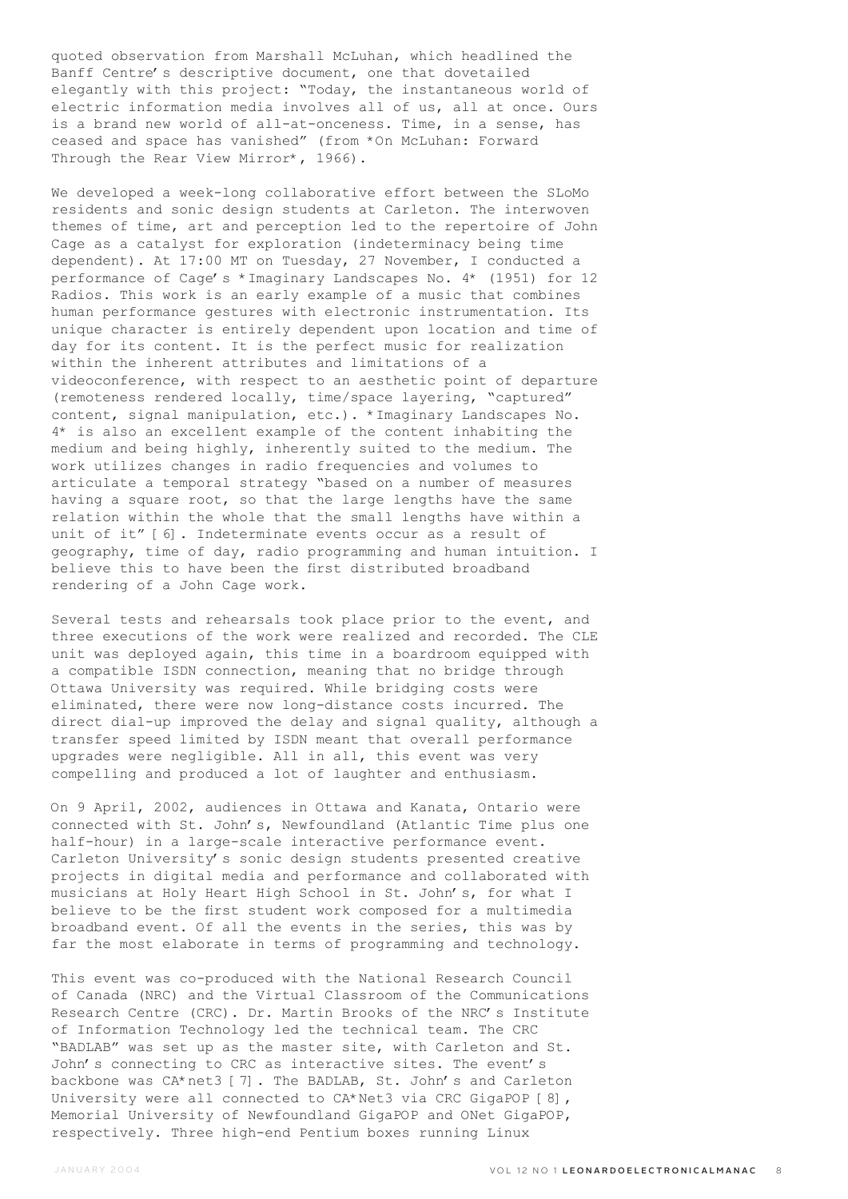quoted observation from Marshall McLuhan, which headlined the Banff Centre's descriptive document, one that dovetailed elegantly with this project: "Today, the instantaneous world of electric information media involves all of us, all at once. Ours is a brand new world of all-at-onceness. Time, in a sense, has ceased and space has vanished" (from *On McLuhan: Forward Through the Rear View Mirror*, 1966).

We developed a week-long collaborative effort between the SLoMo residents and sonic design students at Carleton. The interwoven themes of time, art and perception led to the repertoire of John Cage as a catalyst for exploration (indeterminacy being time dependent). At 17:00 MT on Tuesday, 27 November, I conducted a performance of Cage's *Imaginary Landscapes No. 4* (1951) for 12 Radios. This work is an early example of a music that combines human performance gestures with electronic instrumentation. Its unique character is entirely dependent upon location and time of day for its content. It is the perfect music for realization within the inherent attributes and limitations of a videoconference, with respect to an aesthetic point of departure (remoteness rendered locally, time/space layering, "captured" content, signal manipulation, etc.). *Imaginary Landscapes No. 4* is also an excellent example of the content inhabiting the medium and being highly, inherently suited to the medium. The work utilizes changes in radio frequencies and volumes to articulate a temporal strategy "based on a number of measures having a square root, so that the large lengths have the same relation within the whole that the small lengths have within a unit of it" [6]. Indeterminate events occur as a result of geography, time of day, radio programming and human intuition. I believe this to have been the first distributed broadband rendering of a John Cage work.

Several tests and rehearsals took place prior to the event, and three executions of the work were realized and recorded. The CLE unit was deployed again, this time in a boardroom equipped with a compatible ISDN connection, meaning that no bridge through Ottawa University was required. While bridging costs were eliminated, there were now long-distance costs incurred. The direct dial-up improved the delay and signal quality, although a transfer speed limited by ISDN meant that overall performance upgrades were negligible. All in all, this event was very compelling and produced a lot of laughter and enthusiasm.

On 9 April, 2002, audiences in Ottawa and Kanata, Ontario were connected with St. John's, Newfoundland (Atlantic Time plus one half-hour) in a large-scale interactive performance event. Carleton University's sonic design students presented creative projects in digital media and performance and collaborated with musicians at Holy Heart High School in St. John's, for what I believe to be the first student work composed for a multimedia broadband event. Of all the events in the series, this was by far the most elaborate in terms of programming and technology.

This event was co-produced with the National Research Council of Canada (NRC) and the Virtual Classroom of the Communications Research Centre (CRC). Dr. Martin Brooks of the NRC's Institute of Information Technology led the technical team. The CRC "BADLAB" was set up as the master site, with Carleton and St. John's connecting to CRC as interactive sites. The event's backbone was CA*net3 [7]. The BADLAB, St. John's and Carleton University were all connected to CA*Net3 via CRC GigaPOP [8], Memorial University of Newfoundland GigaPOP and ONet GigaPOP, respectively. Three high-end Pentium boxes running Linux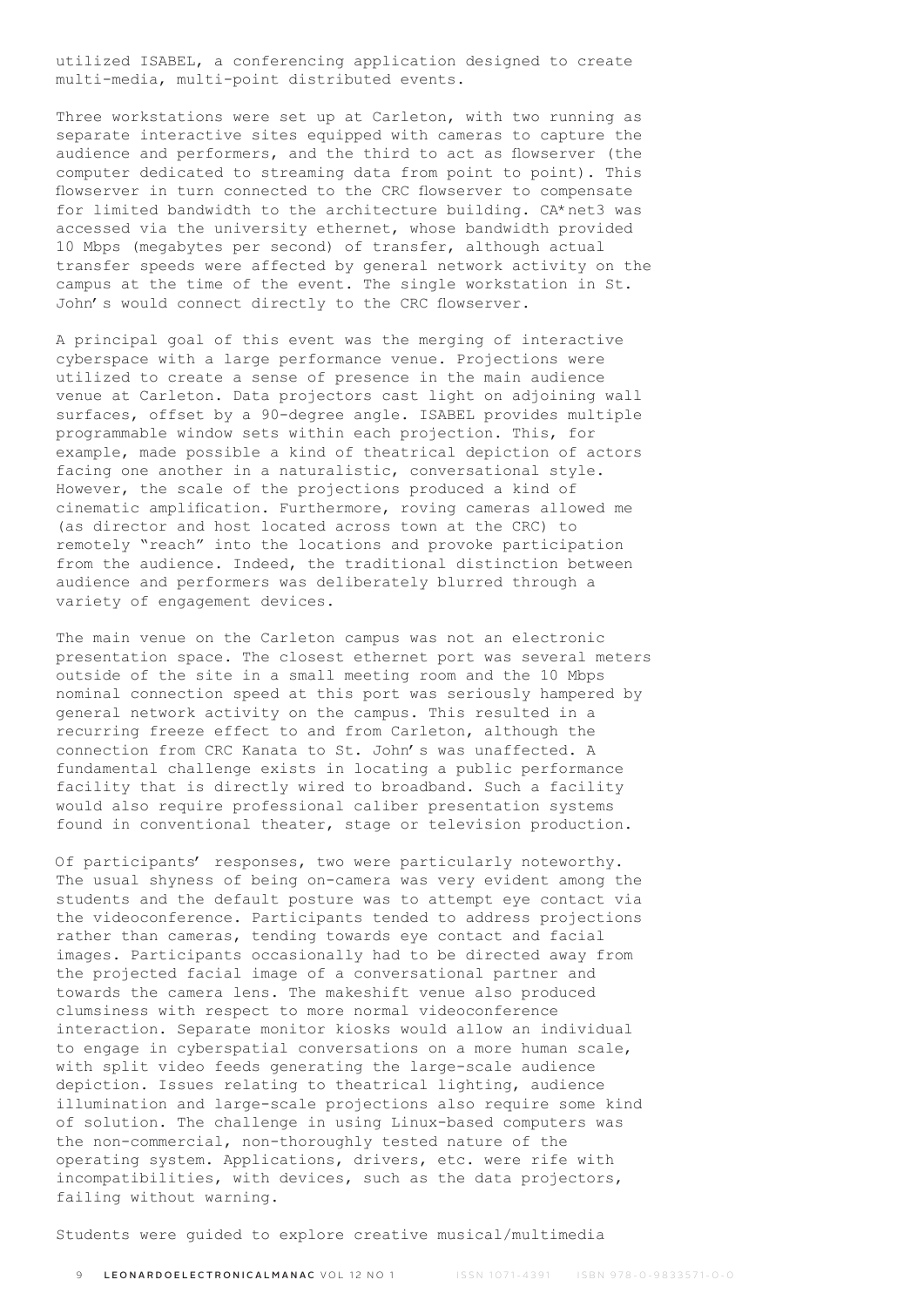utilized ISABEL, a conferencing application designed to create multi-media, multi-point distributed events.

Three workstations were set up at Carleton, with two running as separate interactive sites equipped with cameras to capture the audience and performers, and the third to act as flowserver (the computer dedicated to streaming data from point to point). This flowserver in turn connected to the CRC flowserver to compensate for limited bandwidth to the architecture building. CA*net3 was accessed via the university ethernet, whose bandwidth provided 10 Mbps (megabytes per second) of transfer, although actual transfer speeds were affected by general network activity on the campus at the time of the event. The single workstation in St. John's would connect directly to the CRC flowserver.

A principal goal of this event was the merging of interactive cyberspace with a large performance venue. Projections were utilized to create a sense of presence in the main audience venue at Carleton. Data projectors cast light on adjoining wall surfaces, offset by a 90-degree angle. ISABEL provides multiple programmable window sets within each projection. This, for example, made possible a kind of theatrical depiction of actors facing one another in a naturalistic, conversational style. However, the scale of the projections produced a kind of cinematic amplification. Furthermore, roving cameras allowed me (as director and host located across town at the CRC) to remotely "reach" into the locations and provoke participation from the audience. Indeed, the traditional distinction between audience and performers was deliberately blurred through a variety of engagement devices.

The main venue on the Carleton campus was not an electronic presentation space. The closest ethernet port was several meters outside of the site in a small meeting room and the 10 Mbps nominal connection speed at this port was seriously hampered by general network activity on the campus. This resulted in a recurring freeze effect to and from Carleton, although the connection from CRC Kanata to St. John's was unaffected. A fundamental challenge exists in locating a public performance facility that is directly wired to broadband. Such a facility would also require professional caliber presentation systems found in conventional theater, stage or television production.

Of participants' responses, two were particularly noteworthy. The usual shyness of being on-camera was very evident among the students and the default posture was to attempt eye contact via the videoconference. Participants tended to address projections rather than cameras, tending towards eye contact and facial images. Participants occasionally had to be directed away from the projected facial image of a conversational partner and towards the camera lens. The makeshift venue also produced clumsiness with respect to more normal videoconference interaction. Separate monitor kiosks would allow an individual to engage in cyberspatial conversations on a more human scale, with split video feeds generating the large-scale audience depiction. Issues relating to theatrical lighting, audience illumination and large-scale projections also require some kind of solution. The challenge in using Linux-based computers was the non-commercial, non-thoroughly tested nature of the operating system. Applications, drivers, etc. were rife with incompatibilities, with devices, such as the data projectors, failing without warning.

Students were guided to explore creative musical/multimedia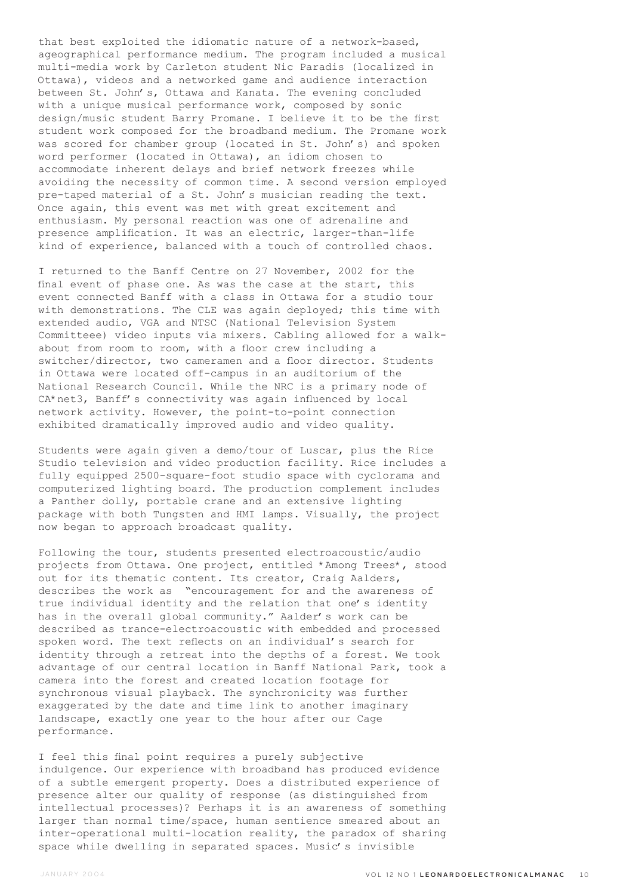that best exploited the idiomatic nature of a network-based, ageographical performance medium. The program included a musical multi-media work by Carleton student Nic Paradis (localized in Ottawa), videos and a networked game and audience interaction between St. John's, Ottawa and Kanata. The evening concluded with a unique musical performance work, composed by sonic design/music student Barry Promane. I believe it to be the first student work composed for the broadband medium. The Promane work was scored for chamber group (located in St. John's) and spoken word performer (located in Ottawa), an idiom chosen to accommodate inherent delays and brief network freezes while avoiding the necessity of common time. A second version employed pre-taped material of a St. John's musician reading the text. Once again, this event was met with great excitement and enthusiasm. My personal reaction was one of adrenaline and presence amplification. It was an electric, larger-than-life kind of experience, balanced with a touch of controlled chaos.

I returned to the Banff Centre on 27 November, 2002 for the final event of phase one. As was the case at the start, this event connected Banff with a class in Ottawa for a studio tour with demonstrations. The CLE was again deployed; this time with extended audio, VGA and NTSC (National Television System Committeee) video inputs via mixers. Cabling allowed for a walk-about from room to room, with a floor crew including a switcher/director, two cameramen and a floor director. Students in Ottawa were located off-campus in an auditorium of the National Research Council. While the NRC is a primary node of CA*net3, Banff's connectivity was again influenced by local network activity. However, the point-to-point connection exhibited dramatically improved audio and video quality.

Students were again given a demo/tour of Luscar, plus the Rice Studio television and video production facility. Rice includes a fully equipped 2500-square-foot studio space with cyclorama and computerized lighting board. The production complement includes a Panther dolly, portable crane and an extensive lighting package with both Tungsten and HMI lamps. Visually, the project now began to approach broadcast quality.

Following the tour, students presented electroacoustic/audio projects from Ottawa. One project, entitled *Among Trees*, stood out for its thematic content. Its creator, Craig Aalders, describes the work as "encouragement for and the awareness of true individual identity and the relation that one's identity has in the overall global community." Aalder's work can be described as trance-electroacoustic with embedded and processed spoken word. The text reflects on an individual's search for identity through a retreat into the depths of a forest. We took advantage of our central location in Banff National Park, took a camera into the forest and created location footage for synchronous visual playback. The synchronicity was further exaggerated by the date and time link to another imaginary landscape, exactly one year to the hour after our Cage performance.

I feel this final point requires a purely subjective indulgence. Our experience with broadband has produced evidence of a subtle emergent property. Does a distributed experience of presence alter our quality of response (as distinguished from intellectual processes)? Perhaps it is an awareness of something larger than normal time/space, human sentience smeared about an inter-operational multi-location reality, the paradox of sharing space while dwelling in separated spaces. Music's invisible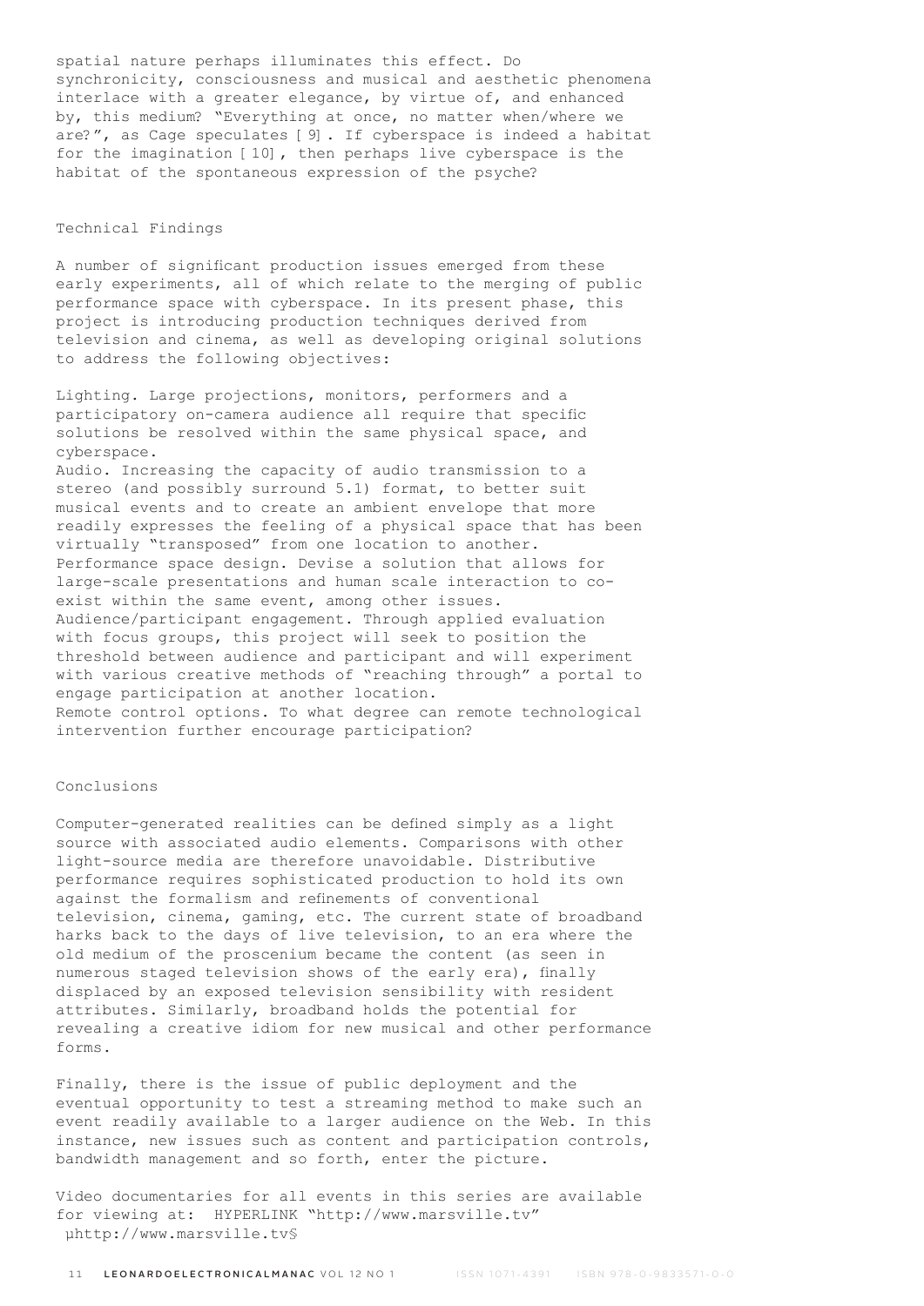spatial nature perhaps illuminates this effect. Do synchronicity, consciousness and musical and aesthetic phenomena interlace with a greater elegance, by virtue of, and enhanced by, this medium? "Everything at once, no matter when/where we are?", as Cage speculates [9]. If cyberspace is indeed a habitat for the imagination [10], then perhaps live cyberspace is the habitat of the spontaneous expression of the psyche?

## Technical Findings

A number of significant production issues emerged from these early experiments, all of which relate to the merging of public performance space with cyberspace. In its present phase, this project is introducing production techniques derived from television and cinema, as well as developing original solutions to address the following objectives:

Lighting. Large projections, monitors, performers and a participatory on-camera audience all require that specific solutions be resolved within the same physical space, and cyberspace.
Audio. Increasing the capacity of audio transmission to a stereo (and possibly surround 5.1) format, to better suit musical events and to create an ambient envelope that more readily expresses the feeling of a physical space that has been virtually "transposed" from one location to another.
Performance space design. Devise a solution that allows for large-scale presentations and human scale interaction to co-exist within the same event, among other issues.
Audience/participant engagement. Through applied evaluation with focus groups, this project will seek to position the threshold between audience and participant and will experiment with various creative methods of "reaching through" a portal to engage participation at another location.
Remote control options. To what degree can remote technological intervention further encourage participation?

## Conclusions

Computer-generated realities can be defined simply as a light source with associated audio elements. Comparisons with other light-source media are therefore unavoidable. Distributive performance requires sophisticated production to hold its own against the formalism and refinements of conventional television, cinema, gaming, etc. The current state of broadband harks back to the days of live television, to an era where the old medium of the proscenium became the content (as seen in numerous staged television shows of the early era), finally displaced by an exposed television sensibility with resident attributes. Similarly, broadband holds the potential for revealing a creative idiom for new musical and other performance forms.

Finally, there is the issue of public deployment and the eventual opportunity to test a streaming method to make such an event readily available to a larger audience on the Web. In this instance, new issues such as content and participation controls, bandwidth management and so forth, enter the picture.

Video documentaries for all events in this series are available for viewing at: HYPERLINK "http://www.marsville.tv" µhttp://www.marsville.tv§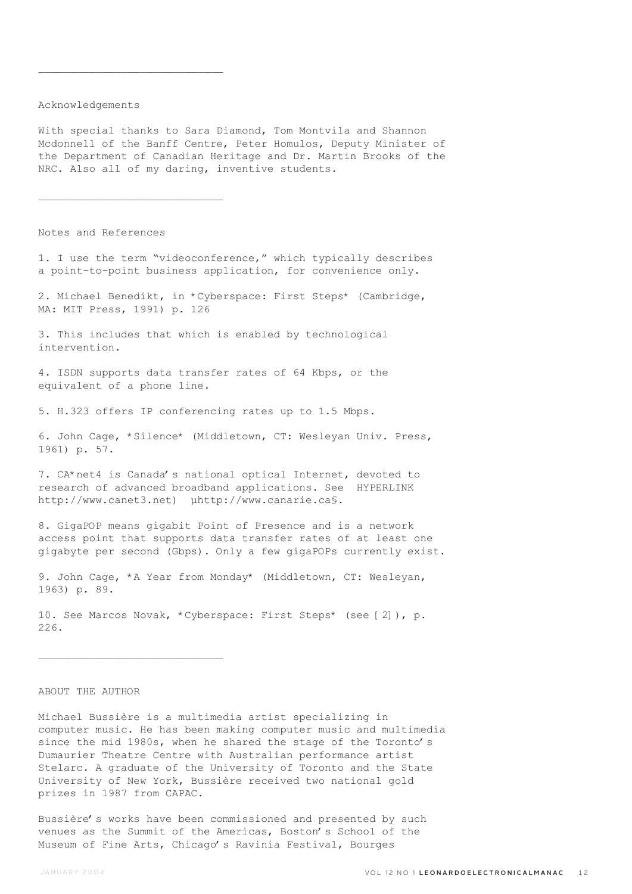---

Acknowledgements

With special thanks to Sara Diamond, Tom Montvila and Shannon Mcdonnell of the Banff Centre, Peter Homulos, Deputy Minister of the Department of Canadian Heritage and Dr. Martin Brooks of the NRC. Also all of my daring, inventive students.

---

Notes and References

1. I use the term "videoconference," which typically describes a point-to-point business application, for convenience only.

2. Michael Benedikt, in *Cyberspace: First Steps* (Cambridge, MA: MIT Press, 1991) p. 126

3. This includes that which is enabled by technological intervention.

4. ISDN supports data transfer rates of 64 Kbps, or the equivalent of a phone line.

5. H.323 offers IP conferencing rates up to 1.5 Mbps.

6. John Cage, *Silence* (Middletown, CT: Wesleyan Univ. Press, 1961) p. 57.

7. CA*net4 is Canada's national optical Internet, devoted to research of advanced broadband applications. See HYPERLINK http://www.canet3.net) µhttp://www.canarie.ca§.

8. GigaPOP means gigabit Point of Presence and is a network access point that supports data transfer rates of at least one gigabyte per second (Gbps). Only a few gigaPOPs currently exist.

9. John Cage, *A Year from Monday* (Middletown, CT: Wesleyan, 1963) p. 89.

10. See Marcos Novak, *Cyberspace: First Steps* (see [2]), p. 226.

---

ABOUT THE AUTHOR

Michael Bussière is a multimedia artist specializing in computer music. He has been making computer music and multimedia since the mid 1980s, when he shared the stage of the Toronto's Dumaurier Theatre Centre with Australian performance artist Stelarc. A graduate of the University of Toronto and the State University of New York, Bussière received two national gold prizes in 1987 from CAPAC.

Bussière's works have been commissioned and presented by such venues as the Summit of the Americas, Boston's School of the Museum of Fine Arts, Chicago's Ravinia Festival, Bourges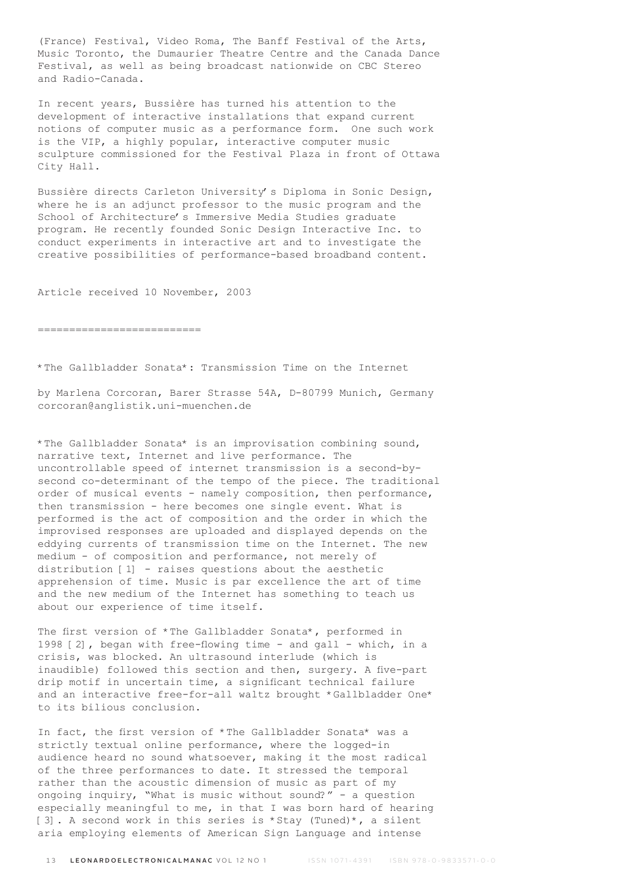(France) Festival, Video Roma, The Banff Festival of the Arts, Music Toronto, the Dumaurier Theatre Centre and the Canada Dance Festival, as well as being broadcast nationwide on CBC Stereo and Radio-Canada.

In recent years, Bussière has turned his attention to the development of interactive installations that expand current notions of computer music as a performance form. One such work is the VIP, a highly popular, interactive computer music sculpture commissioned for the Festival Plaza in front of Ottawa City Hall.

Bussière directs Carleton University's Diploma in Sonic Design, where he is an adjunct professor to the music program and the School of Architecture's Immersive Media Studies graduate program. He recently founded Sonic Design Interactive Inc. to conduct experiments in interactive art and to investigate the creative possibilities of performance-based broadband content.

Article received 10 November, 2003

==========================

*The Gallbladder Sonata*: Transmission Time on the Internet

by Marlena Corcoran, Barer Strasse 54A, D-80799 Munich, Germany
corcoran@anglistik.uni-muenchen.de

*The Gallbladder Sonata* is an improvisation combining sound, narrative text, Internet and live performance. The uncontrollable speed of internet transmission is a second-by-second co-determinant of the tempo of the piece. The traditional order of musical events - namely composition, then performance, then transmission - here becomes one single event. What is performed is the act of composition and the order in which the improvised responses are uploaded and displayed depends on the eddying currents of transmission time on the Internet. The new medium - of composition and performance, not merely of distribution [1] - raises questions about the aesthetic apprehension of time. Music is par excellence the art of time and the new medium of the Internet has something to teach us about our experience of time itself.

The first version of *The Gallbladder Sonata*, performed in 1998 [2], began with free-flowing time - and gall - which, in a crisis, was blocked. An ultrasound interlude (which is inaudible) followed this section and then, surgery. A five-part drip motif in uncertain time, a significant technical failure and an interactive free-for-all waltz brought *Gallbladder One* to its bilious conclusion.

In fact, the first version of *The Gallbladder Sonata* was a strictly textual online performance, where the logged-in audience heard no sound whatsoever, making it the most radical of the three performances to date. It stressed the temporal rather than the acoustic dimension of music as part of my ongoing inquiry, "What is music without sound?" - a question especially meaningful to me, in that I was born hard of hearing [3]. A second work in this series is *Stay (Tuned)*, a silent aria employing elements of American Sign Language and intense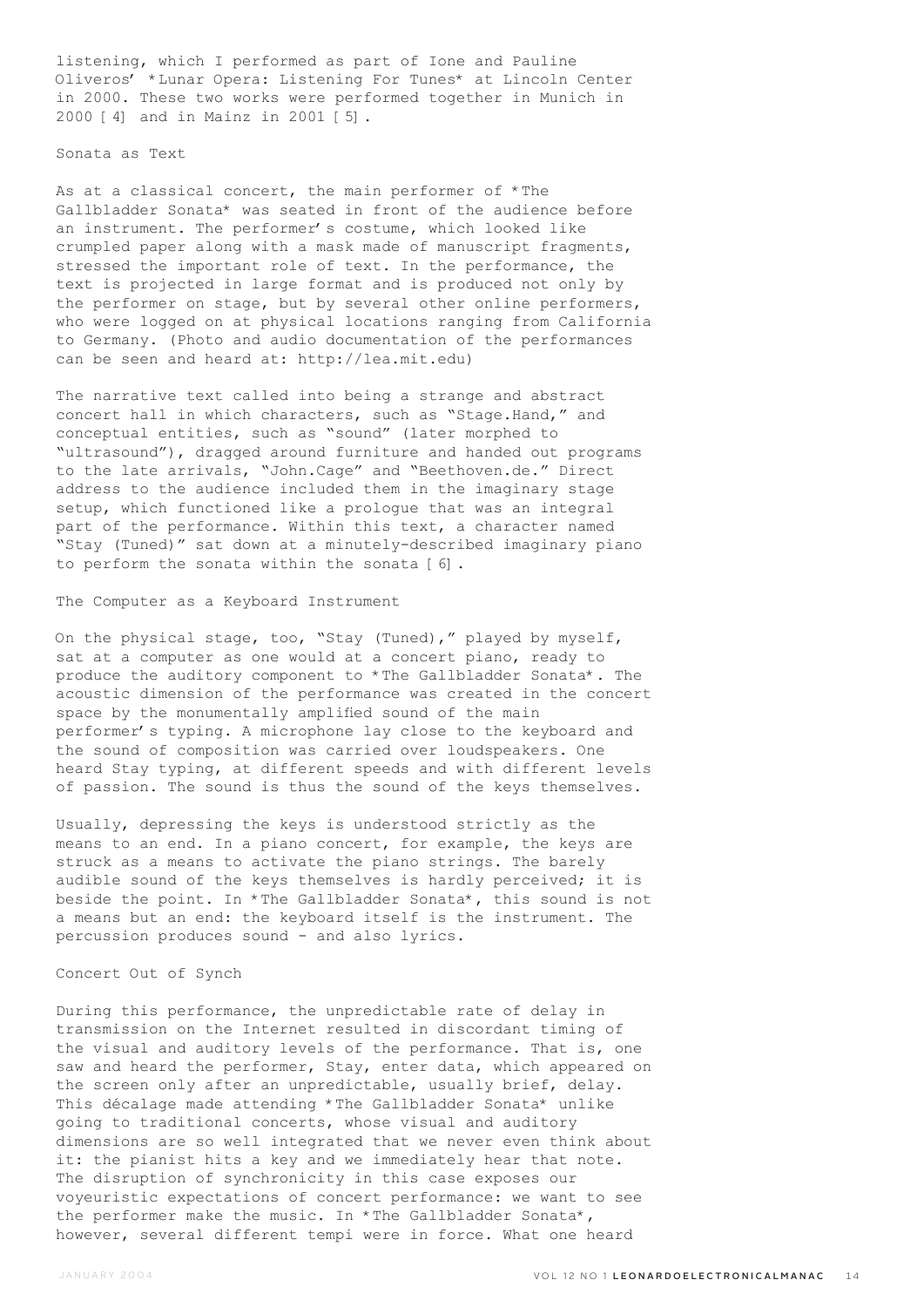listening, which I performed as part of Ione and Pauline Oliveros' *Lunar Opera: Listening For Tunes* at Lincoln Center in 2000. These two works were performed together in Munich in 2000 [4] and in Mainz in 2001 [5].

## Sonata as Text

As at a classical concert, the main performer of *The Gallbladder Sonata* was seated in front of the audience before an instrument. The performer's costume, which looked like crumpled paper along with a mask made of manuscript fragments, stressed the important role of text. In the performance, the text is projected in large format and is produced not only by the performer on stage, but by several other online performers, who were logged on at physical locations ranging from California to Germany. (Photo and audio documentation of the performances can be seen and heard at: http://lea.mit.edu)

The narrative text called into being a strange and abstract concert hall in which characters, such as "Stage.Hand," and conceptual entities, such as "sound" (later morphed to "ultrasound"), dragged around furniture and handed out programs to the late arrivals, "John.Cage" and "Beethoven.de." Direct address to the audience included them in the imaginary stage setup, which functioned like a prologue that was an integral part of the performance. Within this text, a character named "Stay (Tuned)" sat down at a minutely-described imaginary piano to perform the sonata within the sonata [6].

## The Computer as a Keyboard Instrument

On the physical stage, too, "Stay (Tuned)," played by myself, sat at a computer as one would at a concert piano, ready to produce the auditory component to *The Gallbladder Sonata*. The acoustic dimension of the performance was created in the concert space by the monumentally amplified sound of the main performer's typing. A microphone lay close to the keyboard and the sound of composition was carried over loudspeakers. One heard Stay typing, at different speeds and with different levels of passion. The sound is thus the sound of the keys themselves.

Usually, depressing the keys is understood strictly as the means to an end. In a piano concert, for example, the keys are struck as a means to activate the piano strings. The barely audible sound of the keys themselves is hardly perceived; it is beside the point. In *The Gallbladder Sonata*, this sound is not a means but an end: the keyboard itself is the instrument. The percussion produces sound - and also lyrics.

## Concert Out of Synch

During this performance, the unpredictable rate of delay in transmission on the Internet resulted in discordant timing of the visual and auditory levels of the performance. That is, one saw and heard the performer, Stay, enter data, which appeared on the screen only after an unpredictable, usually brief, delay. This décalage made attending *The Gallbladder Sonata* unlike going to traditional concerts, whose visual and auditory dimensions are so well integrated that we never even think about it: the pianist hits a key and we immediately hear that note. The disruption of synchronicity in this case exposes our voyeuristic expectations of concert performance: we want to see the performer make the music. In *The Gallbladder Sonata*, however, several different tempi were in force. What one heard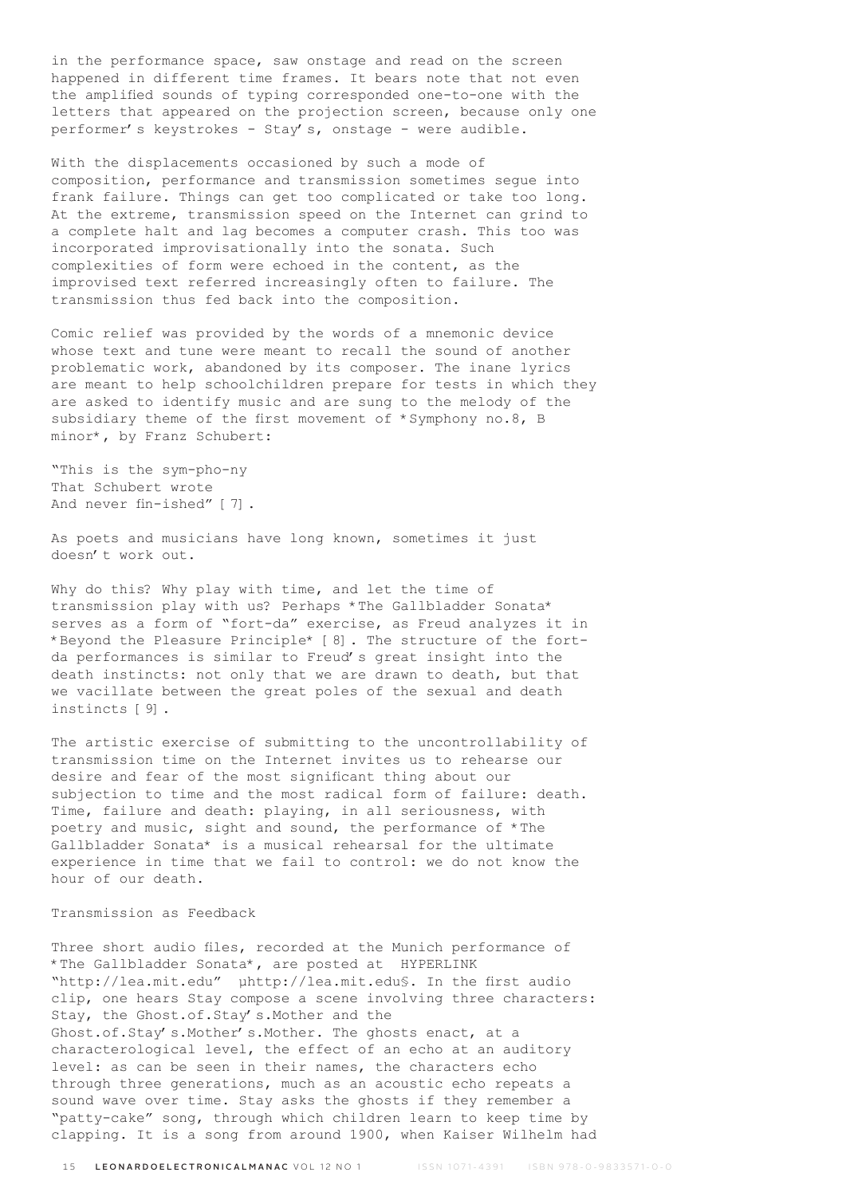in the performance space, saw onstage and read on the screen happened in different time frames. It bears note that not even the amplified sounds of typing corresponded one-to-one with the letters that appeared on the projection screen, because only one performer's keystrokes - Stay's, onstage - were audible.

With the displacements occasioned by such a mode of composition, performance and transmission sometimes segue into frank failure. Things can get too complicated or take too long. At the extreme, transmission speed on the Internet can grind to a complete halt and lag becomes a computer crash. This too was incorporated improvisationally into the sonata. Such complexities of form were echoed in the content, as the improvised text referred increasingly often to failure. The transmission thus fed back into the composition.

Comic relief was provided by the words of a mnemonic device whose text and tune were meant to recall the sound of another problematic work, abandoned by its composer. The inane lyrics are meant to help schoolchildren prepare for tests in which they are asked to identify music and are sung to the melody of the subsidiary theme of the first movement of *Symphony no.8, B minor*, by Franz Schubert:

"This is the sym-pho-ny
That Schubert wrote
And never fin-ished" [7].

As poets and musicians have long known, sometimes it just doesn't work out.

Why do this? Why play with time, and let the time of transmission play with us? Perhaps *The Gallbladder Sonata* serves as a form of "fort-da" exercise, as Freud analyzes it in *Beyond the Pleasure Principle* [8]. The structure of the fort-da performances is similar to Freud's great insight into the death instincts: not only that we are drawn to death, but that we vacillate between the great poles of the sexual and death instincts [9].

The artistic exercise of submitting to the uncontrollability of transmission time on the Internet invites us to rehearse our desire and fear of the most significant thing about our subjection to time and the most radical form of failure: death. Time, failure and death: playing, in all seriousness, with poetry and music, sight and sound, the performance of *The Gallbladder Sonata* is a musical rehearsal for the ultimate experience in time that we fail to control: we do not know the hour of our death.

## Transmission as Feedback

Three short audio files, recorded at the Munich performance of *The Gallbladder Sonata*, are posted at HYPERLINK "http://lea.mit.edu" µhttp://lea.mit.edu§. In the first audio clip, one hears Stay compose a scene involving three characters: Stay, the Ghost.of.Stay's.Mother and the Ghost.of.Stay's.Mother's.Mother. The ghosts enact, at a characterological level, the effect of an echo at an auditory level: as can be seen in their names, the characters echo through three generations, much as an acoustic echo repeats a sound wave over time. Stay asks the ghosts if they remember a "patty-cake" song, through which children learn to keep time by clapping. It is a song from around 1900, when Kaiser Wilhelm had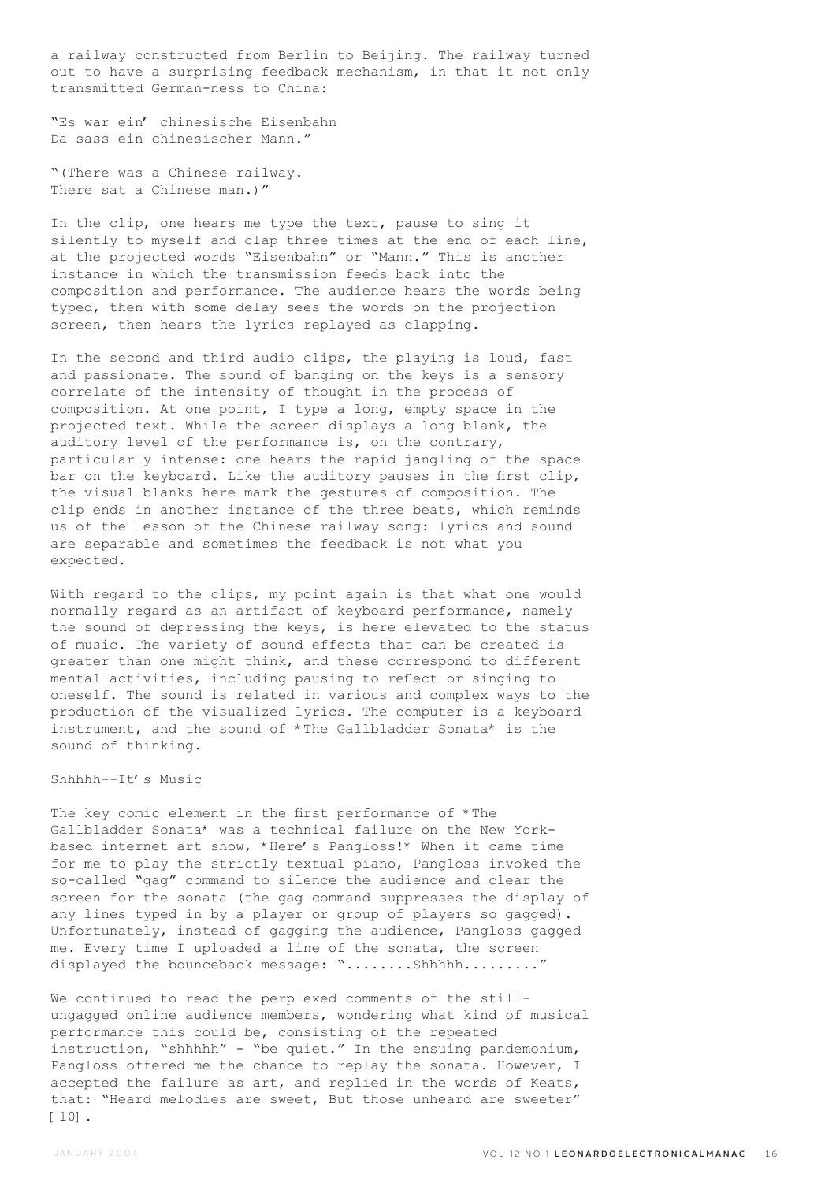a railway constructed from Berlin to Beijing. The railway turned out to have a surprising feedback mechanism, in that it not only transmitted German-ness to China:

"Es war ein' chinesische Eisenbahn
Da sass ein chinesischer Mann."

"(There was a Chinese railway.
There sat a Chinese man.)"

In the clip, one hears me type the text, pause to sing it silently to myself and clap three times at the end of each line, at the projected words "Eisenbahn" or "Mann." This is another instance in which the transmission feeds back into the composition and performance. The audience hears the words being typed, then with some delay sees the words on the projection screen, then hears the lyrics replayed as clapping.

In the second and third audio clips, the playing is loud, fast and passionate. The sound of banging on the keys is a sensory correlate of the intensity of thought in the process of composition. At one point, I type a long, empty space in the projected text. While the screen displays a long blank, the auditory level of the performance is, on the contrary, particularly intense: one hears the rapid jangling of the space bar on the keyboard. Like the auditory pauses in the first clip, the visual blanks here mark the gestures of composition. The clip ends in another instance of the three beats, which reminds us of the lesson of the Chinese railway song: lyrics and sound are separable and sometimes the feedback is not what you expected.

With regard to the clips, my point again is that what one would normally regard as an artifact of keyboard performance, namely the sound of depressing the keys, is here elevated to the status of music. The variety of sound effects that can be created is greater than one might think, and these correspond to different mental activities, including pausing to reflect or singing to oneself. The sound is related in various and complex ways to the production of the visualized lyrics. The computer is a keyboard instrument, and the sound of *The Gallbladder Sonata* is the sound of thinking.

## Shhhhh--It's Music

The key comic element in the first performance of *The Gallbladder Sonata* was a technical failure on the New York-based internet art show, *Here's Pangloss!* When it came time for me to play the strictly textual piano, Pangloss invoked the so-called "gag" command to silence the audience and clear the screen for the sonata (the gag command suppresses the display of any lines typed in by a player or group of players so gagged). Unfortunately, instead of gagging the audience, Pangloss gagged me. Every time I uploaded a line of the sonata, the screen displayed the bounceback message: "........Shhhhh........."

We continued to read the perplexed comments of the still-ungagged online audience members, wondering what kind of musical performance this could be, consisting of the repeated instruction, "shhhhh" - "be quiet." In the ensuing pandemonium, Pangloss offered me the chance to replay the sonata. However, I accepted the failure as art, and replied in the words of Keats, that: "Heard melodies are sweet, But those unheard are sweeter" [10].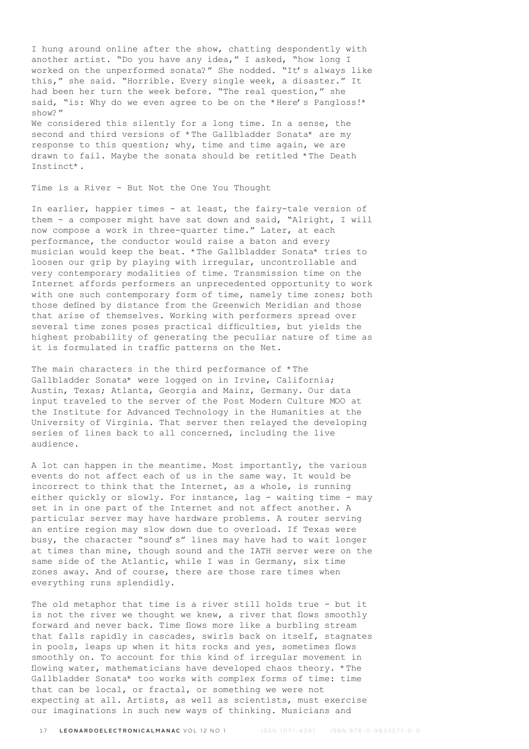I hung around online after the show, chatting despondently with another artist. "Do you have any idea," I asked, "how long I worked on the unperformed sonata?" She nodded. "It's always like this," she said. "Horrible. Every single week, a disaster." It had been her turn the week before. "The real question," she said, "is: Why do we even agree to be on the *Here's Pangloss!* show?"

We considered this silently for a long time. In a sense, the second and third versions of *The Gallbladder Sonata* are my response to this question; why, time and time again, we are drawn to fail. Maybe the sonata should be retitled *The Death Instinct*.

## Time is a River - But Not the One You Thought

In earlier, happier times - at least, the fairy-tale version of them - a composer might have sat down and said, "Alright, I will now compose a work in three-quarter time." Later, at each performance, the conductor would raise a baton and every musician would keep the beat. *The Gallbladder Sonata* tries to loosen our grip by playing with irregular, uncontrollable and very contemporary modalities of time. Transmission time on the Internet affords performers an unprecedented opportunity to work with one such contemporary form of time, namely time zones; both those defined by distance from the Greenwich Meridian and those that arise of themselves. Working with performers spread over several time zones poses practical difficulties, but yields the highest probability of generating the peculiar nature of time as it is formulated in traffic patterns on the Net.

The main characters in the third performance of *The Gallbladder Sonata* were logged on in Irvine, California; Austin, Texas; Atlanta, Georgia and Mainz, Germany. Our data input traveled to the server of the Post Modern Culture MOO at the Institute for Advanced Technology in the Humanities at the University of Virginia. That server then relayed the developing series of lines back to all concerned, including the live audience.

A lot can happen in the meantime. Most importantly, the various events do not affect each of us in the same way. It would be incorrect to think that the Internet, as a whole, is running either quickly or slowly. For instance, lag - waiting time - may set in in one part of the Internet and not affect another. A particular server may have hardware problems. A router serving an entire region may slow down due to overload. If Texas were busy, the character "sound's" lines may have had to wait longer at times than mine, though sound and the IATH server were on the same side of the Atlantic, while I was in Germany, six time zones away. And of course, there are those rare times when everything runs splendidly.

The old metaphor that time is a river still holds true - but it is not the river we thought we knew, a river that flows smoothly forward and never back. Time flows more like a burbling stream that falls rapidly in cascades, swirls back on itself, stagnates in pools, leaps up when it hits rocks and yes, sometimes flows smoothly on. To account for this kind of irregular movement in flowing water, mathematicians have developed chaos theory. *The Gallbladder Sonata* too works with complex forms of time: time that can be local, or fractal, or something we were not expecting at all. Artists, as well as scientists, must exercise our imaginations in such new ways of thinking. Musicians and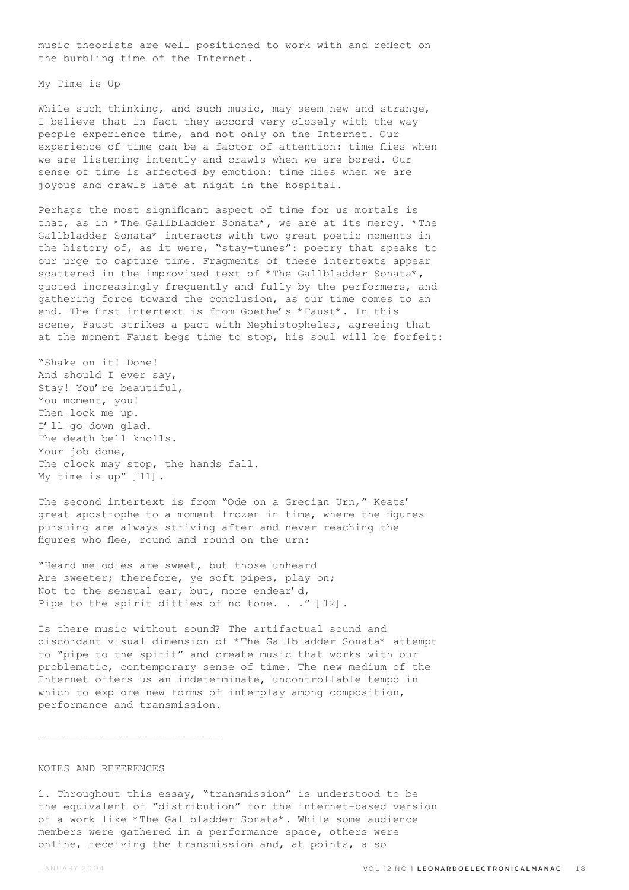music theorists are well positioned to work with and reflect on the burbling time of the Internet.

## My Time is Up

While such thinking, and such music, may seem new and strange, I believe that in fact they accord very closely with the way people experience time, and not only on the Internet. Our experience of time can be a factor of attention: time flies when we are listening intently and crawls when we are bored. Our sense of time is affected by emotion: time flies when we are joyous and crawls late at night in the hospital.

Perhaps the most significant aspect of time for us mortals is that, as in *The Gallbladder Sonata*, we are at its mercy. *The Gallbladder Sonata* interacts with two great poetic moments in the history of, as it were, "stay-tunes": poetry that speaks to our urge to capture time. Fragments of these intertexts appear scattered in the improvised text of *The Gallbladder Sonata*, quoted increasingly frequently and fully by the performers, and gathering force toward the conclusion, as our time comes to an end. The first intertext is from Goethe's *Faust*. In this scene, Faust strikes a pact with Mephistopheles, agreeing that at the moment Faust begs time to stop, his soul will be forfeit:

"Shake on it! Done!  
And should I ever say,  
Stay! You're beautiful,  
You moment, you!  
Then lock me up.  
I'll go down glad.  
The death bell knolls.  
Your job done,  
The clock may stop, the hands fall.  
My time is up" [11].

The second intertext is from "Ode on a Grecian Urn," Keats' great apostrophe to a moment frozen in time, where the figures pursuing are always striving after and never reaching the figures who flee, round and round on the urn:

"Heard melodies are sweet, but those unheard  
Are sweeter; therefore, ye soft pipes, play on;  
Not to the sensual ear, but, more endear'd,  
Pipe to the spirit ditties of no tone. . ." [12].

Is there music without sound? The artifactual sound and discordant visual dimension of *The Gallbladder Sonata* attempt to "pipe to the spirit" and create music that works with our problematic, contemporary sense of time. The new medium of the Internet offers us an indeterminate, uncontrollable tempo in which to explore new forms of interplay among composition, performance and transmission.

---

## NOTES AND REFERENCES

1. Throughout this essay, "transmission" is understood to be the equivalent of "distribution" for the internet-based version of a work like *The Gallbladder Sonata*. While some audience members were gathered in a performance space, others were online, receiving the transmission and, at points, also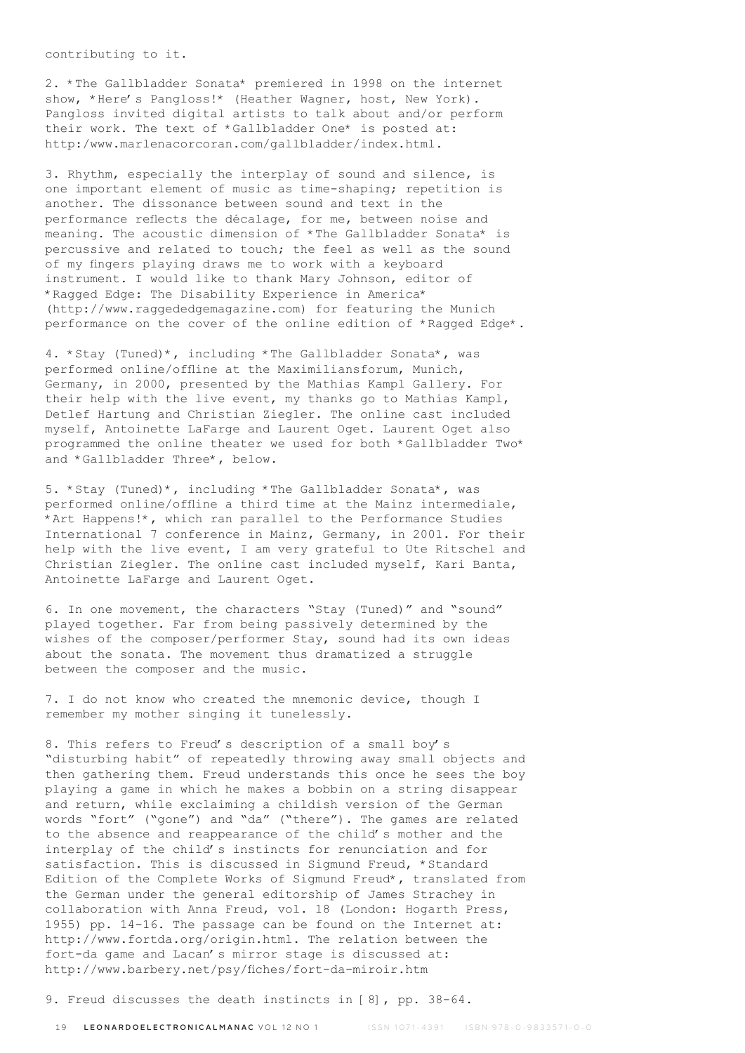contributing to it.

2. *The Gallbladder Sonata* premiered in 1998 on the internet show, *Here's Pangloss!* (Heather Wagner, host, New York). Pangloss invited digital artists to talk about and/or perform their work. The text of *Gallbladder One* is posted at: http:/www.marlenacorcoran.com/gallbladder/index.html.

3. Rhythm, especially the interplay of sound and silence, is one important element of music as time-shaping; repetition is another. The dissonance between sound and text in the performance reflects the décalage, for me, between noise and meaning. The acoustic dimension of *The Gallbladder Sonata* is percussive and related to touch; the feel as well as the sound of my fingers playing draws me to work with a keyboard instrument. I would like to thank Mary Johnson, editor of *Ragged Edge: The Disability Experience in America* (http://www.raggededgemagazine.com) for featuring the Munich performance on the cover of the online edition of *Ragged Edge*.

4. *Stay (Tuned)*, including *The Gallbladder Sonata*, was performed online/offline at the Maximiliansforum, Munich, Germany, in 2000, presented by the Mathias Kampl Gallery. For their help with the live event, my thanks go to Mathias Kampl, Detlef Hartung and Christian Ziegler. The online cast included myself, Antoinette LaFarge and Laurent Oget. Laurent Oget also programmed the online theater we used for both *Gallbladder Two* and *Gallbladder Three*, below.

5. *Stay (Tuned)*, including *The Gallbladder Sonata*, was performed online/offline a third time at the Mainz intermediale, *Art Happens!*, which ran parallel to the Performance Studies International 7 conference in Mainz, Germany, in 2001. For their help with the live event, I am very grateful to Ute Ritschel and Christian Ziegler. The online cast included myself, Kari Banta, Antoinette LaFarge and Laurent Oget.

6. In one movement, the characters "Stay (Tuned)" and "sound" played together. Far from being passively determined by the wishes of the composer/performer Stay, sound had its own ideas about the sonata. The movement thus dramatized a struggle between the composer and the music.

7. I do not know who created the mnemonic device, though I remember my mother singing it tunelessly.

8. This refers to Freud's description of a small boy's "disturbing habit" of repeatedly throwing away small objects and then gathering them. Freud understands this once he sees the boy playing a game in which he makes a bobbin on a string disappear and return, while exclaiming a childish version of the German words "fort" ("gone") and "da" ("there"). The games are related to the absence and reappearance of the child's mother and the interplay of the child's instincts for renunciation and for satisfaction. This is discussed in Sigmund Freud, *Standard Edition of the Complete Works of Sigmund Freud*, translated from the German under the general editorship of James Strachey in collaboration with Anna Freud, vol. 18 (London: Hogarth Press, 1955) pp. 14-16. The passage can be found on the Internet at: http://www.fortda.org/origin.html. The relation between the fort-da game and Lacan's mirror stage is discussed at: http://www.barbery.net/psy/fiches/fort-da-miroir.htm

9. Freud discusses the death instincts in [8], pp. 38-64.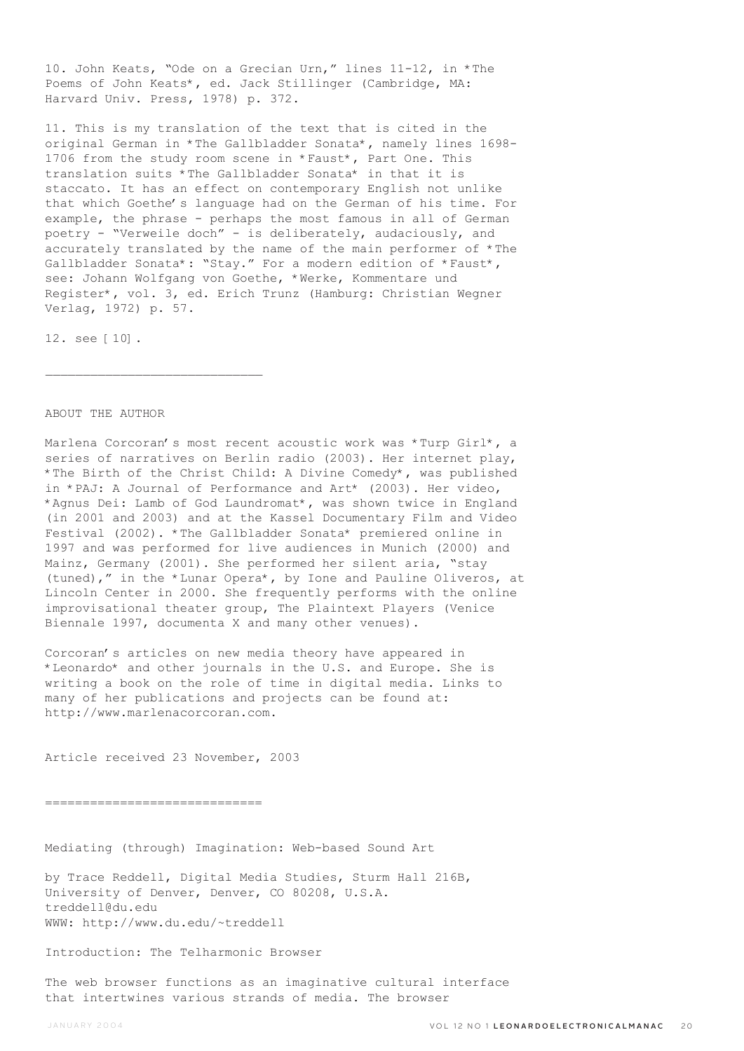10. John Keats, "Ode on a Grecian Urn," lines 11-12, in *The Poems of John Keats*, ed. Jack Stillinger (Cambridge, MA: Harvard Univ. Press, 1978) p. 372.

11. This is my translation of the text that is cited in the original German in *The Gallbladder Sonata*, namely lines 1698-1706 from the study room scene in *Faust*, Part One. This translation suits *The Gallbladder Sonata* in that it is staccato. It has an effect on contemporary English not unlike that which Goethe's language had on the German of his time. For example, the phrase - perhaps the most famous in all of German poetry - "Verweile doch" - is deliberately, audaciously, and accurately translated by the name of the main performer of *The Gallbladder Sonata*: "Stay." For a modern edition of *Faust*, see: Johann Wolfgang von Goethe, *Werke, Kommentare und Register*, vol. 3, ed. Erich Trunz (Hamburg: Christian Wegner Verlag, 1972) p. 57.

12. see [10].

---

ABOUT THE AUTHOR

Marlena Corcoran's most recent acoustic work was *Turp Girl*, a series of narratives on Berlin radio (2003). Her internet play, *The Birth of the Christ Child: A Divine Comedy*, was published in *PAJ: A Journal of Performance and Art* (2003). Her video, *Agnus Dei: Lamb of God Laundromat*, was shown twice in England (in 2001 and 2003) and at the Kassel Documentary Film and Video Festival (2002). *The Gallbladder Sonata* premiered online in 1997 and was performed for live audiences in Munich (2000) and Mainz, Germany (2001). She performed her silent aria, "stay (tuned)," in the *Lunar Opera*, by Ione and Pauline Oliveros, at Lincoln Center in 2000. She frequently performs with the online improvisational theater group, The Plaintext Players (Venice Biennale 1997, documenta X and many other venues).

Corcoran's articles on new media theory have appeared in *Leonardo* and other journals in the U.S. and Europe. She is writing a book on the role of time in digital media. Links to many of her publications and projects can be found at: http://www.marlenacorcoran.com.

Article received 23 November, 2003

=============================

Mediating (through) Imagination: Web-based Sound Art

by Trace Reddell, Digital Media Studies, Sturm Hall 216B, University of Denver, Denver, CO 80208, U.S.A.
treddell@du.edu
WWW: http://www.du.edu/~treddell

Introduction: The Telharmonic Browser

The web browser functions as an imaginative cultural interface that intertwines various strands of media. The browser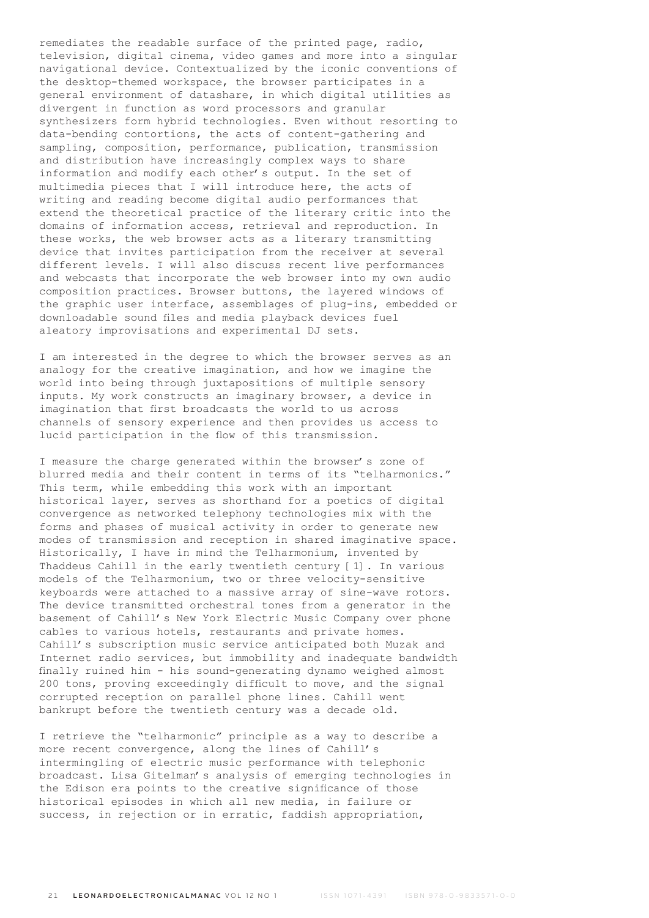remediates the readable surface of the printed page, radio, television, digital cinema, video games and more into a singular navigational device. Contextualized by the iconic conventions of the desktop-themed workspace, the browser participates in a general environment of datashare, in which digital utilities as divergent in function as word processors and granular synthesizers form hybrid technologies. Even without resorting to data-bending contortions, the acts of content-gathering and sampling, composition, performance, publication, transmission and distribution have increasingly complex ways to share information and modify each other's output. In the set of multimedia pieces that I will introduce here, the acts of writing and reading become digital audio performances that extend the theoretical practice of the literary critic into the domains of information access, retrieval and reproduction. In these works, the web browser acts as a literary transmitting device that invites participation from the receiver at several different levels. I will also discuss recent live performances and webcasts that incorporate the web browser into my own audio composition practices. Browser buttons, the layered windows of the graphic user interface, assemblages of plug-ins, embedded or downloadable sound files and media playback devices fuel aleatory improvisations and experimental DJ sets.

I am interested in the degree to which the browser serves as an analogy for the creative imagination, and how we imagine the world into being through juxtapositions of multiple sensory inputs. My work constructs an imaginary browser, a device in imagination that first broadcasts the world to us across channels of sensory experience and then provides us access to lucid participation in the flow of this transmission.

I measure the charge generated within the browser's zone of blurred media and their content in terms of its "telharmonics." This term, while embedding this work with an important historical layer, serves as shorthand for a poetics of digital convergence as networked telephony technologies mix with the forms and phases of musical activity in order to generate new modes of transmission and reception in shared imaginative space. Historically, I have in mind the Telharmonium, invented by Thaddeus Cahill in the early twentieth century [1]. In various models of the Telharmonium, two or three velocity-sensitive keyboards were attached to a massive array of sine-wave rotors. The device transmitted orchestral tones from a generator in the basement of Cahill's New York Electric Music Company over phone cables to various hotels, restaurants and private homes. Cahill's subscription music service anticipated both Muzak and Internet radio services, but immobility and inadequate bandwidth finally ruined him - his sound-generating dynamo weighed almost 200 tons, proving exceedingly difficult to move, and the signal corrupted reception on parallel phone lines. Cahill went bankrupt before the twentieth century was a decade old.

I retrieve the "telharmonic" principle as a way to describe a more recent convergence, along the lines of Cahill's intermingling of electric music performance with telephonic broadcast. Lisa Gitelman's analysis of emerging technologies in the Edison era points to the creative significance of those historical episodes in which all new media, in failure or success, in rejection or in erratic, faddish appropriation,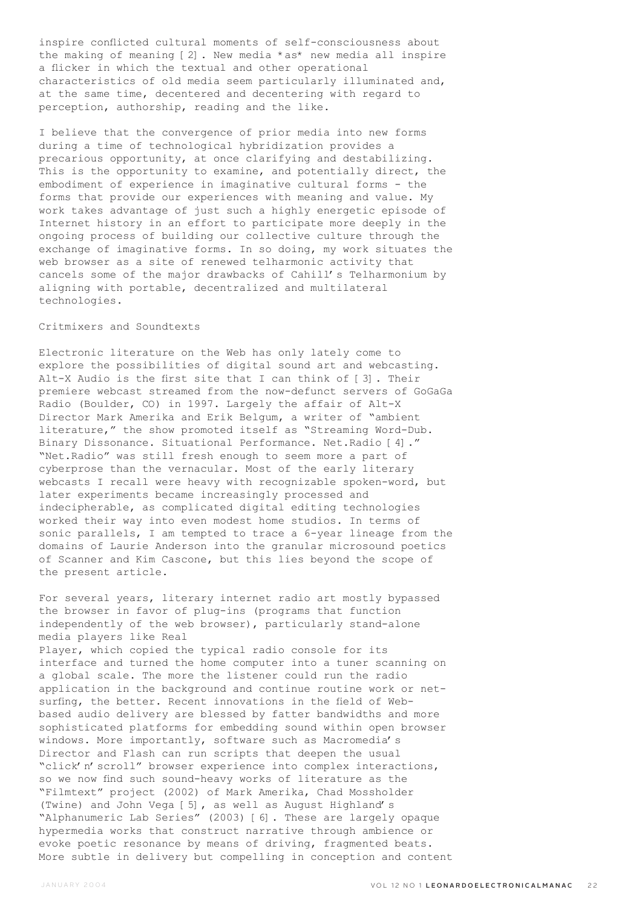inspire conflicted cultural moments of self-consciousness about the making of meaning [2]. New media *as* new media all inspire a flicker in which the textual and other operational characteristics of old media seem particularly illuminated and, at the same time, decentered and decentering with regard to perception, authorship, reading and the like.

I believe that the convergence of prior media into new forms during a time of technological hybridization provides a precarious opportunity, at once clarifying and destabilizing. This is the opportunity to examine, and potentially direct, the embodiment of experience in imaginative cultural forms - the forms that provide our experiences with meaning and value. My work takes advantage of just such a highly energetic episode of Internet history in an effort to participate more deeply in the ongoing process of building our collective culture through the exchange of imaginative forms. In so doing, my work situates the web browser as a site of renewed telharmonic activity that cancels some of the major drawbacks of Cahill's Telharmonium by aligning with portable, decentralized and multilateral technologies.

## Critmixers and Soundtexts

Electronic literature on the Web has only lately come to explore the possibilities of digital sound art and webcasting. Alt-X Audio is the first site that I can think of [3]. Their premiere webcast streamed from the now-defunct servers of GoGaGa Radio (Boulder, CO) in 1997. Largely the affair of Alt-X Director Mark Amerika and Erik Belgum, a writer of "ambient literature," the show promoted itself as "Streaming Word-Dub. Binary Dissonance. Situational Performance. Net.Radio [4]." "Net.Radio" was still fresh enough to seem more a part of cyberprose than the vernacular. Most of the early literary webcasts I recall were heavy with recognizable spoken-word, but later experiments became increasingly processed and indecipherable, as complicated digital editing technologies worked their way into even modest home studios. In terms of sonic parallels, I am tempted to trace a 6-year lineage from the domains of Laurie Anderson into the granular microsound poetics of Scanner and Kim Cascone, but this lies beyond the scope of the present article.

For several years, literary internet radio art mostly bypassed the browser in favor of plug-ins (programs that function independently of the web browser), particularly stand-alone media players like Real Player, which copied the typical radio console for its interface and turned the home computer into a tuner scanning on a global scale. The more the listener could run the radio application in the background and continue routine work or net-surfing, the better. Recent innovations in the field of Web-based audio delivery are blessed by fatter bandwidths and more sophisticated platforms for embedding sound within open browser windows. More importantly, software such as Macromedia's Director and Flash can run scripts that deepen the usual "click'n'scroll" browser experience into complex interactions, so we now find such sound-heavy works of literature as the "Filmtext" project (2002) of Mark Amerika, Chad Mossholder (Twine) and John Vega [5], as well as August Highland's "Alphanumeric Lab Series" (2003) [6]. These are largely opaque hypermedia works that construct narrative through ambience or evoke poetic resonance by means of driving, fragmented beats. More subtle in delivery but compelling in conception and content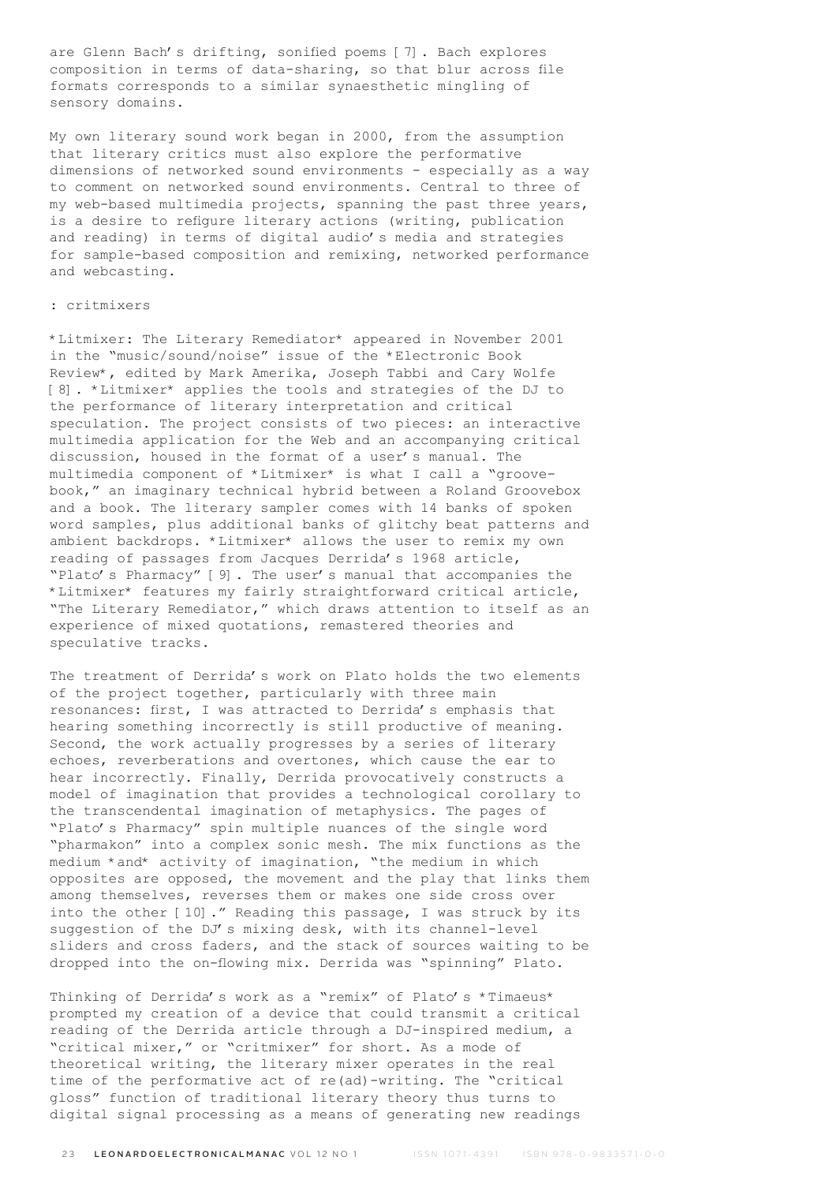are Glenn Bach's drifting, sonified poems [7]. Bach explores composition in terms of data-sharing, so that blur across file formats corresponds to a similar synaesthetic mingling of sensory domains.

My own literary sound work began in 2000, from the assumption that literary critics must also explore the performative dimensions of networked sound environments – especially as a way to comment on networked sound environments. Central to three of my web-based multimedia projects, spanning the past three years, is a desire to refigure literary actions (writing, publication and reading) in terms of digital audio's media and strategies for sample-based composition and remixing, networked performance and webcasting.

## : critmixers

*Litmixer: The Literary Remediator* appeared in November 2001 in the "music/sound/noise" issue of the *Electronic Book Review*, edited by Mark Amerika, Joseph Tabbi and Cary Wolfe [8]. *Litmixer* applies the tools and strategies of the DJ to the performance of literary interpretation and critical speculation. The project consists of two pieces: an interactive multimedia application for the Web and an accompanying critical discussion, housed in the format of a user's manual. The multimedia component of *Litmixer* is what I call a "groove-book," an imaginary technical hybrid between a Roland Groovebox and a book. The literary sampler comes with 14 banks of spoken word samples, plus additional banks of glitchy beat patterns and ambient backdrops. *Litmixer* allows the user to remix my own reading of passages from Jacques Derrida's 1968 article, "Plato's Pharmacy" [9]. The user's manual that accompanies the *Litmixer* features my fairly straightforward critical article, "The Literary Remediator," which draws attention to itself as an experience of mixed quotations, remastered theories and speculative tracks.

The treatment of Derrida's work on Plato holds the two elements of the project together, particularly with three main resonances: first, I was attracted to Derrida's emphasis that hearing something incorrectly is still productive of meaning. Second, the work actually progresses by a series of literary echoes, reverberations and overtones, which cause the ear to hear incorrectly. Finally, Derrida provocatively constructs a model of imagination that provides a technological corollary to the transcendental imagination of metaphysics. The pages of "Plato's Pharmacy" spin multiple nuances of the single word "pharmakon" into a complex sonic mesh. The mix functions as the medium *and* activity of imagination, "the medium in which opposites are opposed, the movement and the play that links them among themselves, reverses them or makes one side cross over into the other [10]." Reading this passage, I was struck by its suggestion of the DJ's mixing desk, with its channel-level sliders and cross faders, and the stack of sources waiting to be dropped into the on-flowing mix. Derrida was "spinning" Plato.

Thinking of Derrida's work as a "remix" of Plato's *Timaeus* prompted my creation of a device that could transmit a critical reading of the Derrida article through a DJ-inspired medium, a "critical mixer," or "critmixer" for short. As a mode of theoretical writing, the literary mixer operates in the real time of the performative act of re(ad)-writing. The "critical gloss" function of traditional literary theory thus turns to digital signal processing as a means of generating new readings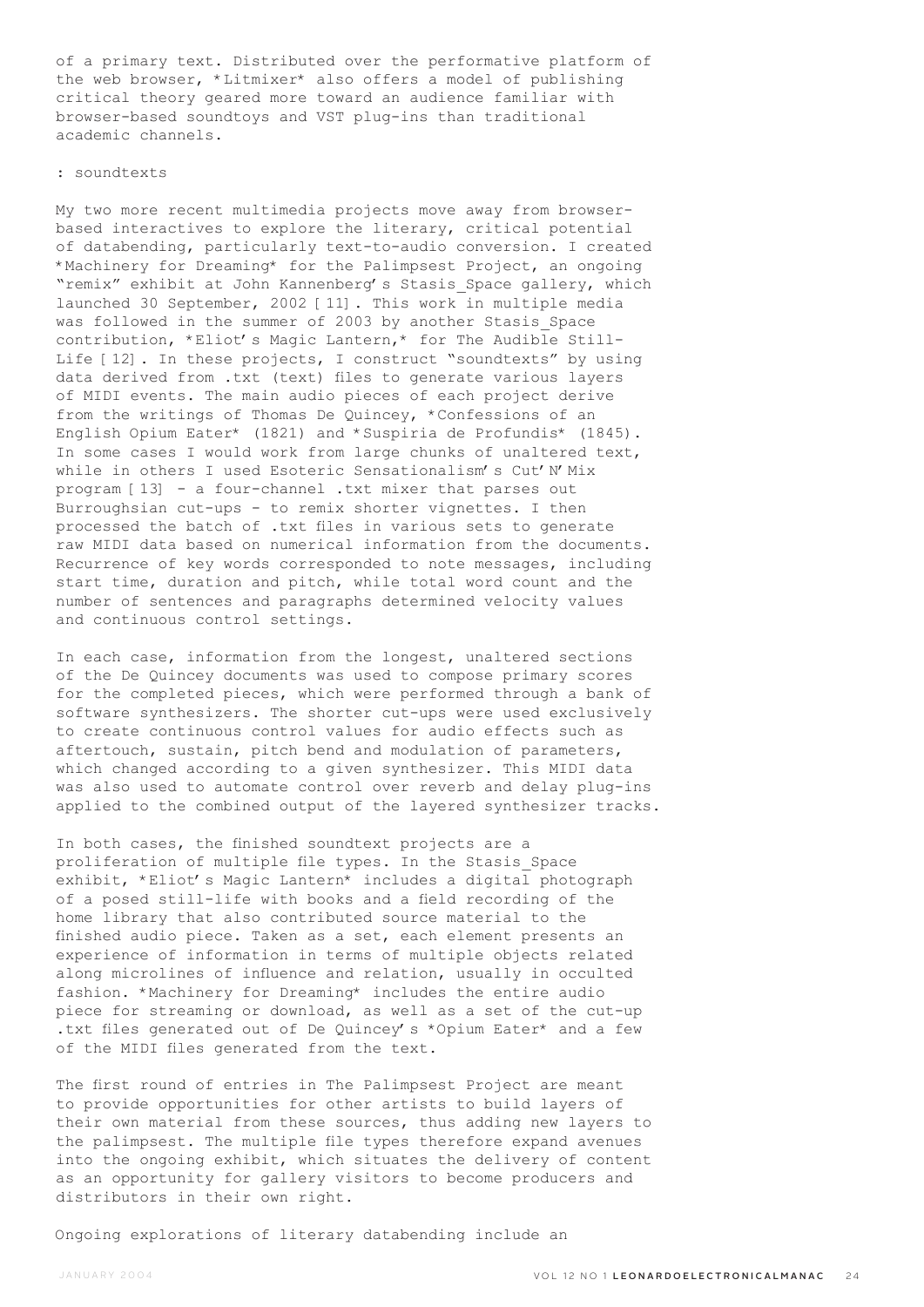of a primary text. Distributed over the performative platform of the web browser, *Litmixer* also offers a model of publishing critical theory geared more toward an audience familiar with browser-based soundtoys and VST plug-ins than traditional academic channels.

: soundtexts

My two more recent multimedia projects move away from browser-based interactives to explore the literary, critical potential of databending, particularly text-to-audio conversion. I created *Machinery for Dreaming* for the Palimpsest Project, an ongoing "remix" exhibit at John Kannenberg's Stasis_Space gallery, which launched 30 September, 2002 [11]. This work in multiple media was followed in the summer of 2003 by another Stasis_Space contribution, *Eliot's Magic Lantern,* for The Audible Still-Life [12]. In these projects, I construct "soundtexts" by using data derived from .txt (text) files to generate various layers of MIDI events. The main audio pieces of each project derive from the writings of Thomas De Quincey, *Confessions of an English Opium Eater* (1821) and *Suspiria de Profundis* (1845). In some cases I would work from large chunks of unaltered text, while in others I used Esoteric Sensationalism's Cut'N'Mix program [13] - a four-channel .txt mixer that parses out Burroughsian cut-ups - to remix shorter vignettes. I then processed the batch of .txt files in various sets to generate raw MIDI data based on numerical information from the documents. Recurrence of key words corresponded to note messages, including start time, duration and pitch, while total word count and the number of sentences and paragraphs determined velocity values and continuous control settings.

In each case, information from the longest, unaltered sections of the De Quincey documents was used to compose primary scores for the completed pieces, which were performed through a bank of software synthesizers. The shorter cut-ups were used exclusively to create continuous control values for audio effects such as aftertouch, sustain, pitch bend and modulation of parameters, which changed according to a given synthesizer. This MIDI data was also used to automate control over reverb and delay plug-ins applied to the combined output of the layered synthesizer tracks.

In both cases, the finished soundtext projects are a proliferation of multiple file types. In the Stasis_Space exhibit, *Eliot's Magic Lantern* includes a digital photograph of a posed still-life with books and a field recording of the home library that also contributed source material to the finished audio piece. Taken as a set, each element presents an experience of information in terms of multiple objects related along microlines of influence and relation, usually in occulted fashion. *Machinery for Dreaming* includes the entire audio piece for streaming or download, as well as a set of the cut-up .txt files generated out of De Quincey's *Opium Eater* and a few of the MIDI files generated from the text.

The first round of entries in The Palimpsest Project are meant to provide opportunities for other artists to build layers of their own material from these sources, thus adding new layers to the palimpsest. The multiple file types therefore expand avenues into the ongoing exhibit, which situates the delivery of content as an opportunity for gallery visitors to become producers and distributors in their own right.

Ongoing explorations of literary databending include an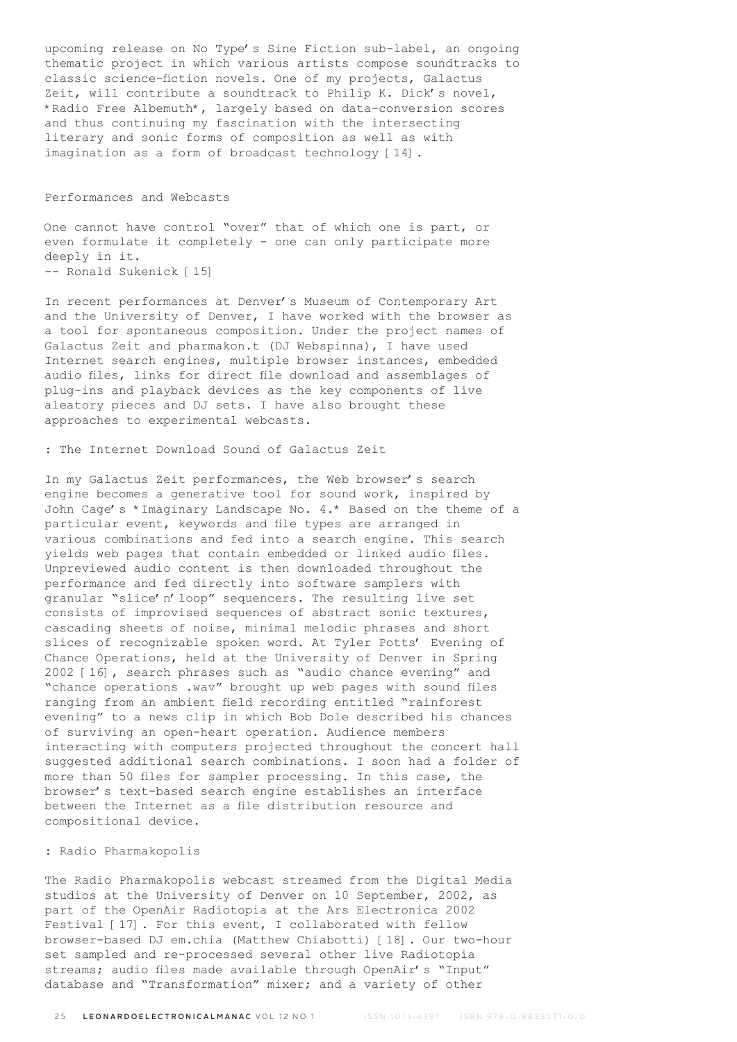upcoming release on No Type's Sine Fiction sub-label, an ongoing thematic project in which various artists compose soundtracks to classic science-fiction novels. One of my projects, Galactus Zeit, will contribute a soundtrack to Philip K. Dick's novel, *Radio Free Albemuth*, largely based on data-conversion scores and thus continuing my fascination with the intersecting literary and sonic forms of composition as well as with imagination as a form of broadcast technology [14].

## Performances and Webcasts

One cannot have control "over" that of which one is part, or even formulate it completely - one can only participate more deeply in it.
-- Ronald Sukenick [15]

In recent performances at Denver's Museum of Contemporary Art and the University of Denver, I have worked with the browser as a tool for spontaneous composition. Under the project names of Galactus Zeit and pharmakon.t (DJ Webspinna), I have used Internet search engines, multiple browser instances, embedded audio files, links for direct file download and assemblages of plug-ins and playback devices as the key components of live aleatory pieces and DJ sets. I have also brought these approaches to experimental webcasts.

### : The Internet Download Sound of Galactus Zeit

In my Galactus Zeit performances, the Web browser's search engine becomes a generative tool for sound work, inspired by John Cage's *Imaginary Landscape No. 4.* Based on the theme of a particular event, keywords and file types are arranged in various combinations and fed into a search engine. This search yields web pages that contain embedded or linked audio files. Unpreviewed audio content is then downloaded throughout the performance and fed directly into software samplers with granular "slice'n'loop" sequencers. The resulting live set consists of improvised sequences of abstract sonic textures, cascading sheets of noise, minimal melodic phrases and short slices of recognizable spoken word. At Tyler Potts' Evening of Chance Operations, held at the University of Denver in Spring 2002 [16], search phrases such as "audio chance evening" and "chance operations .wav" brought up web pages with sound files ranging from an ambient field recording entitled "rainforest evening" to a news clip in which Bob Dole described his chances of surviving an open-heart operation. Audience members interacting with computers projected throughout the concert hall suggested additional search combinations. I soon had a folder of more than 50 files for sampler processing. In this case, the browser's text-based search engine establishes an interface between the Internet as a file distribution resource and compositional device.

### : Radio Pharmakopolis

The Radio Pharmakopolis webcast streamed from the Digital Media studios at the University of Denver on 10 September, 2002, as part of the OpenAir Radiotopia at the Ars Electronica 2002 Festival [17]. For this event, I collaborated with fellow browser-based DJ em.chia (Matthew Chiabotti) [18]. Our two-hour set sampled and re-processed several other live Radiotopia streams; audio files made available through OpenAir's "Input" database and "Transformation" mixer; and a variety of other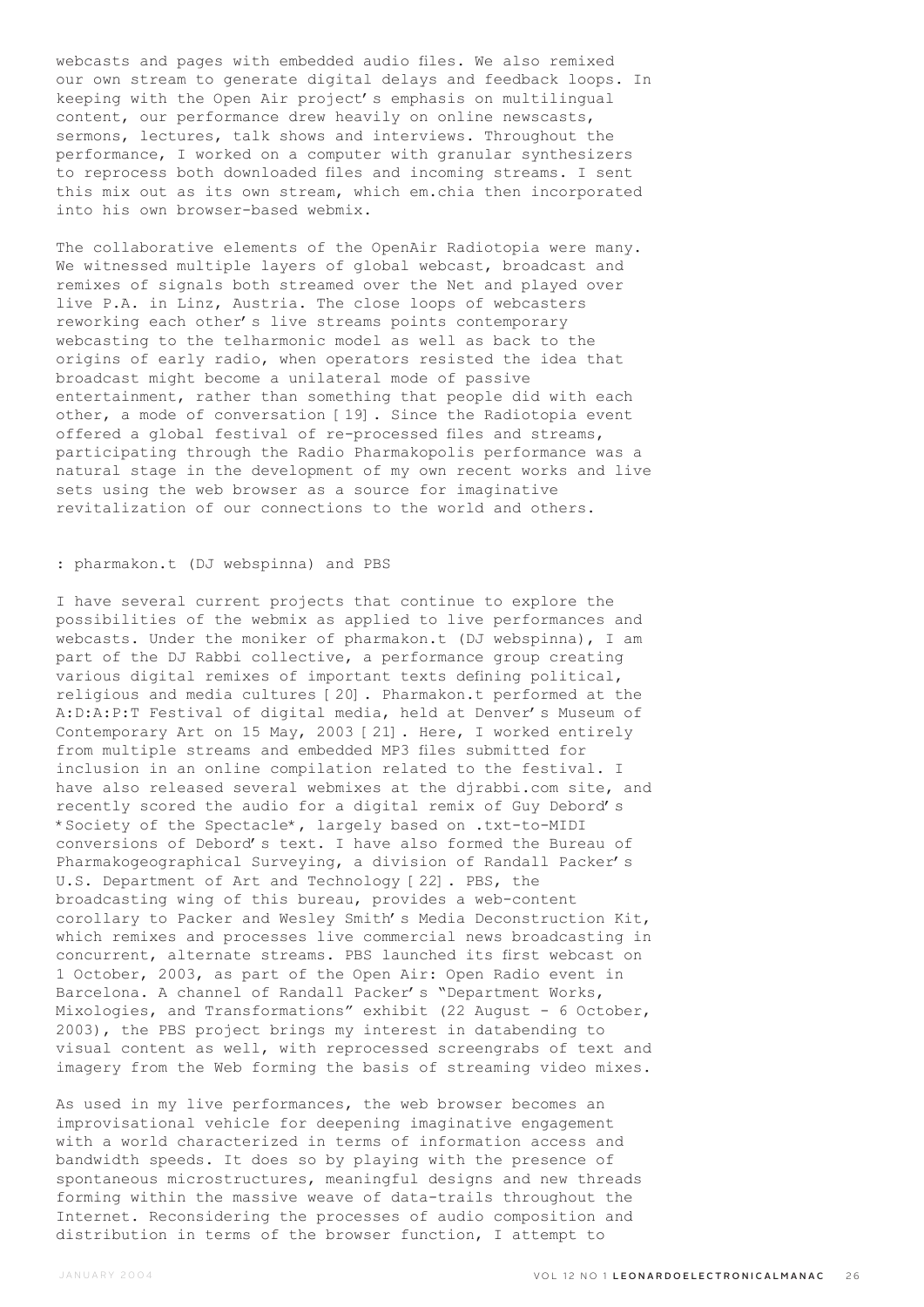webcasts and pages with embedded audio files. We also remixed our own stream to generate digital delays and feedback loops. In keeping with the Open Air project's emphasis on multilingual content, our performance drew heavily on online newscasts, sermons, lectures, talk shows and interviews. Throughout the performance, I worked on a computer with granular synthesizers to reprocess both downloaded files and incoming streams. I sent this mix out as its own stream, which em.chia then incorporated into his own browser-based webmix.

The collaborative elements of the OpenAir Radiotopia were many. We witnessed multiple layers of global webcast, broadcast and remixes of signals both streamed over the Net and played over live P.A. in Linz, Austria. The close loops of webcasters reworking each other's live streams points contemporary webcasting to the telharmonic model as well as back to the origins of early radio, when operators resisted the idea that broadcast might become a unilateral mode of passive entertainment, rather than something that people did with each other, a mode of conversation [19]. Since the Radiotopia event offered a global festival of re-processed files and streams, participating through the Radio Pharmakopolis performance was a natural stage in the development of my own recent works and live sets using the web browser as a source for imaginative revitalization of our connections to the world and others.

: pharmakon.t (DJ webspinna) and PBS

I have several current projects that continue to explore the possibilities of the webmix as applied to live performances and webcasts. Under the moniker of pharmakon.t (DJ webspinna), I am part of the DJ Rabbi collective, a performance group creating various digital remixes of important texts defining political, religious and media cultures [20]. Pharmakon.t performed at the A:D:A:P:T Festival of digital media, held at Denver's Museum of Contemporary Art on 15 May, 2003 [21]. Here, I worked entirely from multiple streams and embedded MP3 files submitted for inclusion in an online compilation related to the festival. I have also released several webmixes at the djrabbi.com site, and recently scored the audio for a digital remix of Guy Debord's *Society of the Spectacle*, largely based on .txt-to-MIDI conversions of Debord's text. I have also formed the Bureau of Pharmakogeographical Surveying, a division of Randall Packer's U.S. Department of Art and Technology [22]. PBS, the broadcasting wing of this bureau, provides a web-content corollary to Packer and Wesley Smith's Media Deconstruction Kit, which remixes and processes live commercial news broadcasting in concurrent, alternate streams. PBS launched its first webcast on 1 October, 2003, as part of the Open Air: Open Radio event in Barcelona. A channel of Randall Packer's "Department Works, Mixologies, and Transformations" exhibit (22 August - 6 October, 2003), the PBS project brings my interest in databending to visual content as well, with reprocessed screengrabs of text and imagery from the Web forming the basis of streaming video mixes.

As used in my live performances, the web browser becomes an improvisational vehicle for deepening imaginative engagement with a world characterized in terms of information access and bandwidth speeds. It does so by playing with the presence of spontaneous microstructures, meaningful designs and new threads forming within the massive weave of data-trails throughout the Internet. Reconsidering the processes of audio composition and distribution in terms of the browser function, I attempt to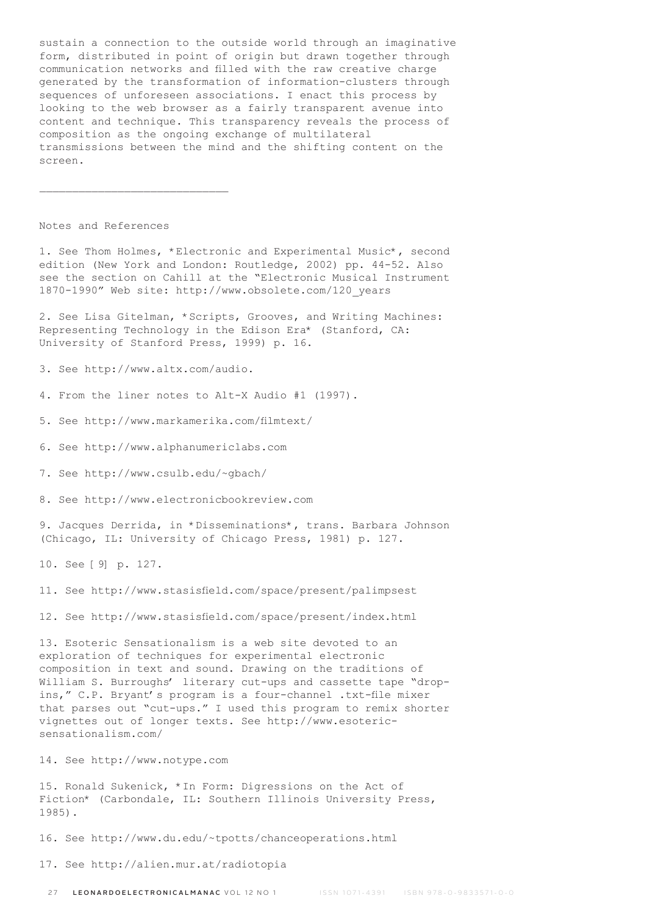sustain a connection to the outside world through an imaginative form, distributed in point of origin but drawn together through communication networks and filled with the raw creative charge generated by the transformation of information-clusters through sequences of unforeseen associations. I enact this process by looking to the web browser as a fairly transparent avenue into content and technique. This transparency reveals the process of composition as the ongoing exchange of multilateral transmissions between the mind and the shifting content on the screen.

---

Notes and References

1. See Thom Holmes, *Electronic and Experimental Music*, second edition (New York and London: Routledge, 2002) pp. 44-52. Also see the section on Cahill at the "Electronic Musical Instrument 1870-1990" Web site: http://www.obsolete.com/120_years

2. See Lisa Gitelman, *Scripts, Grooves, and Writing Machines: Representing Technology in the Edison Era* (Stanford, CA: University of Stanford Press, 1999) p. 16.

3. See http://www.altx.com/audio.

4. From the liner notes to Alt-X Audio #1 (1997).

5. See http://www.markamerika.com/filmtext/

6. See http://www.alphanumericlabs.com

7. See http://www.csulb.edu/~gbach/

8. See http://www.electronicbookreview.com

9. Jacques Derrida, in *Disseminations*, trans. Barbara Johnson (Chicago, IL: University of Chicago Press, 1981) p. 127.

10. See [9] p. 127.

11. See http://www.stasisfield.com/space/present/palimpsest

12. See http://www.stasisfield.com/space/present/index.html

13. Esoteric Sensationalism is a web site devoted to an exploration of techniques for experimental electronic composition in text and sound. Drawing on the traditions of William S. Burroughs' literary cut-ups and cassette tape "drop-ins," C.P. Bryant's program is a four-channel .txt-file mixer that parses out "cut-ups." I used this program to remix shorter vignettes out of longer texts. See http://www.esoteric-sensationalism.com/

14. See http://www.notype.com

15. Ronald Sukenick, *In Form: Digressions on the Act of Fiction* (Carbondale, IL: Southern Illinois University Press, 1985).

16. See http://www.du.edu/~tpotts/chanceoperations.html

17. See http://alien.mur.at/radiotopia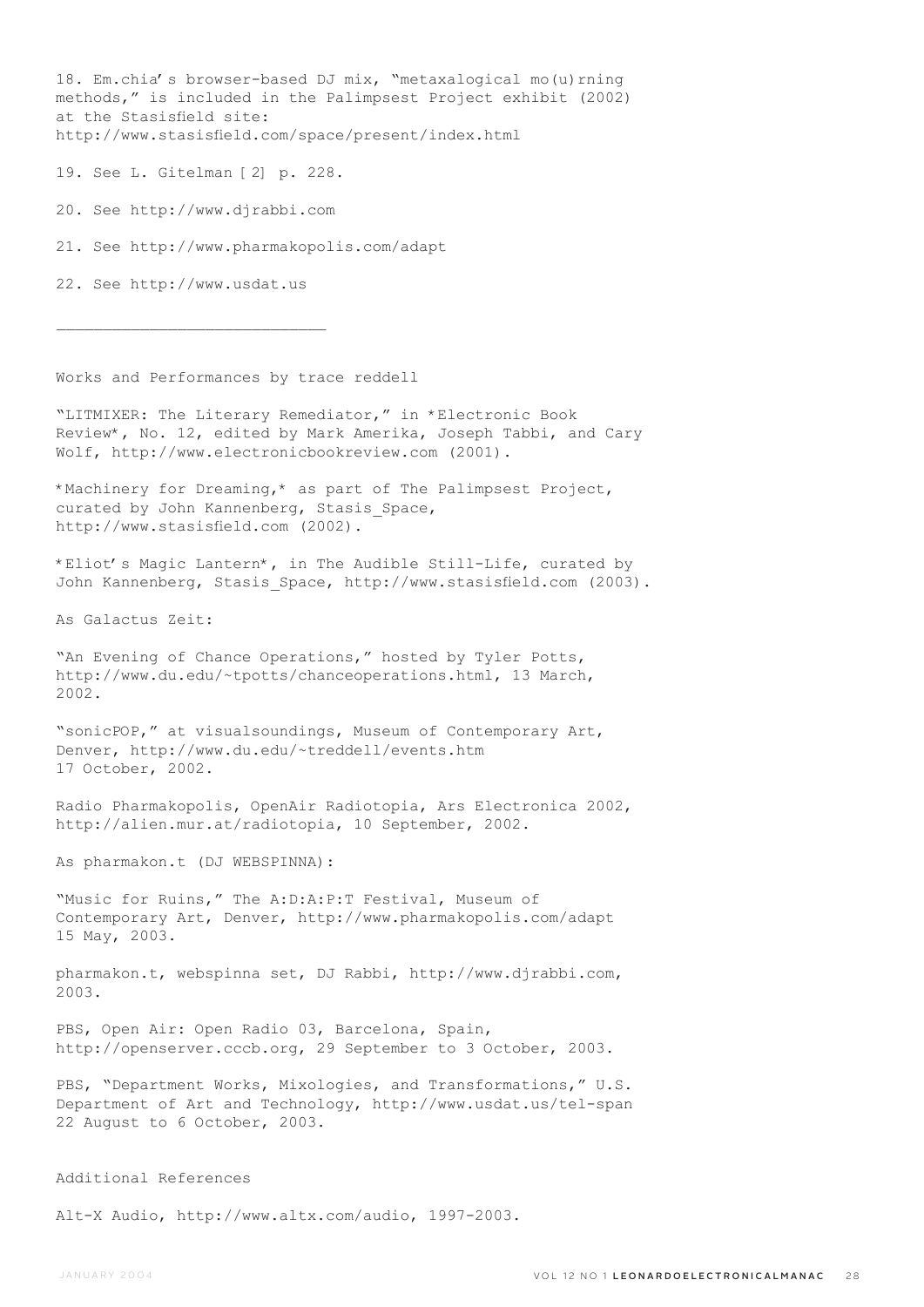18. Em.chia's browser-based DJ mix, "metaxalogical mo(u)rning methods," is included in the Palimpsest Project exhibit (2002) at the Stasisfield site: http://www.stasisfield.com/space/present/index.html

19. See L. Gitelman [2] p. 228.

20. See http://www.djrabbi.com

21. See http://www.pharmakopolis.com/adapt

22. See http://www.usdat.us

---

Works and Performances by trace reddell

"LITMIXER: The Literary Remediator," in *Electronic Book Review*, No. 12, edited by Mark Amerika, Joseph Tabbi, and Cary Wolf, http://www.electronicbookreview.com (2001).

*Machinery for Dreaming,* as part of The Palimpsest Project, curated by John Kannenberg, Stasis_Space, http://www.stasisfield.com (2002).

*Eliot's Magic Lantern*, in The Audible Still-Life, curated by John Kannenberg, Stasis_Space, http://www.stasisfield.com (2003).

As Galactus Zeit:

"An Evening of Chance Operations," hosted by Tyler Potts, http://www.du.edu/~tpotts/chanceoperations.html, 13 March, 2002.

"sonicPOP," at visualsoundings, Museum of Contemporary Art, Denver, http://www.du.edu/~treddell/events.htm 17 October, 2002.

Radio Pharmakopolis, OpenAir Radiotopia, Ars Electronica 2002, http://alien.mur.at/radiotopia, 10 September, 2002.

As pharmakon.t (DJ WEBSPINNA):

"Music for Ruins," The A:D:A:P:T Festival, Museum of Contemporary Art, Denver, http://www.pharmakopolis.com/adapt 15 May, 2003.

pharmakon.t, webspinna set, DJ Rabbi, http://www.djrabbi.com, 2003.

PBS, Open Air: Open Radio 03, Barcelona, Spain, http://openserver.cccb.org, 29 September to 3 October, 2003.

PBS, "Department Works, Mixologies, and Transformations," U.S. Department of Art and Technology, http://www.usdat.us/tel-span 22 August to 6 October, 2003.

Additional References

Alt-X Audio, http://www.altx.com/audio, 1997-2003.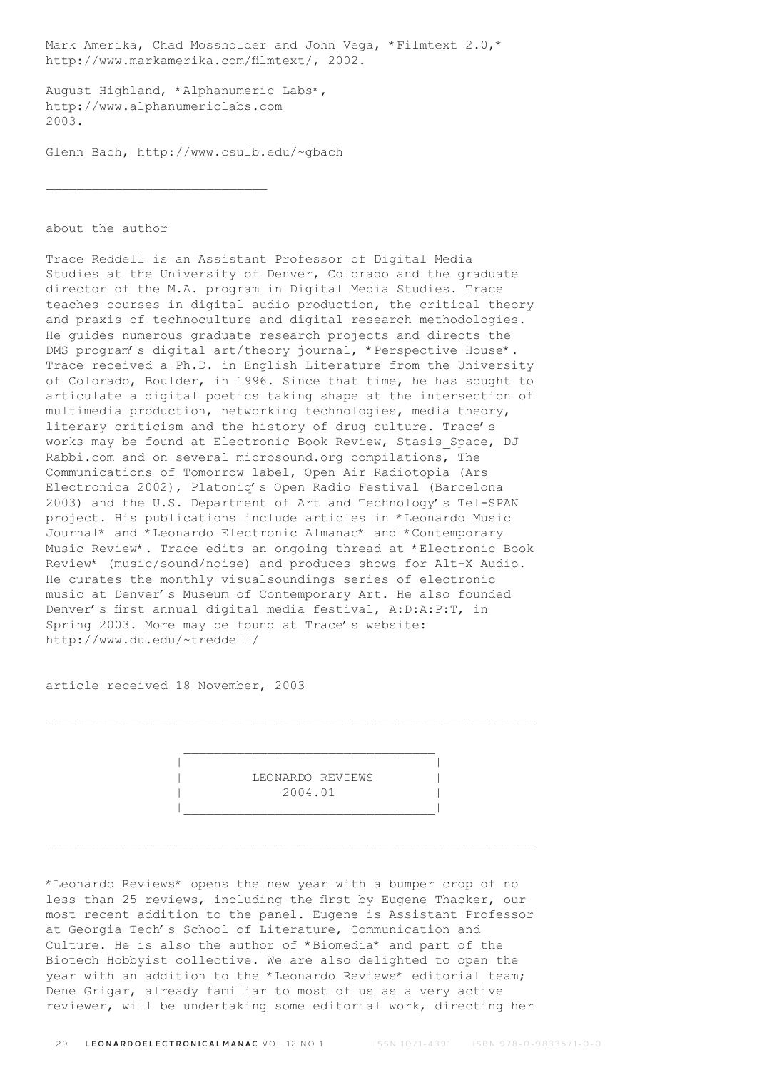Mark Amerika, Chad Mossholder and John Vega, *Filmtext 2.0,* http://www.markamerika.com/filmtext/, 2002.

August Highland, *Alphanumeric Labs*, http://www.alphanumericlabs.com 2003.

Glenn Bach, http://www.csulb.edu/~gbach

____________________________

about the author

Trace Reddell is an Assistant Professor of Digital Media Studies at the University of Denver, Colorado and the graduate director of the M.A. program in Digital Media Studies. Trace teaches courses in digital audio production, the critical theory and praxis of technoculture and digital research methodologies. He guides numerous graduate research projects and directs the DMS program's digital art/theory journal, *Perspective House*. Trace received a Ph.D. in English Literature from the University of Colorado, Boulder, in 1996. Since that time, he has sought to articulate a digital poetics taking shape at the intersection of multimedia production, networking technologies, media theory, literary criticism and the history of drug culture. Trace's works may be found at Electronic Book Review, Stasis_Space, DJ Rabbi.com and on several microsound.org compilations, The Communications of Tomorrow label, Open Air Radiotopia (Ars Electronica 2002), Platoniq's Open Radio Festival (Barcelona 2003) and the U.S. Department of Art and Technology's Tel-SPAN project. His publications include articles in *Leonardo Music Journal* and *Leonardo Electronic Almanac* and *Contemporary Music Review*. Trace edits an ongoing thread at *Electronic Book Review* (music/sound/noise) and produces shows for Alt-X Audio. He curates the monthly visualsoundings series of electronic music at Denver's Museum of Contemporary Art. He also founded Denver's first annual digital media festival, A:D:A:P:T, in Spring 2003. More may be found at Trace's website: http://www.du.edu/~treddell/

article received 18 November, 2003

## LEONARDO REVIEWS 2004.01

*Leonardo Reviews* opens the new year with a bumper crop of no less than 25 reviews, including the first by Eugene Thacker, our most recent addition to the panel. Eugene is Assistant Professor at Georgia Tech's School of Literature, Communication and Culture. He is also the author of *Biomedia* and part of the Biotech Hobbyist collective. We are also delighted to open the year with an addition to the *Leonardo Reviews* editorial team; Dene Grigar, already familiar to most of us as a very active reviewer, will be undertaking some editorial work, directing her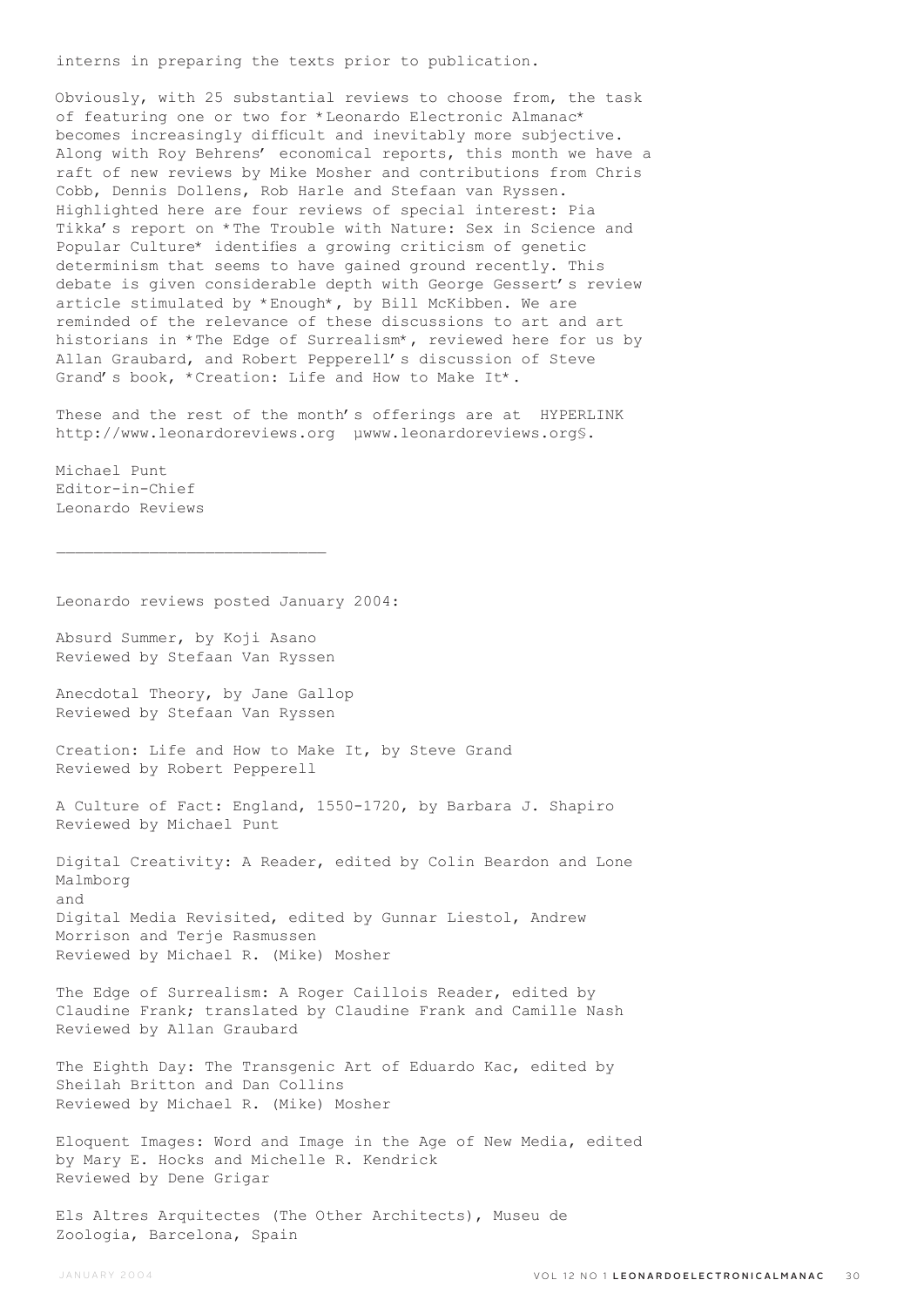interns in preparing the texts prior to publication.

Obviously, with 25 substantial reviews to choose from, the task of featuring one or two for *Leonardo Electronic Almanac* becomes increasingly difficult and inevitably more subjective. Along with Roy Behrens' economical reports, this month we have a raft of new reviews by Mike Mosher and contributions from Chris Cobb, Dennis Dollens, Rob Harle and Stefaan van Ryssen. Highlighted here are four reviews of special interest: Pia Tikka's report on *The Trouble with Nature: Sex in Science and Popular Culture* identifies a growing criticism of genetic determinism that seems to have gained ground recently. This debate is given considerable depth with George Gessert's review article stimulated by *Enough*, by Bill McKibben. We are reminded of the relevance of these discussions to art and art historians in *The Edge of Surrealism*, reviewed here for us by Allan Graubard, and Robert Pepperell's discussion of Steve Grand's book, *Creation: Life and How to Make It*.

These and the rest of the month's offerings are at HYPERLINK http://www.leonardoreviews.org µwww.leonardoreviews.org§.

Michael Punt
Editor-in-Chief
Leonardo Reviews

---

Leonardo reviews posted January 2004:

Absurd Summer, by Koji Asano
Reviewed by Stefaan Van Ryssen

Anecdotal Theory, by Jane Gallop
Reviewed by Stefaan Van Ryssen

Creation: Life and How to Make It, by Steve Grand
Reviewed by Robert Pepperell

A Culture of Fact: England, 1550-1720, by Barbara J. Shapiro
Reviewed by Michael Punt

Digital Creativity: A Reader, edited by Colin Beardon and Lone Malmborg
and
Digital Media Revisited, edited by Gunnar Liestol, Andrew Morrison and Terje Rasmussen
Reviewed by Michael R. (Mike) Mosher

The Edge of Surrealism: A Roger Caillois Reader, edited by Claudine Frank; translated by Claudine Frank and Camille Nash
Reviewed by Allan Graubard

The Eighth Day: The Transgenic Art of Eduardo Kac, edited by Sheilah Britton and Dan Collins
Reviewed by Michael R. (Mike) Mosher

Eloquent Images: Word and Image in the Age of New Media, edited by Mary E. Hocks and Michelle R. Kendrick
Reviewed by Dene Grigar

Els Altres Arquitectes (The Other Architects), Museu de Zoologia, Barcelona, Spain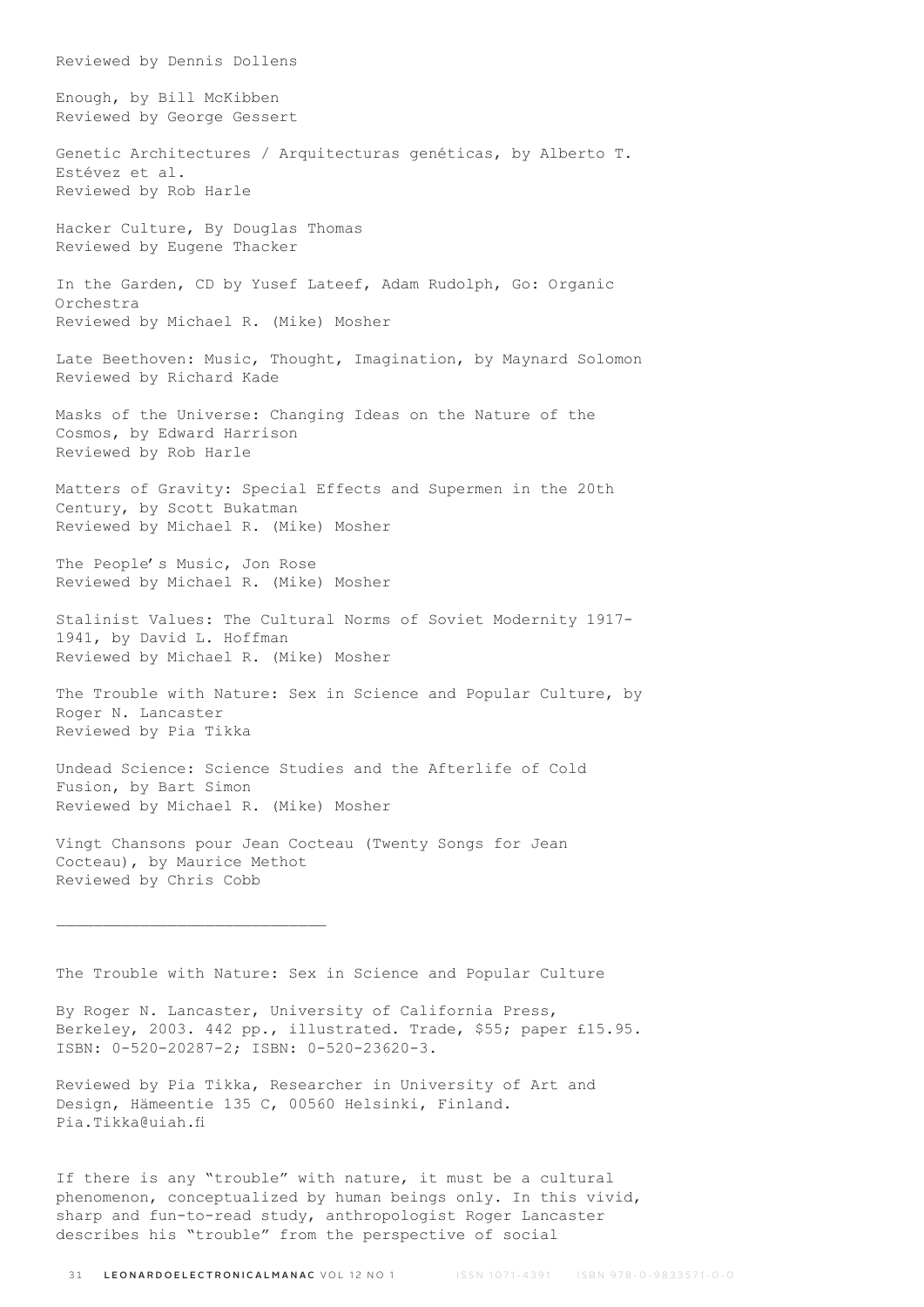Reviewed by Dennis Dollens

Enough, by Bill McKibben
Reviewed by George Gessert

Genetic Architectures / Arquitecturas genéticas, by Alberto T. Estévez et al.
Reviewed by Rob Harle

Hacker Culture, By Douglas Thomas
Reviewed by Eugene Thacker

In the Garden, CD by Yusef Lateef, Adam Rudolph, Go: Organic Orchestra
Reviewed by Michael R. (Mike) Mosher

Late Beethoven: Music, Thought, Imagination, by Maynard Solomon
Reviewed by Richard Kade

Masks of the Universe: Changing Ideas on the Nature of the Cosmos, by Edward Harrison
Reviewed by Rob Harle

Matters of Gravity: Special Effects and Supermen in the 20th Century, by Scott Bukatman
Reviewed by Michael R. (Mike) Mosher

The People's Music, Jon Rose
Reviewed by Michael R. (Mike) Mosher

Stalinist Values: The Cultural Norms of Soviet Modernity 1917-1941, by David L. Hoffman
Reviewed by Michael R. (Mike) Mosher

The Trouble with Nature: Sex in Science and Popular Culture, by Roger N. Lancaster
Reviewed by Pia Tikka

Undead Science: Science Studies and the Afterlife of Cold Fusion, by Bart Simon
Reviewed by Michael R. (Mike) Mosher

Vingt Chansons pour Jean Cocteau (Twenty Songs for Jean Cocteau), by Maurice Methot
Reviewed by Chris Cobb

---

## The Trouble with Nature: Sex in Science and Popular Culture

By Roger N. Lancaster, University of California Press, Berkeley, 2003. 442 pp., illustrated. Trade, $55; paper £15.95. ISBN: 0-520-20287-2; ISBN: 0-520-23620-3.

Reviewed by Pia Tikka, Researcher in University of Art and Design, Hämeentie 135 C, 00560 Helsinki, Finland. Pia.Tikka@uiah.fi

If there is any "trouble" with nature, it must be a cultural phenomenon, conceptualized by human beings only. In this vivid, sharp and fun-to-read study, anthropologist Roger Lancaster describes his "trouble" from the perspective of social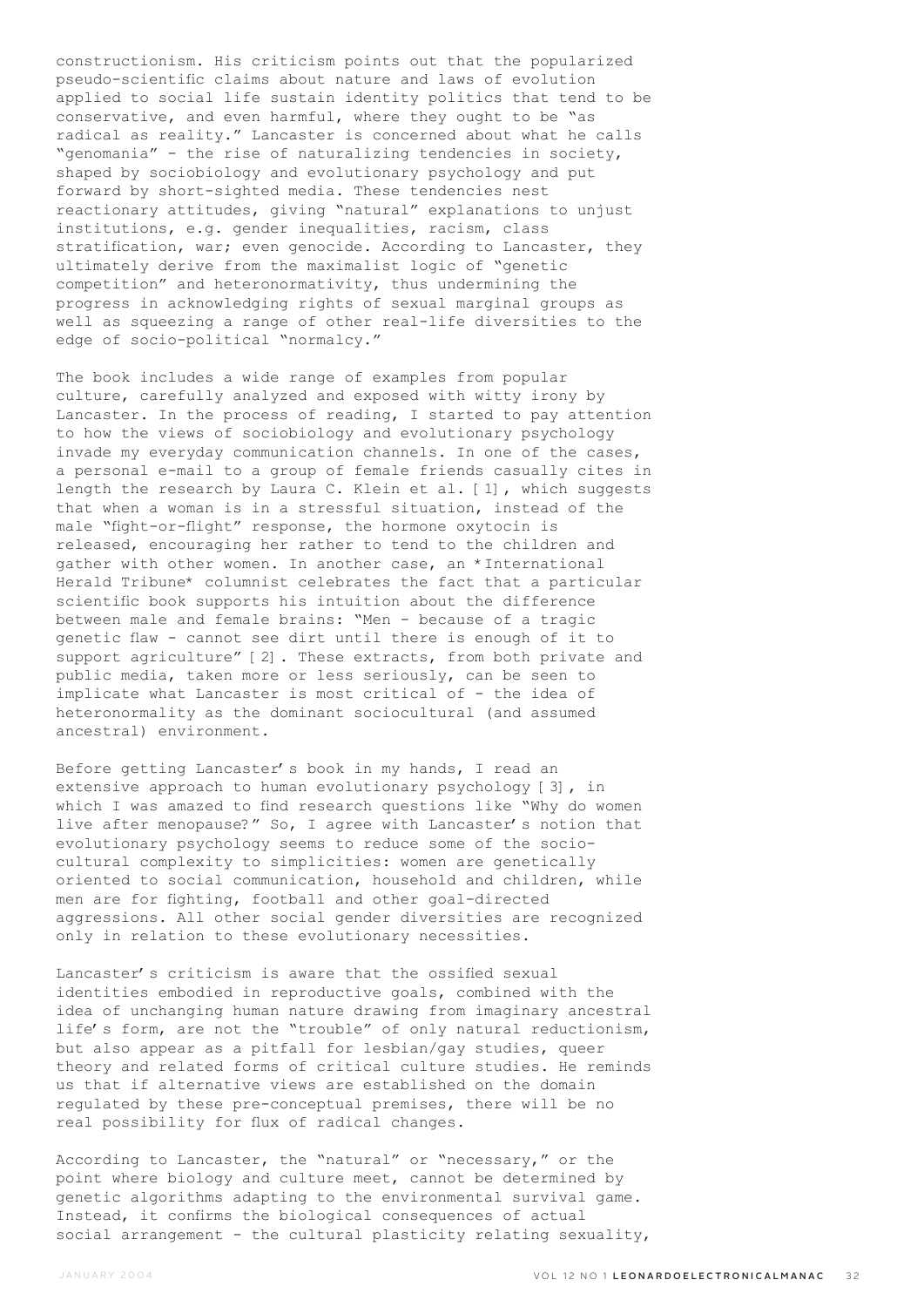constructionism. His criticism points out that the popularized pseudo-scientific claims about nature and laws of evolution applied to social life sustain identity politics that tend to be conservative, and even harmful, where they ought to be "as radical as reality." Lancaster is concerned about what he calls "genomania" - the rise of naturalizing tendencies in society, shaped by sociobiology and evolutionary psychology and put forward by short-sighted media. These tendencies nest reactionary attitudes, giving "natural" explanations to unjust institutions, e.g. gender inequalities, racism, class stratification, war; even genocide. According to Lancaster, they ultimately derive from the maximalist logic of "genetic competition" and heteronormativity, thus undermining the progress in acknowledging rights of sexual marginal groups as well as squeezing a range of other real-life diversities to the edge of socio-political "normalcy."

The book includes a wide range of examples from popular culture, carefully analyzed and exposed with witty irony by Lancaster. In the process of reading, I started to pay attention to how the views of sociobiology and evolutionary psychology invade my everyday communication channels. In one of the cases, a personal e-mail to a group of female friends casually cites in length the research by Laura C. Klein et al. [1], which suggests that when a woman is in a stressful situation, instead of the male "fight-or-flight" response, the hormone oxytocin is released, encouraging her rather to tend to the children and gather with other women. In another case, an *International Herald Tribune* columnist celebrates the fact that a particular scientific book supports his intuition about the difference between male and female brains: "Men - because of a tragic genetic flaw - cannot see dirt until there is enough of it to support agriculture" [2]. These extracts, from both private and public media, taken more or less seriously, can be seen to implicate what Lancaster is most critical of - the idea of heteronormality as the dominant sociocultural (and assumed ancestral) environment.

Before getting Lancaster's book in my hands, I read an extensive approach to human evolutionary psychology [3], in which I was amazed to find research questions like "Why do women live after menopause?" So, I agree with Lancaster's notion that evolutionary psychology seems to reduce some of the socio-cultural complexity to simplicities: women are genetically oriented to social communication, household and children, while men are for fighting, football and other goal-directed aggressions. All other social gender diversities are recognized only in relation to these evolutionary necessities.

Lancaster's criticism is aware that the ossified sexual identities embodied in reproductive goals, combined with the idea of unchanging human nature drawing from imaginary ancestral life's form, are not the "trouble" of only natural reductionism, but also appear as a pitfall for lesbian/gay studies, queer theory and related forms of critical culture studies. He reminds us that if alternative views are established on the domain regulated by these pre-conceptual premises, there will be no real possibility for flux of radical changes.

According to Lancaster, the "natural" or "necessary," or the point where biology and culture meet, cannot be determined by genetic algorithms adapting to the environmental survival game. Instead, it confirms the biological consequences of actual social arrangement - the cultural plasticity relating sexuality,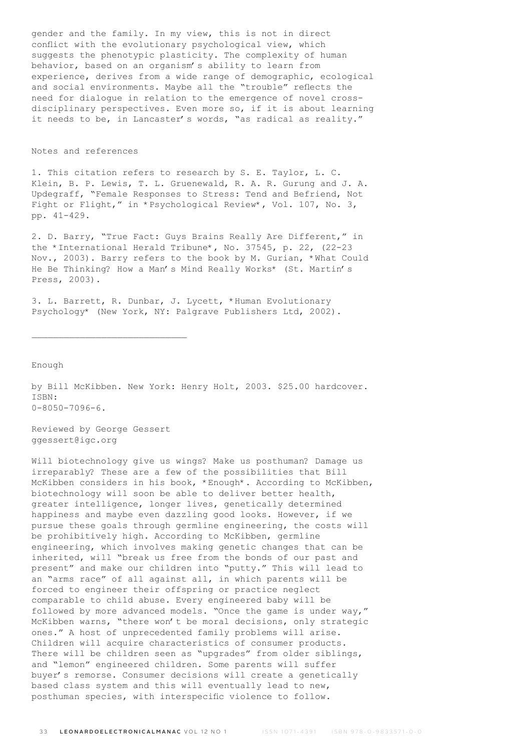gender and the family. In my view, this is not in direct conflict with the evolutionary psychological view, which suggests the phenotypic plasticity. The complexity of human behavior, based on an organism's ability to learn from experience, derives from a wide range of demographic, ecological and social environments. Maybe all the "trouble" reflects the need for dialogue in relation to the emergence of novel cross-disciplinary perspectives. Even more so, if it is about learning it needs to be, in Lancaster's words, "as radical as reality."

## Notes and references

1. This citation refers to research by S. E. Taylor, L. C. Klein, B. P. Lewis, T. L. Gruenewald, R. A. R. Gurung and J. A. Updegraff, "Female Responses to Stress: Tend and Befriend, Not Fight or Flight," in *Psychological Review*, Vol. 107, No. 3, pp. 41-429.

2. D. Barry, "True Fact: Guys Brains Really Are Different," in the *International Herald Tribune*, No. 37545, p. 22, (22-23 Nov., 2003). Barry refers to the book by M. Gurian, *What Could He Be Thinking? How a Man's Mind Really Works* (St. Martin's Press, 2003).

3. L. Barrett, R. Dunbar, J. Lycett, *Human Evolutionary Psychology* (New York, NY: Palgrave Publishers Ltd, 2002).

---

## Enough

by Bill McKibben. New York: Henry Holt, 2003. $25.00 hardcover. ISBN: 0-8050-7096-6.

Reviewed by George Gessert
ggessert@igc.org

Will biotechnology give us wings? Make us posthuman? Damage us irreparably? These are a few of the possibilities that Bill McKibben considers in his book, *Enough*. According to McKibben, biotechnology will soon be able to deliver better health, greater intelligence, longer lives, genetically determined happiness and maybe even dazzling good looks. However, if we pursue these goals through germline engineering, the costs will be prohibitively high. According to McKibben, germline engineering, which involves making genetic changes that can be inherited, will "break us free from the bonds of our past and present" and make our children into "putty." This will lead to an "arms race" of all against all, in which parents will be forced to engineer their offspring or practice neglect comparable to child abuse. Every engineered baby will be followed by more advanced models. "Once the game is under way," McKibben warns, "there won't be moral decisions, only strategic ones." A host of unprecedented family problems will arise. Children will acquire characteristics of consumer products. There will be children seen as "upgrades" from older siblings, and "lemon" engineered children. Some parents will suffer buyer's remorse. Consumer decisions will create a genetically based class system and this will eventually lead to new, posthuman species, with interspecific violence to follow.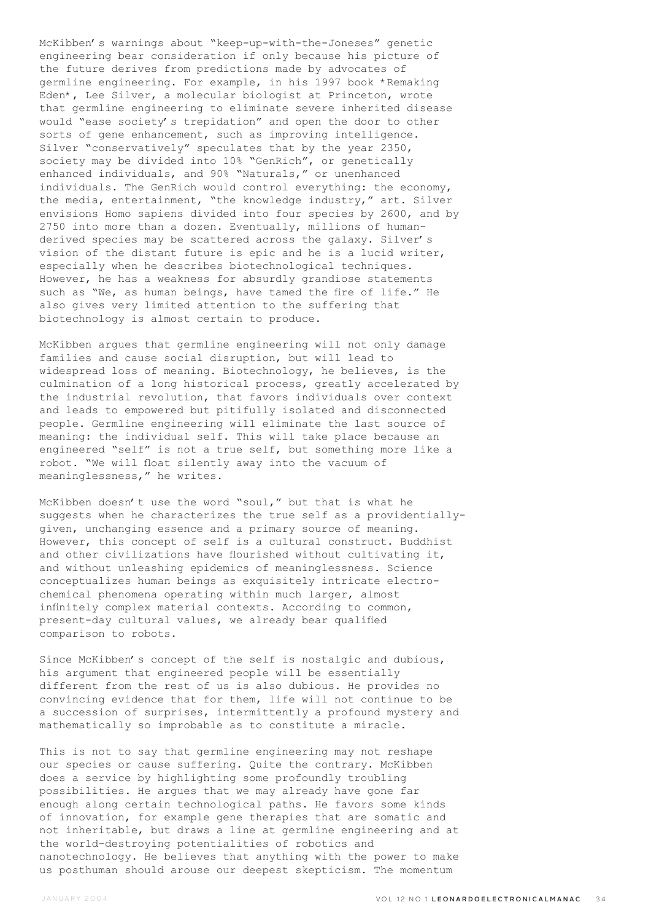McKibben's warnings about "keep-up-with-the-Joneses" genetic engineering bear consideration if only because his picture of the future derives from predictions made by advocates of germline engineering. For example, in his 1997 book *Remaking Eden*, Lee Silver, a molecular biologist at Princeton, wrote that germline engineering to eliminate severe inherited disease would "ease society's trepidation" and open the door to other sorts of gene enhancement, such as improving intelligence. Silver "conservatively" speculates that by the year 2350, society may be divided into 10% "GenRich", or genetically enhanced individuals, and 90% "Naturals," or unenhanced individuals. The GenRich would control everything: the economy, the media, entertainment, "the knowledge industry," art. Silver envisions Homo sapiens divided into four species by 2600, and by 2750 into more than a dozen. Eventually, millions of human-derived species may be scattered across the galaxy. Silver's vision of the distant future is epic and he is a lucid writer, especially when he describes biotechnological techniques. However, he has a weakness for absurdly grandiose statements such as "We, as human beings, have tamed the fire of life." He also gives very limited attention to the suffering that biotechnology is almost certain to produce.

McKibben argues that germline engineering will not only damage families and cause social disruption, but will lead to widespread loss of meaning. Biotechnology, he believes, is the culmination of a long historical process, greatly accelerated by the industrial revolution, that favors individuals over context and leads to empowered but pitifully isolated and disconnected people. Germline engineering will eliminate the last source of meaning: the individual self. This will take place because an engineered "self" is not a true self, but something more like a robot. "We will float silently away into the vacuum of meaninglessness," he writes.

McKibben doesn't use the word "soul," but that is what he suggests when he characterizes the true self as a providentially-given, unchanging essence and a primary source of meaning. However, this concept of self is a cultural construct. Buddhist and other civilizations have flourished without cultivating it, and without unleashing epidemics of meaninglessness. Science conceptualizes human beings as exquisitely intricate electro-chemical phenomena operating within much larger, almost infinitely complex material contexts. According to common, present-day cultural values, we already bear qualified comparison to robots.

Since McKibben's concept of the self is nostalgic and dubious, his argument that engineered people will be essentially different from the rest of us is also dubious. He provides no convincing evidence that for them, life will not continue to be a succession of surprises, intermittently a profound mystery and mathematically so improbable as to constitute a miracle.

This is not to say that germline engineering may not reshape our species or cause suffering. Quite the contrary. McKibben does a service by highlighting some profoundly troubling possibilities. He argues that we may already have gone far enough along certain technological paths. He favors some kinds of innovation, for example gene therapies that are somatic and not inheritable, but draws a line at germline engineering and at the world-destroying potentialities of robotics and nanotechnology. He believes that anything with the power to make us posthuman should arouse our deepest skepticism. The momentum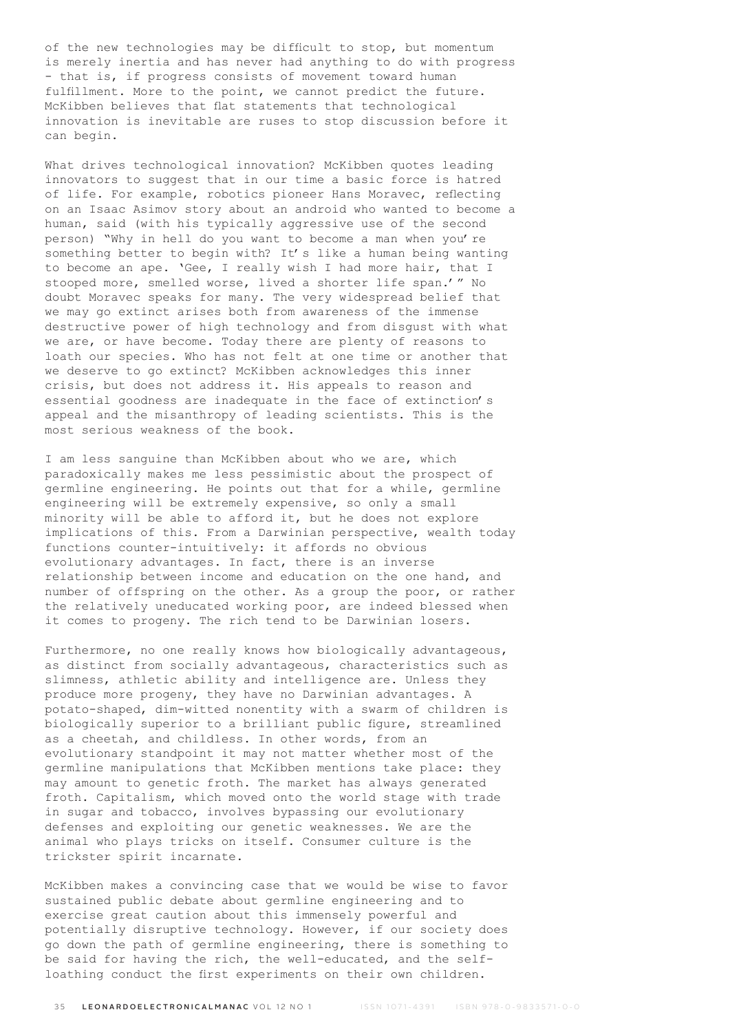of the new technologies may be difficult to stop, but momentum is merely inertia and has never had anything to do with progress - that is, if progress consists of movement toward human fulfillment. More to the point, we cannot predict the future. McKibben believes that flat statements that technological innovation is inevitable are ruses to stop discussion before it can begin.

What drives technological innovation? McKibben quotes leading innovators to suggest that in our time a basic force is hatred of life. For example, robotics pioneer Hans Moravec, reflecting on an Isaac Asimov story about an android who wanted to become a human, said (with his typically aggressive use of the second person) "Why in hell do you want to become a man when you're something better to begin with? It's like a human being wanting to become an ape. 'Gee, I really wish I had more hair, that I stooped more, smelled worse, lived a shorter life span.'" No doubt Moravec speaks for many. The very widespread belief that we may go extinct arises both from awareness of the immense destructive power of high technology and from disgust with what we are, or have become. Today there are plenty of reasons to loath our species. Who has not felt at one time or another that we deserve to go extinct? McKibben acknowledges this inner crisis, but does not address it. His appeals to reason and essential goodness are inadequate in the face of extinction's appeal and the misanthropy of leading scientists. This is the most serious weakness of the book.

I am less sanguine than McKibben about who we are, which paradoxically makes me less pessimistic about the prospect of germline engineering. He points out that for a while, germline engineering will be extremely expensive, so only a small minority will be able to afford it, but he does not explore implications of this. From a Darwinian perspective, wealth today functions counter-intuitively: it affords no obvious evolutionary advantages. In fact, there is an inverse relationship between income and education on the one hand, and number of offspring on the other. As a group the poor, or rather the relatively uneducated working poor, are indeed blessed when it comes to progeny. The rich tend to be Darwinian losers.

Furthermore, no one really knows how biologically advantageous, as distinct from socially advantageous, characteristics such as slimness, athletic ability and intelligence are. Unless they produce more progeny, they have no Darwinian advantages. A potato-shaped, dim-witted nonentity with a swarm of children is biologically superior to a brilliant public figure, streamlined as a cheetah, and childless. In other words, from an evolutionary standpoint it may not matter whether most of the germline manipulations that McKibben mentions take place: they may amount to genetic froth. The market has always generated froth. Capitalism, which moved onto the world stage with trade in sugar and tobacco, involves bypassing our evolutionary defenses and exploiting our genetic weaknesses. We are the animal who plays tricks on itself. Consumer culture is the trickster spirit incarnate.

McKibben makes a convincing case that we would be wise to favor sustained public debate about germline engineering and to exercise great caution about this immensely powerful and potentially disruptive technology. However, if our society does go down the path of germline engineering, there is something to be said for having the rich, the well-educated, and the self-loathing conduct the first experiments on their own children.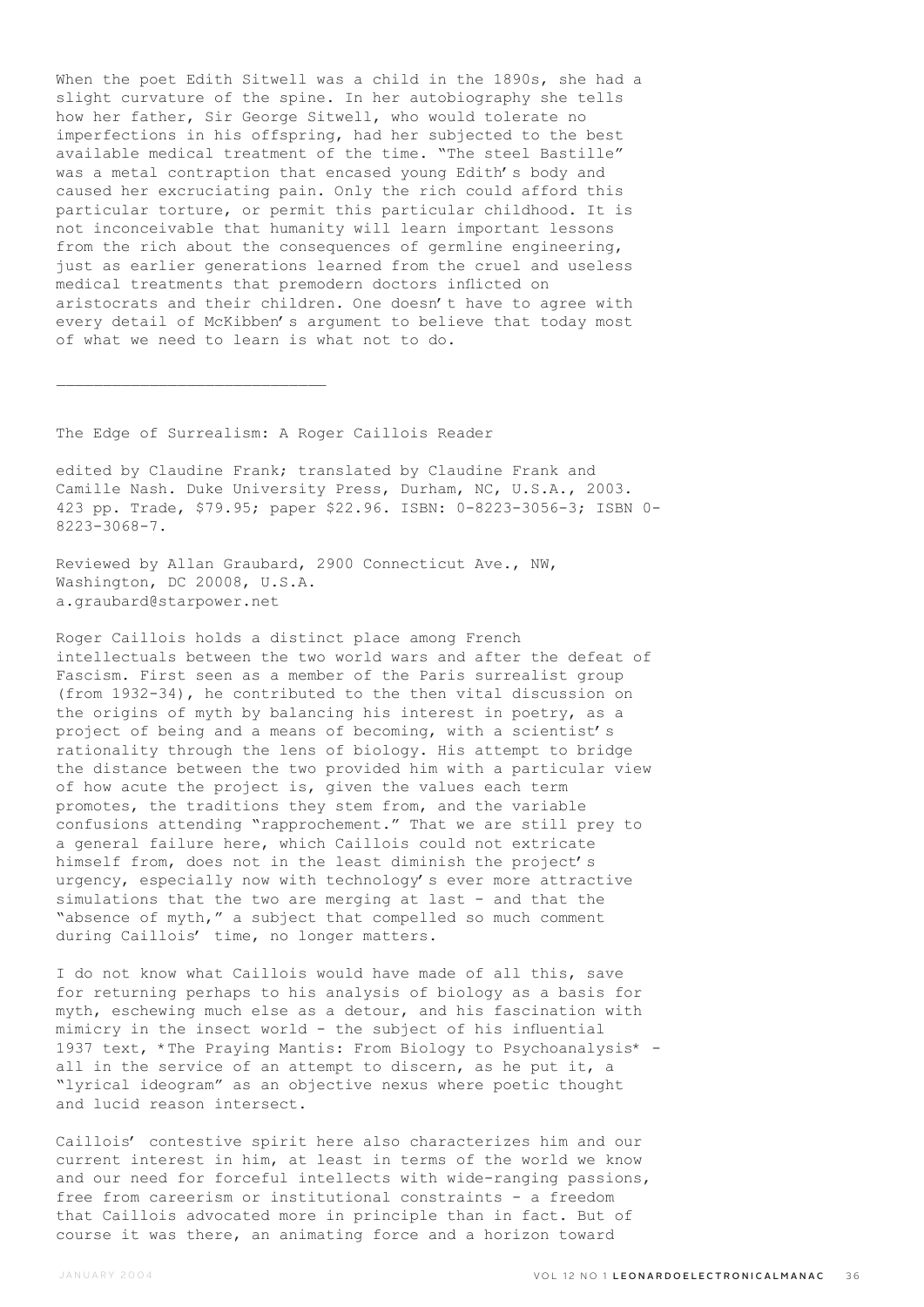When the poet Edith Sitwell was a child in the 1890s, she had a slight curvature of the spine. In her autobiography she tells how her father, Sir George Sitwell, who would tolerate no imperfections in his offspring, had her subjected to the best available medical treatment of the time. "The steel Bastille" was a metal contraption that encased young Edith's body and caused her excruciating pain. Only the rich could afford this particular torture, or permit this particular childhood. It is not inconceivable that humanity will learn important lessons from the rich about the consequences of germline engineering, just as earlier generations learned from the cruel and useless medical treatments that premodern doctors inflicted on aristocrats and their children. One doesn't have to agree with every detail of McKibben's argument to believe that today most of what we need to learn is what not to do.

---

The Edge of Surrealism: A Roger Caillois Reader

edited by Claudine Frank; translated by Claudine Frank and Camille Nash. Duke University Press, Durham, NC, U.S.A., 2003. 423 pp. Trade, $79.95; paper $22.96. ISBN: 0-8223-3056-3; ISBN 0-8223-3068-7.

Reviewed by Allan Graubard, 2900 Connecticut Ave., NW, Washington, DC 20008, U.S.A.
a.graubard@starpower.net

Roger Caillois holds a distinct place among French intellectuals between the two world wars and after the defeat of Fascism. First seen as a member of the Paris surrealist group (from 1932-34), he contributed to the then vital discussion on the origins of myth by balancing his interest in poetry, as a project of being and a means of becoming, with a scientist's rationality through the lens of biology. His attempt to bridge the distance between the two provided him with a particular view of how acute the project is, given the values each term promotes, the traditions they stem from, and the variable confusions attending "rapprochement." That we are still prey to a general failure here, which Caillois could not extricate himself from, does not in the least diminish the project's urgency, especially now with technology's ever more attractive simulations that the two are merging at last - and that the "absence of myth," a subject that compelled so much comment during Caillois' time, no longer matters.

I do not know what Caillois would have made of all this, save for returning perhaps to his analysis of biology as a basis for myth, eschewing much else as a detour, and his fascination with mimicry in the insect world - the subject of his influential 1937 text, *The Praying Mantis: From Biology to Psychoanalysis* - all in the service of an attempt to discern, as he put it, a "lyrical ideogram" as an objective nexus where poetic thought and lucid reason intersect.

Caillois' contestive spirit here also characterizes him and our current interest in him, at least in terms of the world we know and our need for forceful intellects with wide-ranging passions, free from careerism or institutional constraints - a freedom that Caillois advocated more in principle than in fact. But of course it was there, an animating force and a horizon toward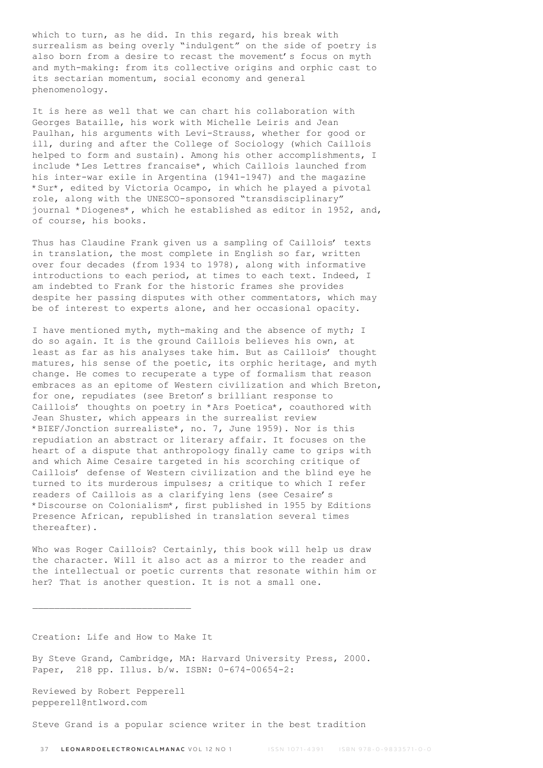which to turn, as he did. In this regard, his break with surrealism as being overly "indulgent" on the side of poetry is also born from a desire to recast the movement's focus on myth and myth-making: from its collective origins and orphic cast to its sectarian momentum, social economy and general phenomenology.

It is here as well that we can chart his collaboration with Georges Bataille, his work with Michelle Leiris and Jean Paulhan, his arguments with Levi-Strauss, whether for good or ill, during and after the College of Sociology (which Caillois helped to form and sustain). Among his other accomplishments, I include *Les Lettres francaise*, which Caillois launched from his inter-war exile in Argentina (1941-1947) and the magazine *Sur*, edited by Victoria Ocampo, in which he played a pivotal role, along with the UNESCO-sponsored "transdisciplinary" journal *Diogenes*, which he established as editor in 1952, and, of course, his books.

Thus has Claudine Frank given us a sampling of Caillois' texts in translation, the most complete in English so far, written over four decades (from 1934 to 1978), along with informative introductions to each period, at times to each text. Indeed, I am indebted to Frank for the historic frames she provides despite her passing disputes with other commentators, which may be of interest to experts alone, and her occasional opacity.

I have mentioned myth, myth-making and the absence of myth; I do so again. It is the ground Caillois believes his own, at least as far as his analyses take him. But as Caillois' thought matures, his sense of the poetic, its orphic heritage, and myth change. He comes to recuperate a type of formalism that reason embraces as an epitome of Western civilization and which Breton, for one, repudiates (see Breton's brilliant response to Caillois' thoughts on poetry in *Ars Poetica*, coauthored with Jean Shuster, which appears in the surrealist review *BIEF/Jonction surrealiste*, no. 7, June 1959). Nor is this repudiation an abstract or literary affair. It focuses on the heart of a dispute that anthropology finally came to grips with and which Aime Cesaire targeted in his scorching critique of Caillois' defense of Western civilization and the blind eye he turned to its murderous impulses; a critique to which I refer readers of Caillois as a clarifying lens (see Cesaire's *Discourse on Colonialism*, first published in 1955 by Editions Presence African, republished in translation several times thereafter).

Who was Roger Caillois? Certainly, this book will help us draw the character. Will it also act as a mirror to the reader and the intellectual or poetic currents that resonate within him or her? That is another question. It is not a small one.

---

Creation: Life and How to Make It

By Steve Grand, Cambridge, MA: Harvard University Press, 2000. Paper, 218 pp. Illus. b/w. ISBN: 0-674-00654-2:

Reviewed by Robert Pepperell
pepperell@ntlword.com

Steve Grand is a popular science writer in the best tradition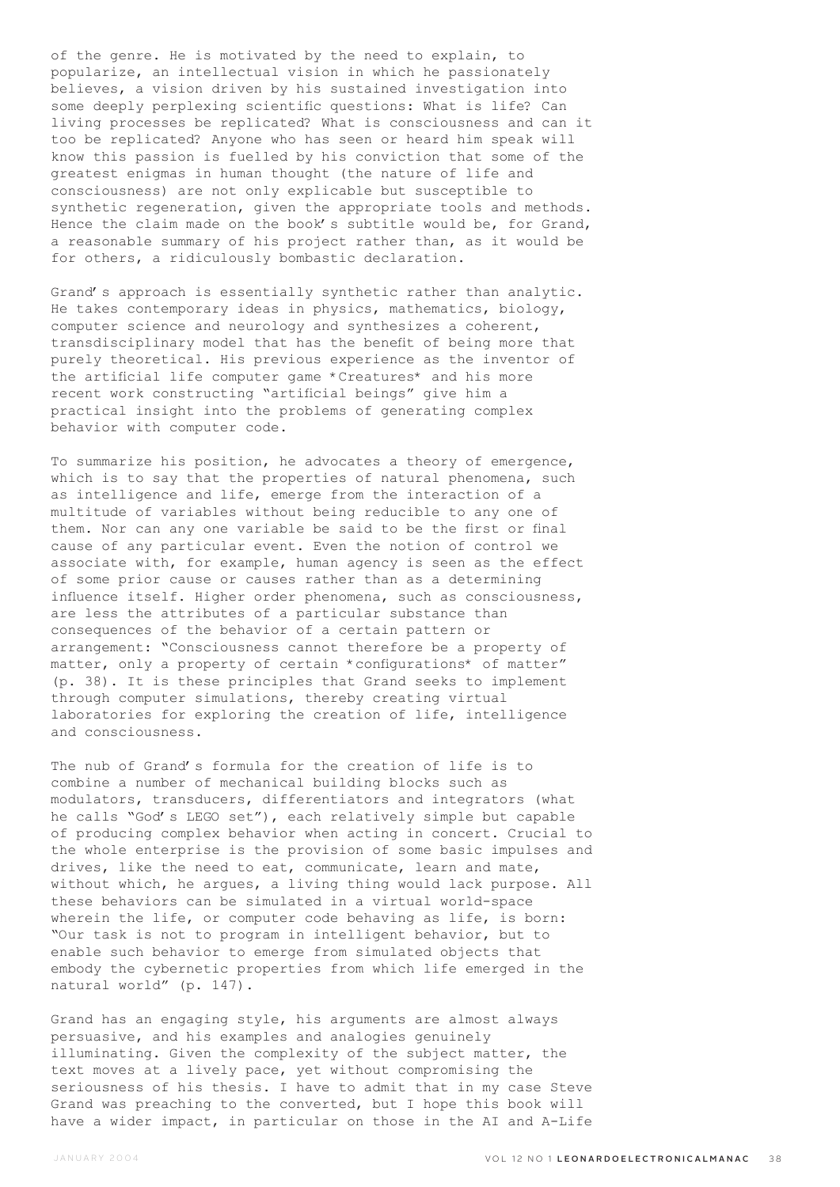of the genre. He is motivated by the need to explain, to popularize, an intellectual vision in which he passionately believes, a vision driven by his sustained investigation into some deeply perplexing scientific questions: What is life? Can living processes be replicated? What is consciousness and can it too be replicated? Anyone who has seen or heard him speak will know this passion is fuelled by his conviction that some of the greatest enigmas in human thought (the nature of life and consciousness) are not only explicable but susceptible to synthetic regeneration, given the appropriate tools and methods. Hence the claim made on the book's subtitle would be, for Grand, a reasonable summary of his project rather than, as it would be for others, a ridiculously bombastic declaration.

Grand's approach is essentially synthetic rather than analytic. He takes contemporary ideas in physics, mathematics, biology, computer science and neurology and synthesizes a coherent, transdisciplinary model that has the benefit of being more that purely theoretical. His previous experience as the inventor of the artificial life computer game *Creatures* and his more recent work constructing "artificial beings" give him a practical insight into the problems of generating complex behavior with computer code.

To summarize his position, he advocates a theory of emergence, which is to say that the properties of natural phenomena, such as intelligence and life, emerge from the interaction of a multitude of variables without being reducible to any one of them. Nor can any one variable be said to be the first or final cause of any particular event. Even the notion of control we associate with, for example, human agency is seen as the effect of some prior cause or causes rather than as a determining influence itself. Higher order phenomena, such as consciousness, are less the attributes of a particular substance than consequences of the behavior of a certain pattern or arrangement: "Consciousness cannot therefore be a property of matter, only a property of certain *configurations* of matter" (p. 38). It is these principles that Grand seeks to implement through computer simulations, thereby creating virtual laboratories for exploring the creation of life, intelligence and consciousness.

The nub of Grand's formula for the creation of life is to combine a number of mechanical building blocks such as modulators, transducers, differentiators and integrators (what he calls "God's LEGO set"), each relatively simple but capable of producing complex behavior when acting in concert. Crucial to the whole enterprise is the provision of some basic impulses and drives, like the need to eat, communicate, learn and mate, without which, he argues, a living thing would lack purpose. All these behaviors can be simulated in a virtual world-space wherein the life, or computer code behaving as life, is born: "Our task is not to program in intelligent behavior, but to enable such behavior to emerge from simulated objects that embody the cybernetic properties from which life emerged in the natural world" (p. 147).

Grand has an engaging style, his arguments are almost always persuasive, and his examples and analogies genuinely illuminating. Given the complexity of the subject matter, the text moves at a lively pace, yet without compromising the seriousness of his thesis. I have to admit that in my case Steve Grand was preaching to the converted, but I hope this book will have a wider impact, in particular on those in the AI and A-Life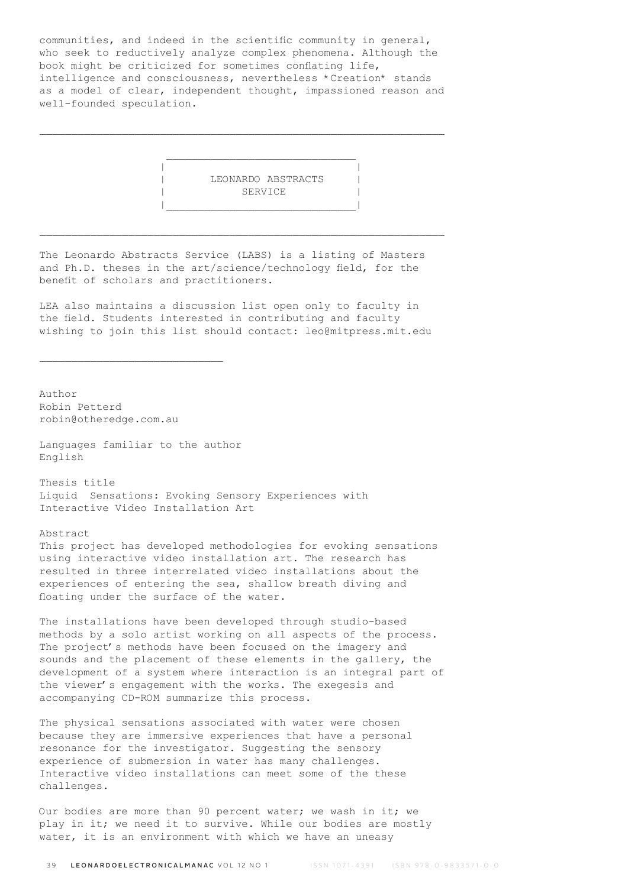communities, and indeed in the scientific community in general, who seek to reductively analyze complex phenomena. Although the book might be criticized for sometimes conflating life, intelligence and consciousness, nevertheless *Creation* stands as a model of clear, independent thought, impassioned reason and well-founded speculation.

---

## LEONARDO ABSTRACTS SERVICE

---

The Leonardo Abstracts Service (LABS) is a listing of Masters and Ph.D. theses in the art/science/technology field, for the benefit of scholars and practitioners.

LEA also maintains a discussion list open only to faculty in the field. Students interested in contributing and faculty wishing to join this list should contact: leo@mitpress.mit.edu

---

Author
Robin Petterd
robin@otheredge.com.au

Languages familiar to the author
English

Thesis title
Liquid Sensations: Evoking Sensory Experiences with Interactive Video Installation Art

Abstract
This project has developed methodologies for evoking sensations using interactive video installation art. The research has resulted in three interrelated video installations about the experiences of entering the sea, shallow breath diving and floating under the surface of the water.

The installations have been developed through studio-based methods by a solo artist working on all aspects of the process. The project's methods have been focused on the imagery and sounds and the placement of these elements in the gallery, the development of a system where interaction is an integral part of the viewer's engagement with the works. The exegesis and accompanying CD-ROM summarize this process.

The physical sensations associated with water were chosen because they are immersive experiences that have a personal resonance for the investigator. Suggesting the sensory experience of submersion in water has many challenges. Interactive video installations can meet some of the these challenges.

Our bodies are more than 90 percent water; we wash in it; we play in it; we need it to survive. While our bodies are mostly water, it is an environment with which we have an uneasy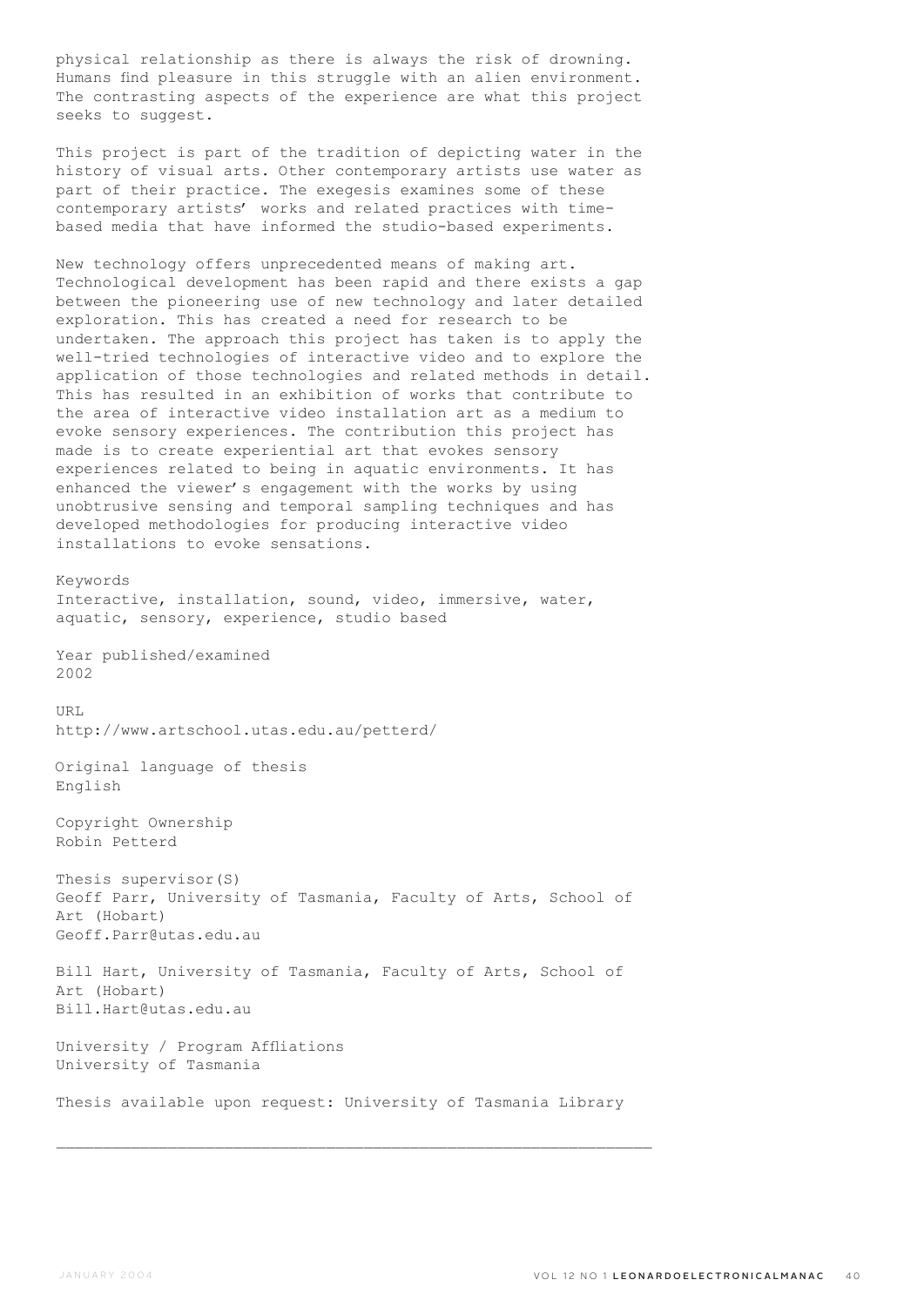physical relationship as there is always the risk of drowning. Humans find pleasure in this struggle with an alien environment. The contrasting aspects of the experience are what this project seeks to suggest.

This project is part of the tradition of depicting water in the history of visual arts. Other contemporary artists use water as part of their practice. The exegesis examines some of these contemporary artists' works and related practices with time-based media that have informed the studio-based experiments.

New technology offers unprecedented means of making art. Technological development has been rapid and there exists a gap between the pioneering use of new technology and later detailed exploration. This has created a need for research to be undertaken. The approach this project has taken is to apply the well-tried technologies of interactive video and to explore the application of those technologies and related methods in detail. This has resulted in an exhibition of works that contribute to the area of interactive video installation art as a medium to evoke sensory experiences. The contribution this project has made is to create experiential art that evokes sensory experiences related to being in aquatic environments. It has enhanced the viewer's engagement with the works by using unobtrusive sensing and temporal sampling techniques and has developed methodologies for producing interactive video installations to evoke sensations.

Keywords
Interactive, installation, sound, video, immersive, water, aquatic, sensory, experience, studio based

Year published/examined
2002

URL
http://www.artschool.utas.edu.au/petterd/

Original language of thesis
English

Copyright Ownership
Robin Petterd

Thesis supervisor(S)
Geoff Parr, University of Tasmania, Faculty of Arts, School of Art (Hobart)
Geoff.Parr@utas.edu.au

Bill Hart, University of Tasmania, Faculty of Arts, School of Art (Hobart)
Bill.Hart@utas.edu.au

University / Program Affliations
University of Tasmania

Thesis available upon request: University of Tasmania Library

---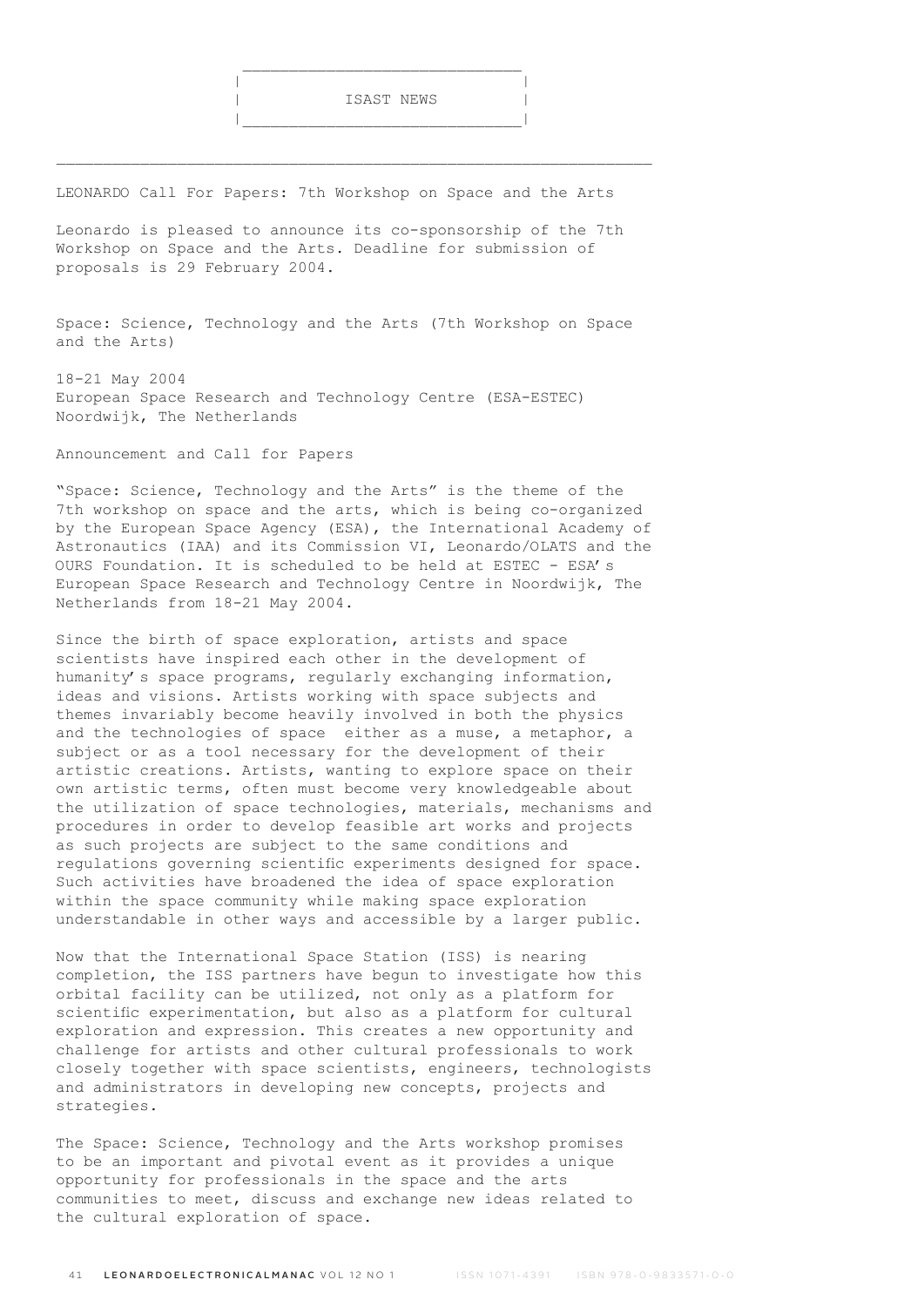# ISAST NEWS

## LEONARDO Call For Papers: 7th Workshop on Space and the Arts

Leonardo is pleased to announce its co-sponsorship of the 7th Workshop on Space and the Arts. Deadline for submission of proposals is 29 February 2004.

Space: Science, Technology and the Arts (7th Workshop on Space and the Arts)

18-21 May 2004
European Space Research and Technology Centre (ESA-ESTEC)
Noordwijk, The Netherlands

Announcement and Call for Papers

"Space: Science, Technology and the Arts" is the theme of the 7th workshop on space and the arts, which is being co-organized by the European Space Agency (ESA), the International Academy of Astronautics (IAA) and its Commission VI, Leonardo/OLATS and the OURS Foundation. It is scheduled to be held at ESTEC - ESA's European Space Research and Technology Centre in Noordwijk, The Netherlands from 18-21 May 2004.

Since the birth of space exploration, artists and space scientists have inspired each other in the development of humanity's space programs, regularly exchanging information, ideas and visions. Artists working with space subjects and themes invariably become heavily involved in both the physics and the technologies of space either as a muse, a metaphor, a subject or as a tool necessary for the development of their artistic creations. Artists, wanting to explore space on their own artistic terms, often must become very knowledgeable about the utilization of space technologies, materials, mechanisms and procedures in order to develop feasible art works and projects as such projects are subject to the same conditions and regulations governing scientific experiments designed for space. Such activities have broadened the idea of space exploration within the space community while making space exploration understandable in other ways and accessible by a larger public.

Now that the International Space Station (ISS) is nearing completion, the ISS partners have begun to investigate how this orbital facility can be utilized, not only as a platform for scientific experimentation, but also as a platform for cultural exploration and expression. This creates a new opportunity and challenge for artists and other cultural professionals to work closely together with space scientists, engineers, technologists and administrators in developing new concepts, projects and strategies.

The Space: Science, Technology and the Arts workshop promises to be an important and pivotal event as it provides a unique opportunity for professionals in the space and the arts communities to meet, discuss and exchange new ideas related to the cultural exploration of space.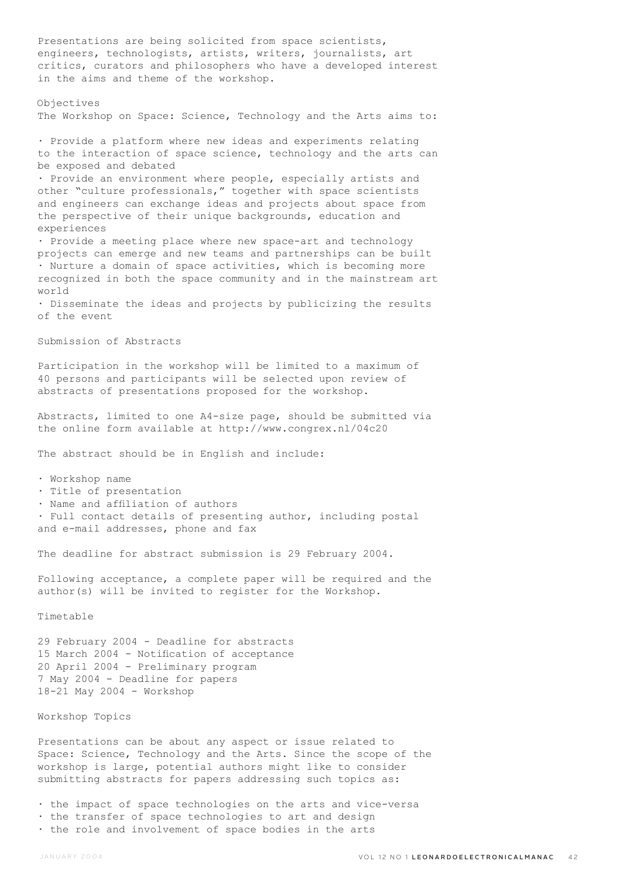Presentations are being solicited from space scientists, engineers, technologists, artists, writers, journalists, art critics, curators and philosophers who have a developed interest in the aims and theme of the workshop.

## Objectives

The Workshop on Space: Science, Technology and the Arts aims to:

- Provide a platform where new ideas and experiments relating to the interaction of space science, technology and the arts can be exposed and debated
- Provide an environment where people, especially artists and other "culture professionals," together with space scientists and engineers can exchange ideas and projects about space from the perspective of their unique backgrounds, education and experiences
- Provide a meeting place where new space-art and technology projects can emerge and new teams and partnerships can be built
- Nurture a domain of space activities, which is becoming more recognized in both the space community and in the mainstream art world
- Disseminate the ideas and projects by publicizing the results of the event

## Submission of Abstracts

Participation in the workshop will be limited to a maximum of 40 persons and participants will be selected upon review of abstracts of presentations proposed for the workshop.

Abstracts, limited to one A4-size page, should be submitted via the online form available at http://www.congrex.nl/04c20

The abstract should be in English and include:

- Workshop name
- Title of presentation
- Name and affiliation of authors
- Full contact details of presenting author, including postal and e-mail addresses, phone and fax

The deadline for abstract submission is 29 February 2004.

Following acceptance, a complete paper will be required and the author(s) will be invited to register for the Workshop.

## Timetable

29 February 2004 - Deadline for abstracts
15 March 2004 - Notification of acceptance
20 April 2004 - Preliminary program
7 May 2004 - Deadline for papers
18-21 May 2004 - Workshop

## Workshop Topics

Presentations can be about any aspect or issue related to Space: Science, Technology and the Arts. Since the scope of the workshop is large, potential authors might like to consider submitting abstracts for papers addressing such topics as:

- the impact of space technologies on the arts and vice-versa
- the transfer of space technologies to art and design
- the role and involvement of space bodies in the arts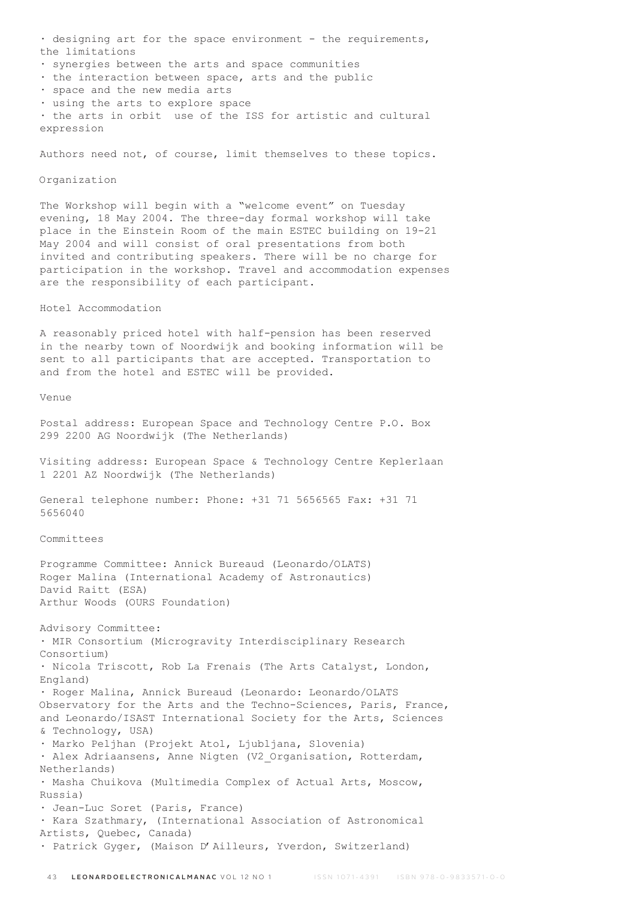- designing art for the space environment - the requirements, the limitations
- synergies between the arts and space communities
- the interaction between space, arts and the public
- space and the new media arts
- using the arts to explore space
- the arts in orbit use of the ISS for artistic and cultural expression

Authors need not, of course, limit themselves to these topics.

## Organization

The Workshop will begin with a "welcome event" on Tuesday evening, 18 May 2004. The three-day formal workshop will take place in the Einstein Room of the main ESTEC building on 19-21 May 2004 and will consist of oral presentations from both invited and contributing speakers. There will be no charge for participation in the workshop. Travel and accommodation expenses are the responsibility of each participant.

## Hotel Accommodation

A reasonably priced hotel with half-pension has been reserved in the nearby town of Noordwijk and booking information will be sent to all participants that are accepted. Transportation to and from the hotel and ESTEC will be provided.

## Venue

Postal address: European Space and Technology Centre P.O. Box 299 2200 AG Noordwijk (The Netherlands)

Visiting address: European Space & Technology Centre Keplerlaan 1 2201 AZ Noordwijk (The Netherlands)

General telephone number: Phone: +31 71 5656565 Fax: +31 71 5656040

## Committees

Programme Committee: Annick Bureaud (Leonardo/OLATS)
Roger Malina (International Academy of Astronautics)
David Raitt (ESA)
Arthur Woods (OURS Foundation)

Advisory Committee:

- MIR Consortium (Microgravity Interdisciplinary Research Consortium)
- Nicola Triscott, Rob La Frenais (The Arts Catalyst, London, England)
- Roger Malina, Annick Bureaud (Leonardo: Leonardo/OLATS Observatory for the Arts and the Techno-Sciences, Paris, France, and Leonardo/ISAST International Society for the Arts, Sciences & Technology, USA)
- Marko Peljhan (Projekt Atol, Ljubljana, Slovenia)
- Alex Adriaansens, Anne Nigten (V2_Organisation, Rotterdam, Netherlands)
- Masha Chuikova (Multimedia Complex of Actual Arts, Moscow, Russia)
- Jean-Luc Soret (Paris, France)
- Kara Szathmary, (International Association of Astronomical Artists, Quebec, Canada)
- Patrick Gyger, (Maison D'Ailleurs, Yverdon, Switzerland)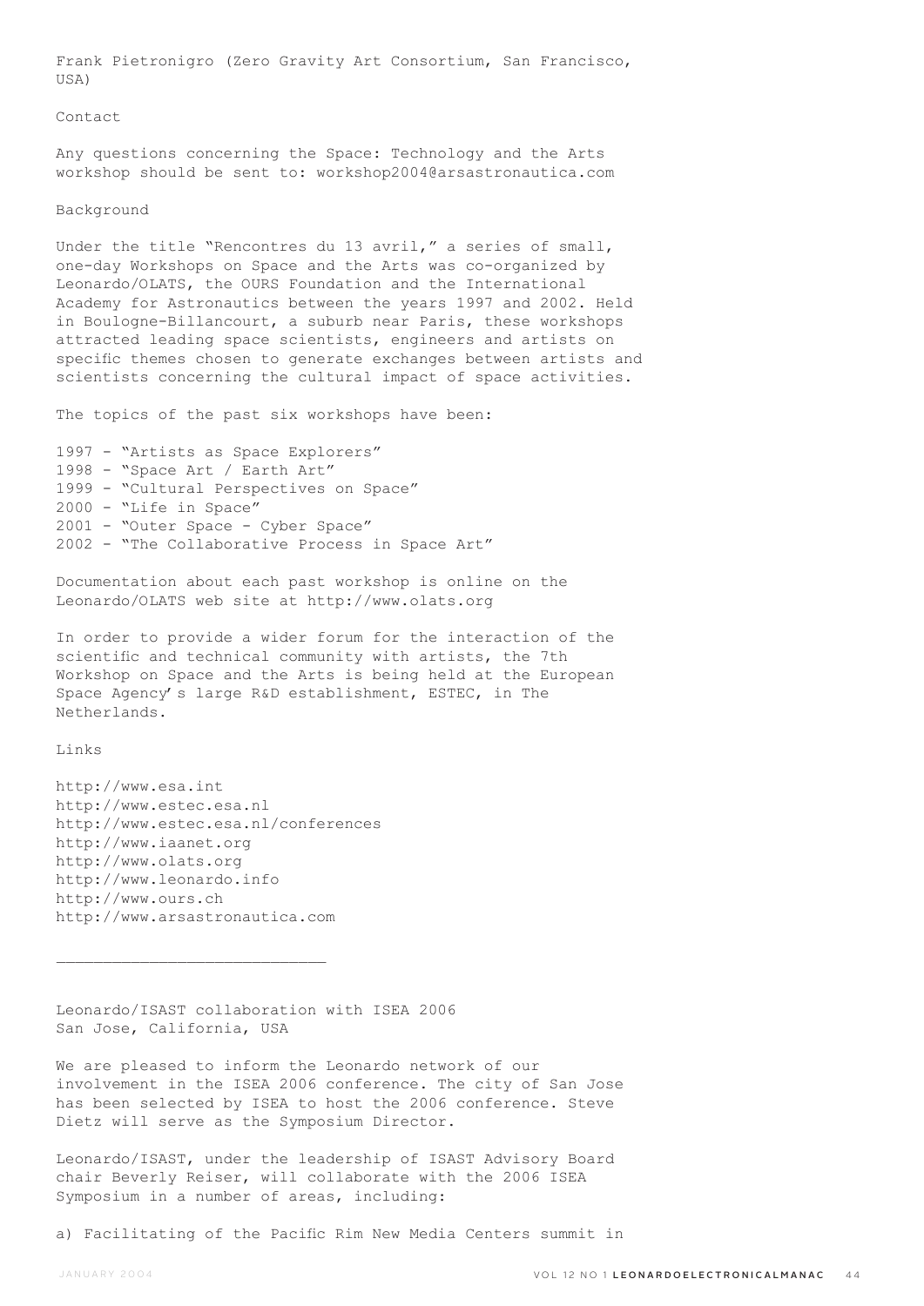Frank Pietronigro (Zero Gravity Art Consortium, San Francisco, USA)

Contact

Any questions concerning the Space: Technology and the Arts workshop should be sent to: workshop2004@arsastronautica.com

Background

Under the title "Rencontres du 13 avril," a series of small, one-day Workshops on Space and the Arts was co-organized by Leonardo/OLATS, the OURS Foundation and the International Academy for Astronautics between the years 1997 and 2002. Held in Boulogne-Billancourt, a suburb near Paris, these workshops attracted leading space scientists, engineers and artists on specific themes chosen to generate exchanges between artists and scientists concerning the cultural impact of space activities.

The topics of the past six workshops have been:

1997 - "Artists as Space Explorers"
1998 - "Space Art / Earth Art"
1999 - "Cultural Perspectives on Space"
2000 - "Life in Space"
2001 - "Outer Space - Cyber Space"
2002 - "The Collaborative Process in Space Art"

Documentation about each past workshop is online on the Leonardo/OLATS web site at http://www.olats.org

In order to provide a wider forum for the interaction of the scientific and technical community with artists, the 7th Workshop on Space and the Arts is being held at the European Space Agency's large R&D establishment, ESTEC, in The Netherlands.

Links

http://www.esa.int
http://www.estec.esa.nl
http://www.estec.esa.nl/conferences
http://www.iaanet.org
http://www.olats.org
http://www.leonardo.info
http://www.ours.ch
http://www.arsastronautica.com

---

Leonardo/ISAST collaboration with ISEA 2006
San Jose, California, USA

We are pleased to inform the Leonardo network of our involvement in the ISEA 2006 conference. The city of San Jose has been selected by ISEA to host the 2006 conference. Steve Dietz will serve as the Symposium Director.

Leonardo/ISAST, under the leadership of ISAST Advisory Board chair Beverly Reiser, will collaborate with the 2006 ISEA Symposium in a number of areas, including:

a) Facilitating of the Pacific Rim New Media Centers summit in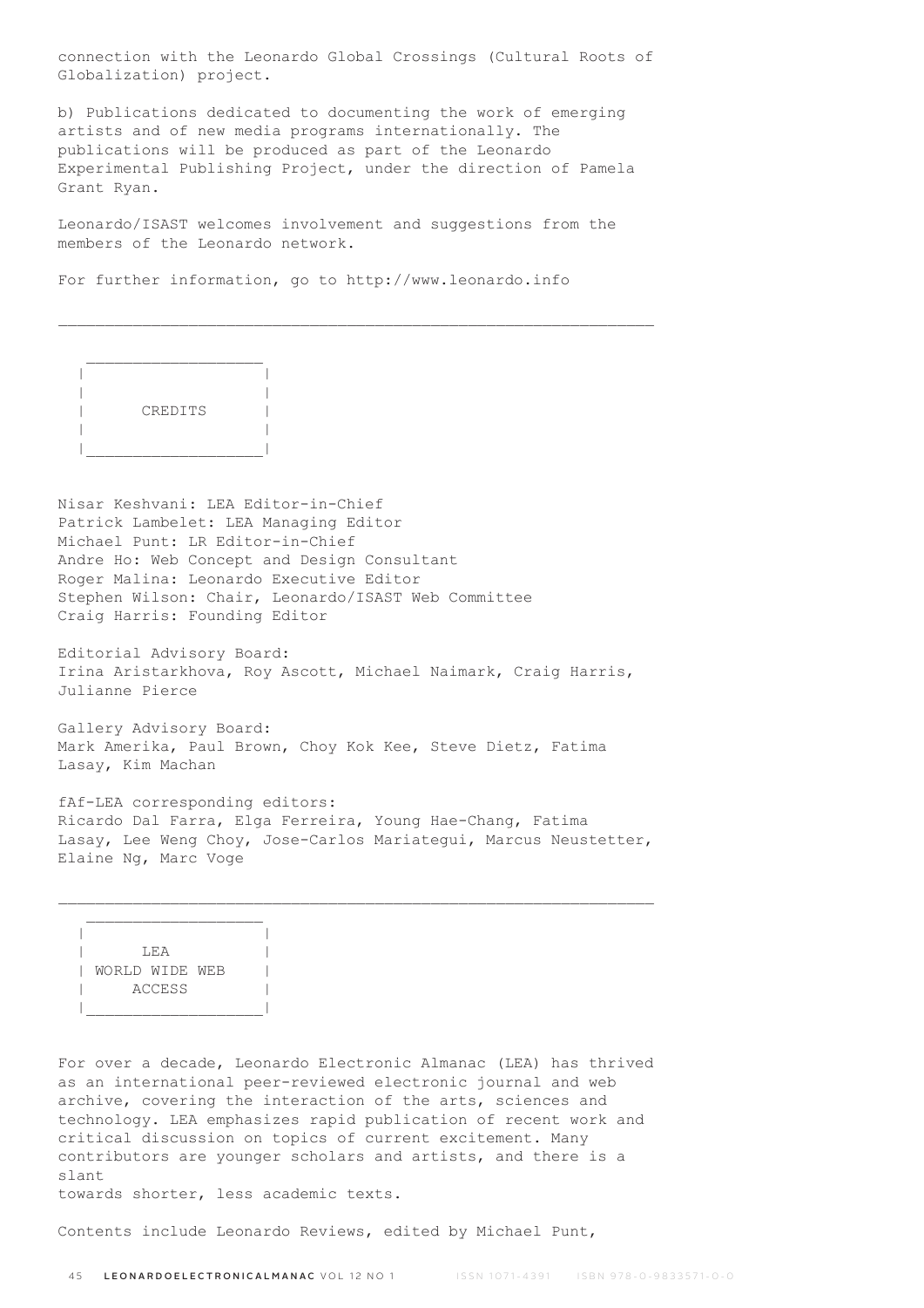connection with the Leonardo Global Crossings (Cultural Roots of Globalization) project.

b) Publications dedicated to documenting the work of emerging artists and of new media programs internationally. The publications will be produced as part of the Leonardo Experimental Publishing Project, under the direction of Pamela Grant Ryan.

Leonardo/ISAST welcomes involvement and suggestions from the members of the Leonardo network.

For further information, go to http://www.leonardo.info

---

## CREDITS

Nisar Keshvani: LEA Editor-in-Chief
Patrick Lambelet: LEA Managing Editor
Michael Punt: LR Editor-in-Chief
Andre Ho: Web Concept and Design Consultant
Roger Malina: Leonardo Executive Editor
Stephen Wilson: Chair, Leonardo/ISAST Web Committee
Craig Harris: Founding Editor

Editorial Advisory Board:
Irina Aristarkhova, Roy Ascott, Michael Naimark, Craig Harris, Julianne Pierce

Gallery Advisory Board:
Mark Amerika, Paul Brown, Choy Kok Kee, Steve Dietz, Fatima Lasay, Kim Machan

fAf-LEA corresponding editors:
Ricardo Dal Farra, Elga Ferreira, Young Hae-Chang, Fatima Lasay, Lee Weng Choy, Jose-Carlos Mariategui, Marcus Neustetter, Elaine Ng, Marc Voge

---

## LEA WORLD WIDE WEB ACCESS

For over a decade, Leonardo Electronic Almanac (LEA) has thrived as an international peer-reviewed electronic journal and web archive, covering the interaction of the arts, sciences and technology. LEA emphasizes rapid publication of recent work and critical discussion on topics of current excitement. Many contributors are younger scholars and artists, and there is a slant towards shorter, less academic texts.

Contents include Leonardo Reviews, edited by Michael Punt,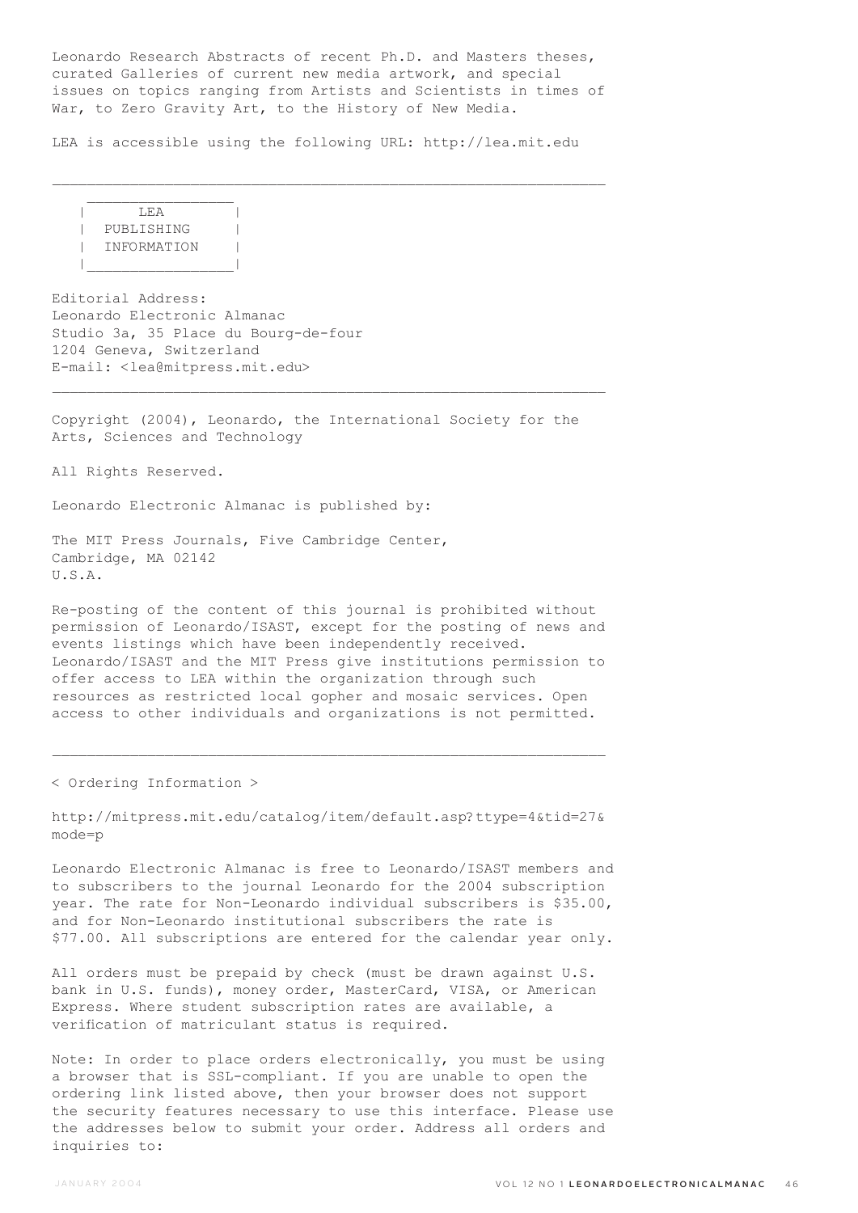Leonardo Research Abstracts of recent Ph.D. and Masters theses, curated Galleries of current new media artwork, and special issues on topics ranging from Artists and Scientists in times of War, to Zero Gravity Art, to the History of New Media.

LEA is accessible using the following URL: http://lea.mit.edu

---

## LEA PUBLISHING INFORMATION

Editorial Address:
Leonardo Electronic Almanac
Studio 3a, 35 Place du Bourg-de-four
1204 Geneva, Switzerland
E-mail: <lea@mitpress.mit.edu>

---

Copyright (2004), Leonardo, the International Society for the Arts, Sciences and Technology

All Rights Reserved.

Leonardo Electronic Almanac is published by:

The MIT Press Journals, Five Cambridge Center,
Cambridge, MA 02142
U.S.A.

Re-posting of the content of this journal is prohibited without permission of Leonardo/ISAST, except for the posting of news and events listings which have been independently received. Leonardo/ISAST and the MIT Press give institutions permission to offer access to LEA within the organization through such resources as restricted local gopher and mosaic services. Open access to other individuals and organizations is not permitted.

---

< Ordering Information >

http://mitpress.mit.edu/catalog/item/default.asp?ttype=4&tid=27&mode=p

Leonardo Electronic Almanac is free to Leonardo/ISAST members and to subscribers to the journal Leonardo for the 2004 subscription year. The rate for Non-Leonardo individual subscribers is $35.00, and for Non-Leonardo institutional subscribers the rate is $77.00. All subscriptions are entered for the calendar year only.

All orders must be prepaid by check (must be drawn against U.S. bank in U.S. funds), money order, MasterCard, VISA, or American Express. Where student subscription rates are available, a verification of matriculant status is required.

Note: In order to place orders electronically, you must be using a browser that is SSL-compliant. If you are unable to open the ordering link listed above, then your browser does not support the security features necessary to use this interface. Please use the addresses below to submit your order. Address all orders and inquiries to: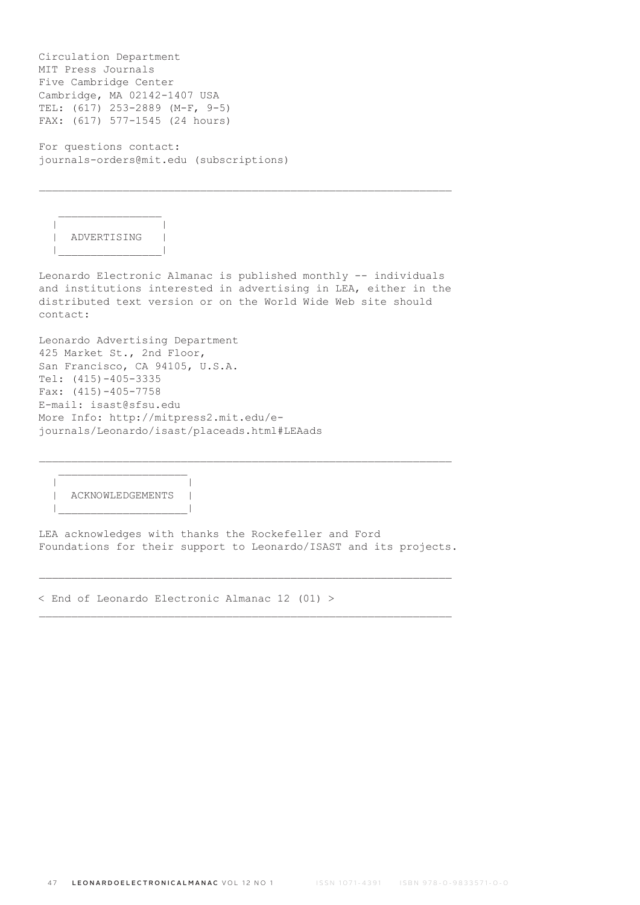Circulation Department
MIT Press Journals
Five Cambridge Center
Cambridge, MA 02142-1407 USA
TEL: (617) 253-2889 (M-F, 9-5)
FAX: (617) 577-1545 (24 hours)

For questions contact:
journals-orders@mit.edu (subscriptions)

---

## ADVERTISING

Leonardo Electronic Almanac is published monthly -- individuals and institutions interested in advertising in LEA, either in the distributed text version or on the World Wide Web site should contact:

Leonardo Advertising Department
425 Market St., 2nd Floor,
San Francisco, CA 94105, U.S.A.
Tel: (415)-405-3335
Fax: (415)-405-7758
E-mail: isast@sfsu.edu
More Info: http://mitpress2.mit.edu/e-journals/Leonardo/isast/placeads.html#LEAads

---

## ACKNOWLEDGEMENTS

LEA acknowledges with thanks the Rockefeller and Ford Foundations for their support to Leonardo/ISAST and its projects.

---

< End of Leonardo Electronic Almanac 12 (01) >

---